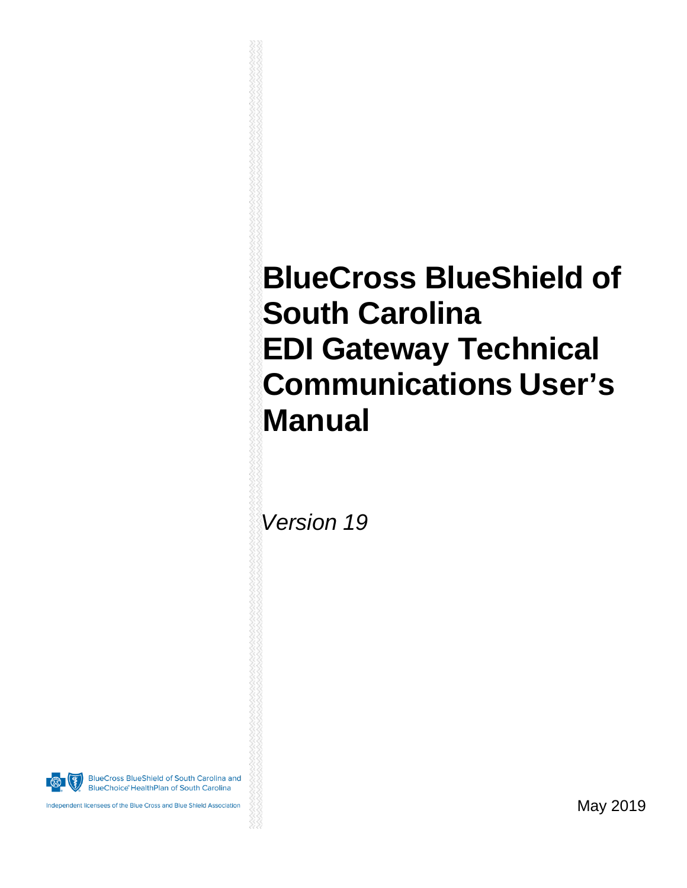# BlueCross BlueShield of South Carolina EDI Gateway Technical Communications User's Manual

*Version 19*

BlueCross BlueShield of South Carolina and BlueChoice® HealthPlan of South Carolina

Independent licensees of the Blue Cross and Blue Shield Association

May 2019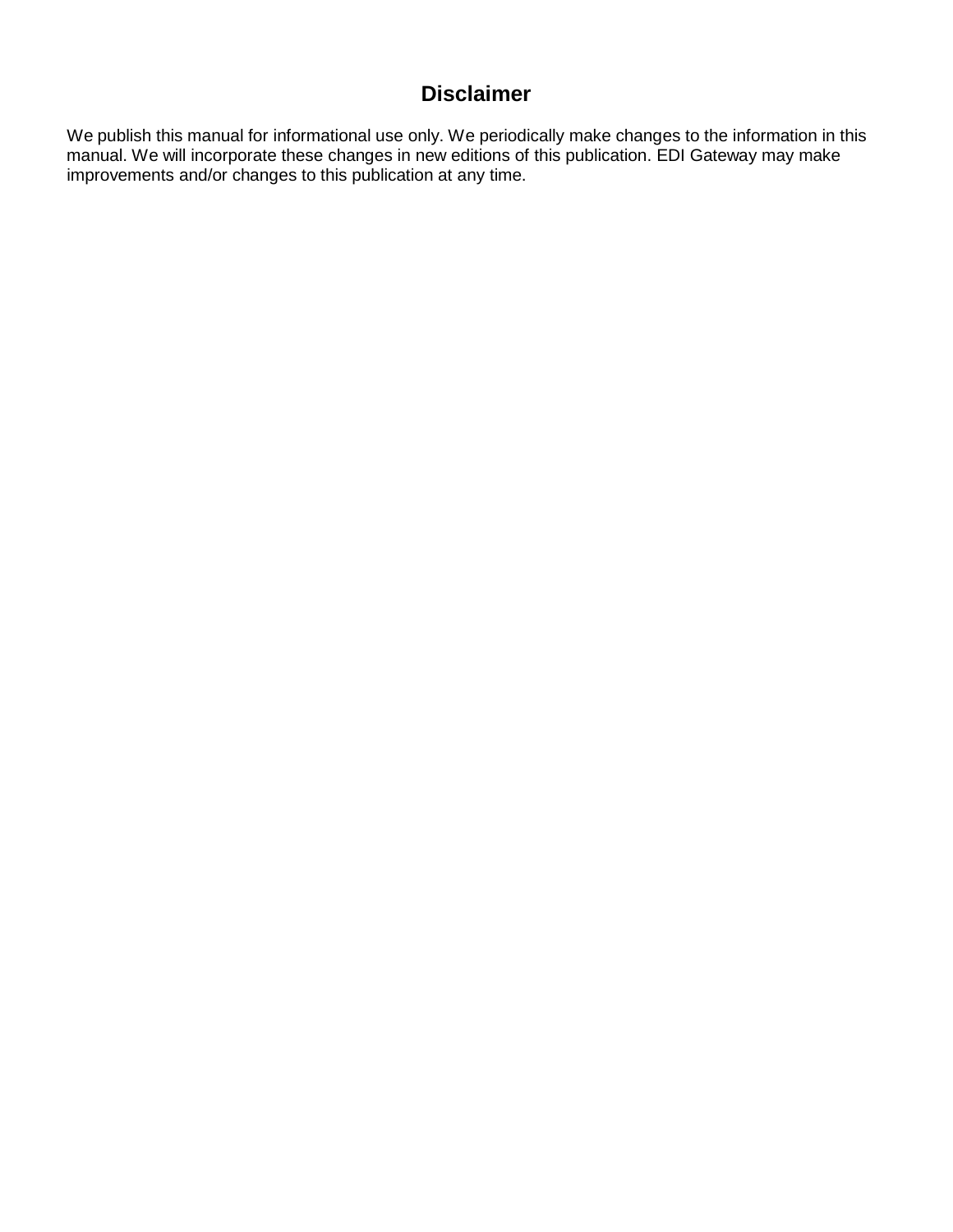# Disclaimer

We publish this manual for informational use only. We periodically make changes to the information in this manual. We will incorporate these changes in new editions of this publication. EDI Gateway may make improvements and/or changes to this publication at any time.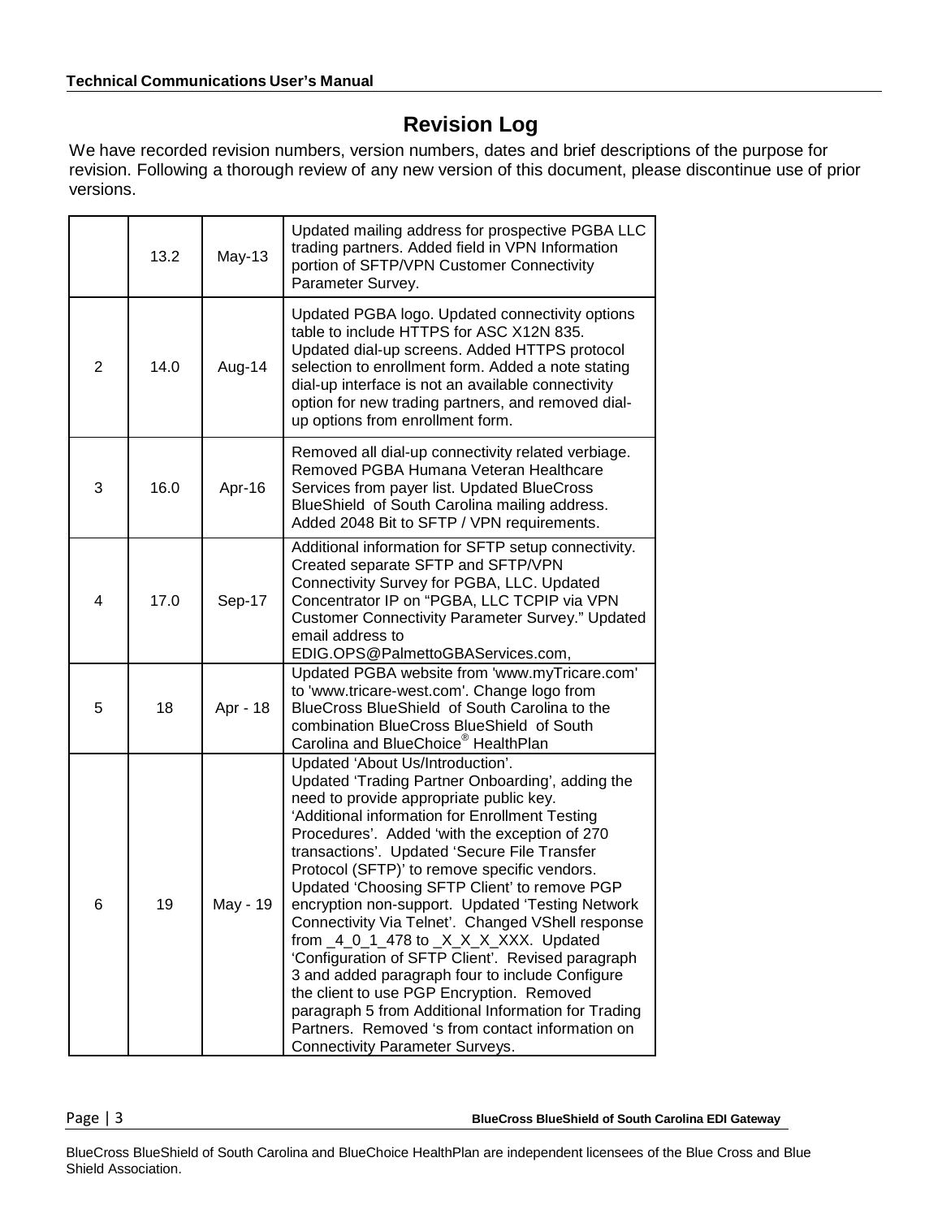# Revision Log

We have recorded revision numbers, version numbers, dates and brief descriptions of the purpose for revision. Following a thorough review of any new version of this document, please discontinue use of prior versions.

| | | | |
|---|---|---|---|
| | 13.2 | May-13 | Updated mailing address for prospective PGBA LLC trading partners. Added field in VPN Information portion of SFTP/VPN Customer Connectivity Parameter Survey. |
| 2 | 14.0 | Aug-14 | Updated PGBA logo. Updated connectivity options table to include HTTPS for ASC X12N 835. Updated dial-up screens. Added HTTPS protocol selection to enrollment form. Added a note stating dial-up interface is not an available connectivity option for new trading partners, and removed dial-up options from enrollment form. |
| 3 | 16.0 | Apr-16 | Removed all dial-up connectivity related verbiage. Removed PGBA Humana Veteran Healthcare Services from payer list. Updated BlueCross BlueShield of South Carolina mailing address. Added 2048 Bit to SFTP / VPN requirements. |
| 4 | 17.0 | Sep-17 | Additional information for SFTP setup connectivity. Created separate SFTP and SFTP/VPN Connectivity Survey for PGBA, LLC. Updated Concentrator IP on "PGBA, LLC TCPIP via VPN Customer Connectivity Parameter Survey." Updated email address to EDIG.OPS@PalmettoGBAServices.com, |
| 5 | 18 | Apr - 18 | Updated PGBA website from 'www.myTricare.com' to 'www.tricare-west.com'. Change logo from BlueCross BlueShield of South Carolina to the combination BlueCross BlueShield of South Carolina and BlueChoice® HealthPlan |
| 6 | 19 | May - 19 | Updated 'About Us/Introduction'. Updated 'Trading Partner Onboarding', adding the need to provide appropriate public key. 'Additional information for Enrollment Testing Procedures'. Added 'with the exception of 270 transactions'. Updated 'Secure File Transfer Protocol (SFTP)' to remove specific vendors. Updated 'Choosing SFTP Client' to remove PGP encryption non-support. Updated 'Testing Network Connectivity Via Telnet'. Changed VShell response from _4_0_1_478 to _X_X_X_XXX. Updated 'Configuration of SFTP Client'. Revised paragraph 3 and added paragraph four to include Configure the client to use PGP Encryption. Removed paragraph 5 from Additional Information for Trading Partners. Removed 's from contact information on Connectivity Parameter Surveys. |

BlueCross BlueShield of South Carolina and BlueChoice HealthPlan are independent licensees of the Blue Cross and Blue Shield Association.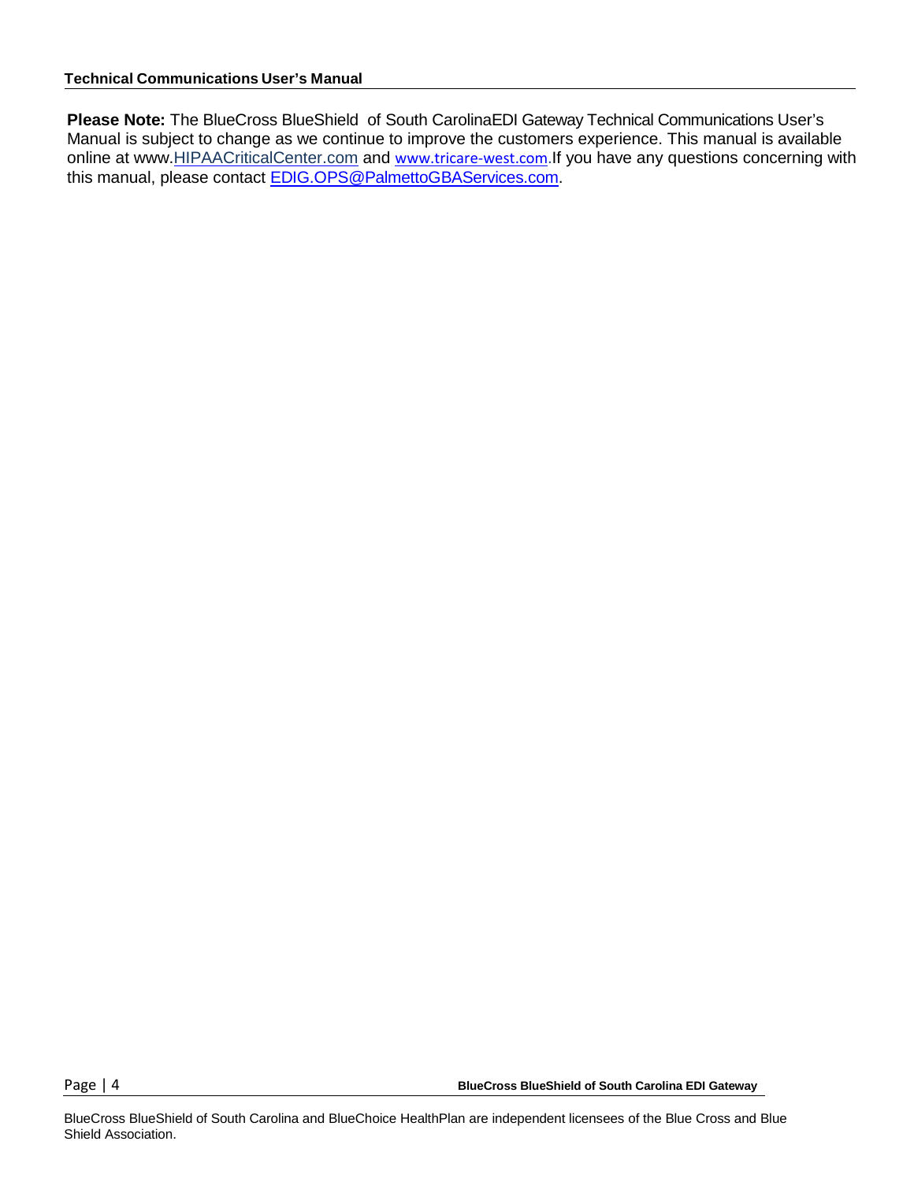**Please Note:** The BlueCross BlueShield of South CarolinaEDI Gateway Technical Communications User's Manual is subject to change as we continue to improve the customers experience. This manual is available online at www.HIPAACriticalCenter.com and www.tricare-west.com.If you have any questions concerning with this manual, please contact EDIG.OPS@PalmettoGBAServices.com.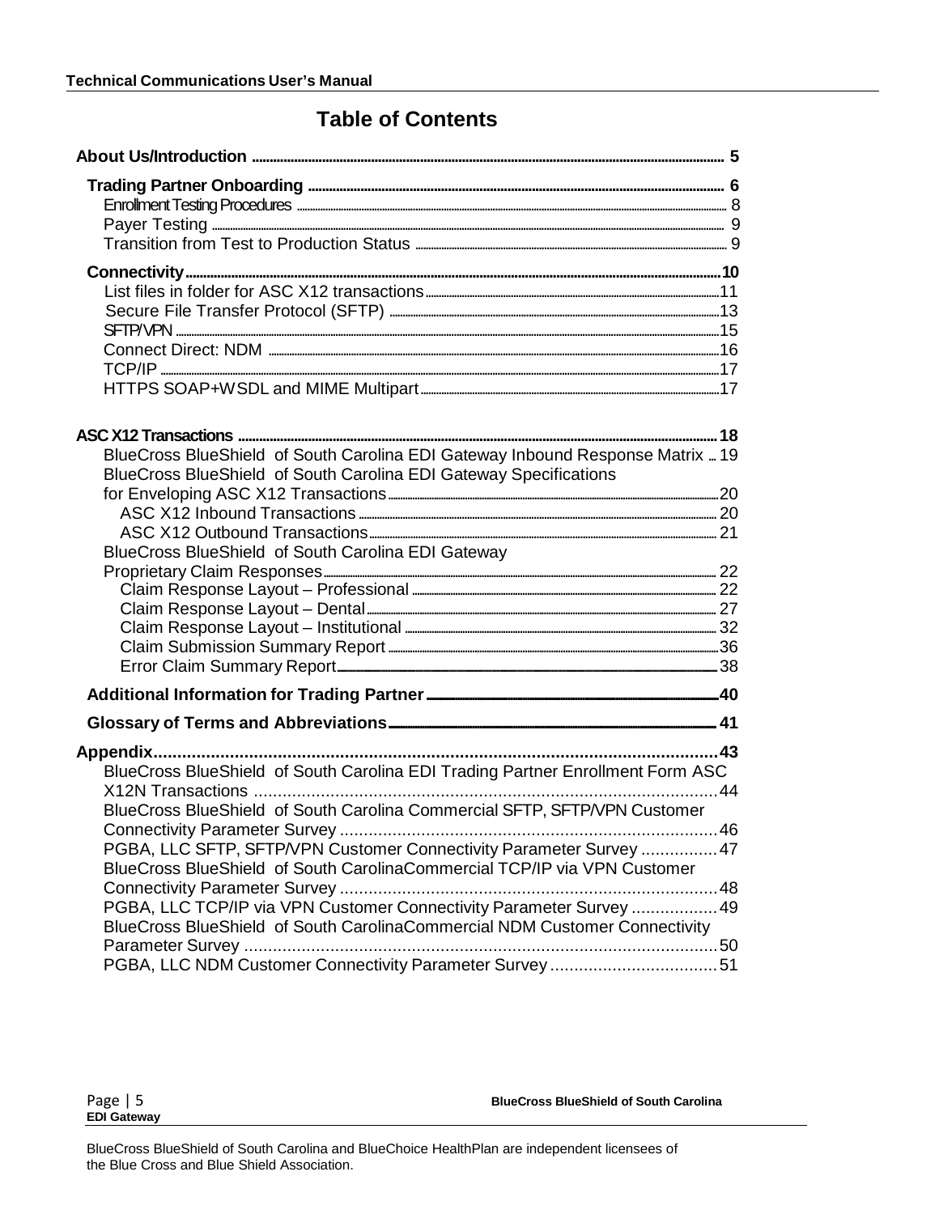# Table of Contents

- **About Us/Introduction** ..... 5
  - **Trading Partner Onboarding** ..... 6
    - Enrollment Testing Procedures ..... 8
    - Payer Testing ..... 9
    - Transition from Test to Production Status ..... 9
  - **Connectivity** ..... 10
    - List files in folder for ASC X12 transactions ..... 11
    - Secure File Transfer Protocol (SFTP) ..... 13
    - SFTP/VPN ..... 15
    - Connect Direct: NDM ..... 16
    - TCP/IP ..... 17
    - HTTPS SOAP+WSDL and MIME Multipart ..... 17
- **ASC X12 Transactions** ..... 18
  - BlueCross BlueShield of South Carolina EDI Gateway Inbound Response Matrix ... 19
  - BlueCross BlueShield of South Carolina EDI Gateway Specifications for Enveloping ASC X12 Transactions ..... 20
    - ASC X12 Inbound Transactions ..... 20
    - ASC X12 Outbound Transactions ..... 21
  - BlueCross BlueShield of South Carolina EDI Gateway Proprietary Claim Responses ..... 22
    - Claim Response Layout – Professional ..... 22
    - Claim Response Layout – Dental ..... 27
    - Claim Response Layout – Institutional ..... 32
    - Claim Submission Summary Report ..... 36
    - Error Claim Summary Report ..... 38
  - **Additional Information for Trading Partner** ..... 40
  - **Glossary of Terms and Abbreviations** ..... 41
- **Appendix** ..... 43
  - BlueCross BlueShield of South Carolina EDI Trading Partner Enrollment Form ASC X12N Transactions ..... 44
  - BlueCross BlueShield of South Carolina Commercial SFTP, SFTP/VPN Customer Connectivity Parameter Survey ..... 46
  - PGBA, LLC SFTP, SFTP/VPN Customer Connectivity Parameter Survey ..... 47
  - BlueCross BlueShield of South CarolinaCommercial TCP/IP via VPN Customer Connectivity Parameter Survey ..... 48
  - PGBA, LLC TCP/IP via VPN Customer Connectivity Parameter Survey ..... 49
  - BlueCross BlueShield of South CarolinaCommercial NDM Customer Connectivity Parameter Survey ..... 50
  - PGBA, LLC NDM Customer Connectivity Parameter Survey ..... 51

BlueCross BlueShield of South Carolina and BlueChoice HealthPlan are independent licensees of the Blue Cross and Blue Shield Association.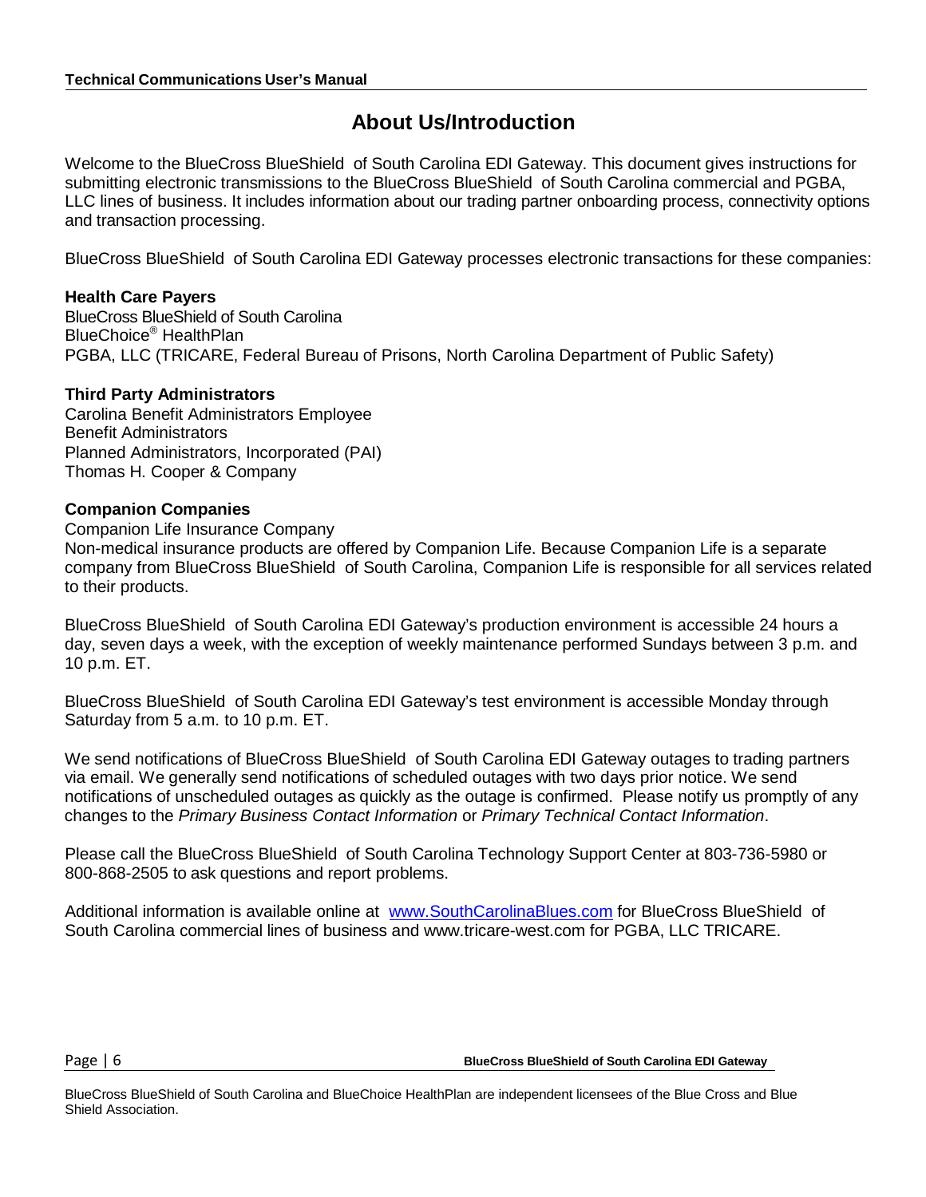# About Us/Introduction

Welcome to the BlueCross BlueShield of South Carolina EDI Gateway. This document gives instructions for submitting electronic transmissions to the BlueCross BlueShield of South Carolina commercial and PGBA, LLC lines of business. It includes information about our trading partner onboarding process, connectivity options and transaction processing.

BlueCross BlueShield of South Carolina EDI Gateway processes electronic transactions for these companies:

**Health Care Payers**
BlueCross BlueShield of South Carolina
BlueChoice® HealthPlan
PGBA, LLC (TRICARE, Federal Bureau of Prisons, North Carolina Department of Public Safety)

**Third Party Administrators**
Carolina Benefit Administrators Employee
Benefit Administrators
Planned Administrators, Incorporated (PAI)
Thomas H. Cooper & Company

**Companion Companies**
Companion Life Insurance Company
Non-medical insurance products are offered by Companion Life. Because Companion Life is a separate company from BlueCross BlueShield of South Carolina, Companion Life is responsible for all services related to their products.

BlueCross BlueShield of South Carolina EDI Gateway's production environment is accessible 24 hours a day, seven days a week, with the exception of weekly maintenance performed Sundays between 3 p.m. and 10 p.m. ET.

BlueCross BlueShield of South Carolina EDI Gateway's test environment is accessible Monday through Saturday from 5 a.m. to 10 p.m. ET.

We send notifications of BlueCross BlueShield of South Carolina EDI Gateway outages to trading partners via email. We generally send notifications of scheduled outages with two days prior notice. We send notifications of unscheduled outages as quickly as the outage is confirmed. Please notify us promptly of any changes to the *Primary Business Contact Information* or *Primary Technical Contact Information*.

Please call the BlueCross BlueShield of South Carolina Technology Support Center at 803-736-5980 or 800-868-2505 to ask questions and report problems.

Additional information is available online at [www.SouthCarolinaBlues.com](http://www.SouthCarolinaBlues.com) for BlueCross BlueShield of South Carolina commercial lines of business and www.tricare-west.com for PGBA, LLC TRICARE.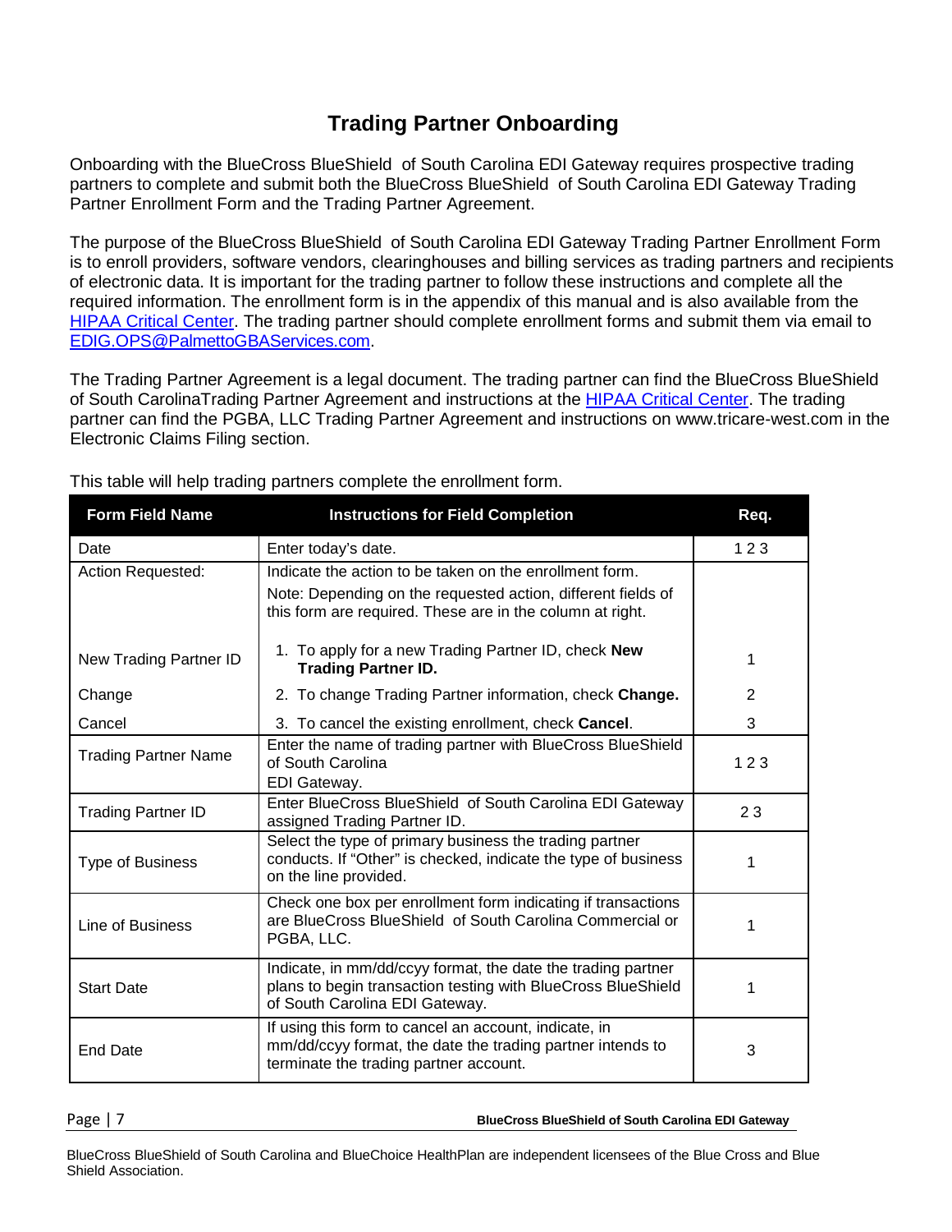# Trading Partner Onboarding

Onboarding with the BlueCross BlueShield of South Carolina EDI Gateway requires prospective trading partners to complete and submit both the BlueCross BlueShield of South Carolina EDI Gateway Trading Partner Enrollment Form and the Trading Partner Agreement.

The purpose of the BlueCross BlueShield of South Carolina EDI Gateway Trading Partner Enrollment Form is to enroll providers, software vendors, clearinghouses and billing services as trading partners and recipients of electronic data. It is important for the trading partner to follow these instructions and complete all the required information. The enrollment form is in the appendix of this manual and is also available from the HIPAA Critical Center. The trading partner should complete enrollment forms and submit them via email to EDIG.OPS@PalmettoGBAServices.com.

The Trading Partner Agreement is a legal document. The trading partner can find the BlueCross BlueShield of South CarolinaTrading Partner Agreement and instructions at the HIPAA Critical Center. The trading partner can find the PGBA, LLC Trading Partner Agreement and instructions on www.tricare-west.com in the Electronic Claims Filing section.

This table will help trading partners complete the enrollment form.

| Form Field Name | Instructions for Field Completion | Req. |
|---|---|---|
| Date | Enter today's date. | 1 2 3 |
| Action Requested: | Indicate the action to be taken on the enrollment form. Note: Depending on the requested action, different fields of this form are required. These are in the column at right. | |
| New Trading Partner ID | 1. To apply for a new Trading Partner ID, check **New Trading Partner ID.** | 1 |
| Change | 2. To change Trading Partner information, check **Change.** | 2 |
| Cancel | 3. To cancel the existing enrollment, check **Cancel**. | 3 |
| Trading Partner Name | Enter the name of trading partner with BlueCross BlueShield of South Carolina EDI Gateway. | 1 2 3 |
| Trading Partner ID | Enter BlueCross BlueShield of South Carolina EDI Gateway assigned Trading Partner ID. | 2 3 |
| Type of Business | Select the type of primary business the trading partner conducts. If "Other" is checked, indicate the type of business on the line provided. | 1 |
| Line of Business | Check one box per enrollment form indicating if transactions are BlueCross BlueShield of South Carolina Commercial or PGBA, LLC. | 1 |
| Start Date | Indicate, in mm/dd/ccyy format, the date the trading partner plans to begin transaction testing with BlueCross BlueShield of South Carolina EDI Gateway. | 1 |
| End Date | If using this form to cancel an account, indicate, in mm/dd/ccyy format, the date the trading partner intends to terminate the trading partner account. | 3 |

BlueCross BlueShield of South Carolina and BlueChoice HealthPlan are independent licensees of the Blue Cross and Blue Shield Association.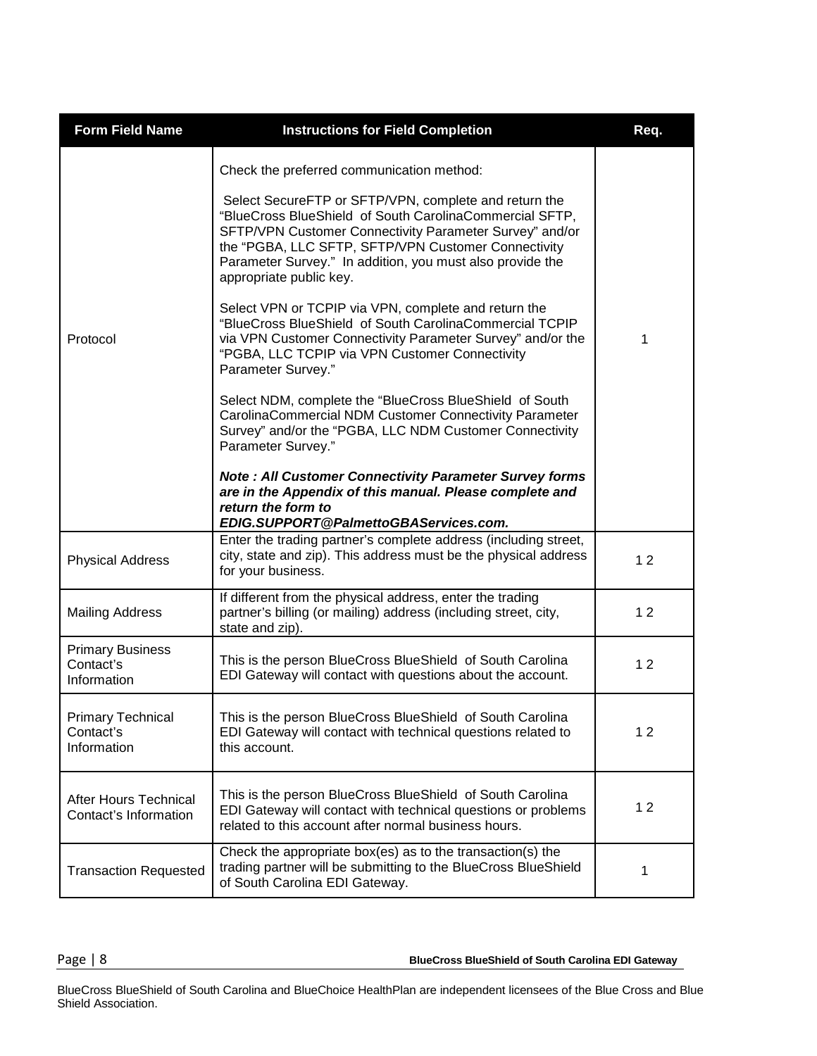| Form Field Name | Instructions for Field Completion | Req. |
|---|---|---|
| Protocol | Check the preferred communication method:<br><br>Select SecureFTP or SFTP/VPN, complete and return the "BlueCross BlueShield of South CarolinaCommercial SFTP, SFTP/VPN Customer Connectivity Parameter Survey" and/or the "PGBA, LLC SFTP, SFTP/VPN Customer Connectivity Parameter Survey." In addition, you must also provide the appropriate public key.<br><br>Select VPN or TCPIP via VPN, complete and return the "BlueCross BlueShield of South CarolinaCommercial TCPIP via VPN Customer Connectivity Parameter Survey" and/or the "PGBA, LLC TCPIP via VPN Customer Connectivity Parameter Survey."<br><br>Select NDM, complete the "BlueCross BlueShield of South CarolinaCommercial NDM Customer Connectivity Parameter Survey" and/or the "PGBA, LLC NDM Customer Connectivity Parameter Survey."<br><br>***Note : All Customer Connectivity Parameter Survey forms are in the Appendix of this manual. Please complete and return the form to EDIG.SUPPORT@PalmettoGBAServices.com.*** | 1 |
| Physical Address | Enter the trading partner's complete address (including street, city, state and zip). This address must be the physical address for your business. | 1 2 |
| Mailing Address | If different from the physical address, enter the trading partner's billing (or mailing) address (including street, city, state and zip). | 1 2 |
| Primary Business Contact's Information | This is the person BlueCross BlueShield of South Carolina EDI Gateway will contact with questions about the account. | 1 2 |
| Primary Technical Contact's Information | This is the person BlueCross BlueShield of South Carolina EDI Gateway will contact with technical questions related to this account. | 1 2 |
| After Hours Technical Contact's Information | This is the person BlueCross BlueShield of South Carolina EDI Gateway will contact with technical questions or problems related to this account after normal business hours. | 1 2 |
| Transaction Requested | Check the appropriate box(es) as to the transaction(s) the trading partner will be submitting to the BlueCross BlueShield of South Carolina EDI Gateway. | 1 |

BlueCross BlueShield of South Carolina and BlueChoice HealthPlan are independent licensees of the Blue Cross and Blue Shield Association.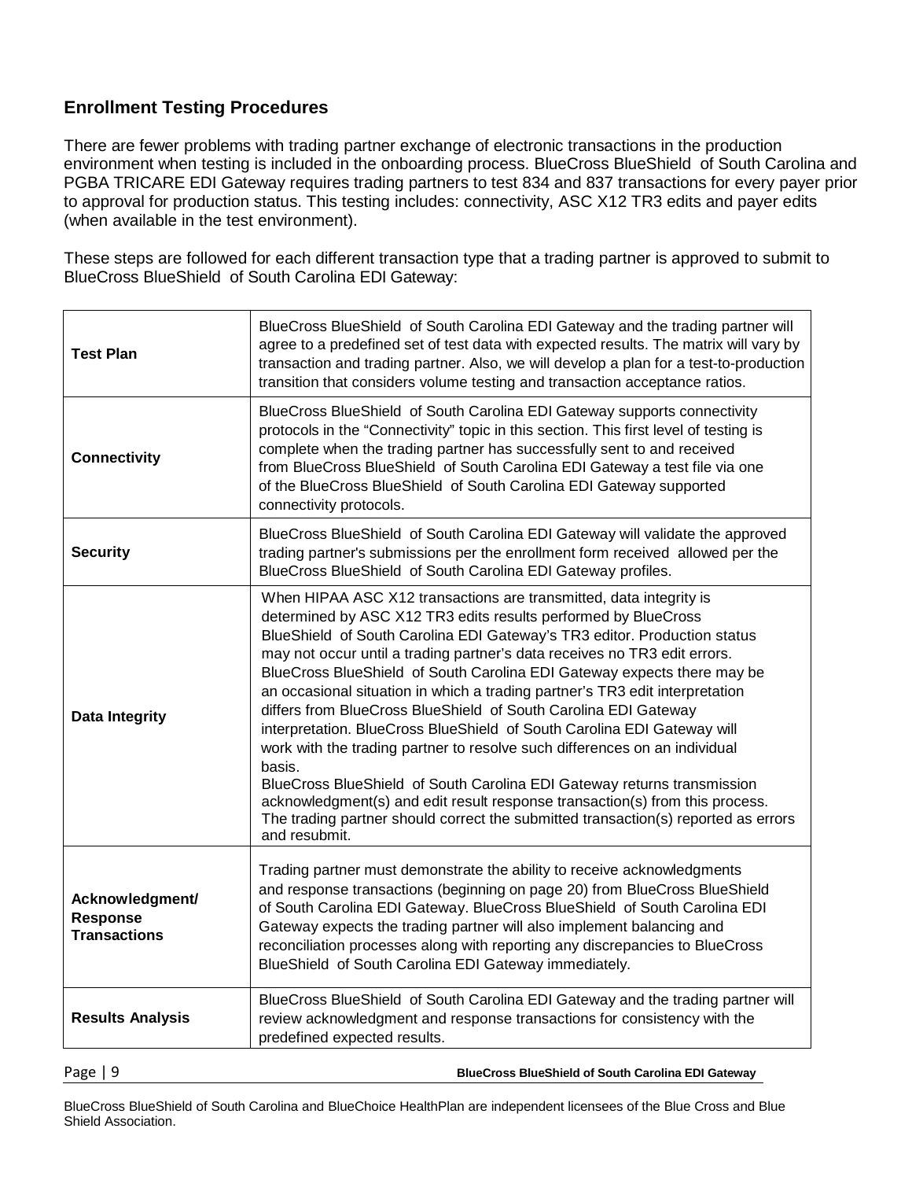## Enrollment Testing Procedures

There are fewer problems with trading partner exchange of electronic transactions in the production environment when testing is included in the onboarding process. BlueCross BlueShield of South Carolina and PGBA TRICARE EDI Gateway requires trading partners to test 834 and 837 transactions for every payer prior to approval for production status. This testing includes: connectivity, ASC X12 TR3 edits and payer edits (when available in the test environment).

These steps are followed for each different transaction type that a trading partner is approved to submit to BlueCross BlueShield of South Carolina EDI Gateway:

| | |
|---|---|
| **Test Plan** | BlueCross BlueShield of South Carolina EDI Gateway and the trading partner will agree to a predefined set of test data with expected results. The matrix will vary by transaction and trading partner. Also, we will develop a plan for a test-to-production transition that considers volume testing and transaction acceptance ratios. |
| **Connectivity** | BlueCross BlueShield of South Carolina EDI Gateway supports connectivity protocols in the "Connectivity" topic in this section. This first level of testing is complete when the trading partner has successfully sent to and received from BlueCross BlueShield of South Carolina EDI Gateway a test file via one of the BlueCross BlueShield of South Carolina EDI Gateway supported connectivity protocols. |
| **Security** | BlueCross BlueShield of South Carolina EDI Gateway will validate the approved trading partner's submissions per the enrollment form received allowed per the BlueCross BlueShield of South Carolina EDI Gateway profiles. |
| **Data Integrity** | When HIPAA ASC X12 transactions are transmitted, data integrity is determined by ASC X12 TR3 edits results performed by BlueCross BlueShield of South Carolina EDI Gateway's TR3 editor. Production status may not occur until a trading partner's data receives no TR3 edit errors. BlueCross BlueShield of South Carolina EDI Gateway expects there may be an occasional situation in which a trading partner's TR3 edit interpretation differs from BlueCross BlueShield of South Carolina EDI Gateway interpretation. BlueCross BlueShield of South Carolina EDI Gateway will work with the trading partner to resolve such differences on an individual basis.<br>BlueCross BlueShield of South Carolina EDI Gateway returns transmission acknowledgment(s) and edit result response transaction(s) from this process. The trading partner should correct the submitted transaction(s) reported as errors and resubmit. |
| **Acknowledgment/ Response Transactions** | Trading partner must demonstrate the ability to receive acknowledgments and response transactions (beginning on page 20) from BlueCross BlueShield of South Carolina EDI Gateway. BlueCross BlueShield of South Carolina EDI Gateway expects the trading partner will also implement balancing and reconciliation processes along with reporting any discrepancies to BlueCross BlueShield of South Carolina EDI Gateway immediately. |
| **Results Analysis** | BlueCross BlueShield of South Carolina EDI Gateway and the trading partner will review acknowledgment and response transactions for consistency with the predefined expected results. |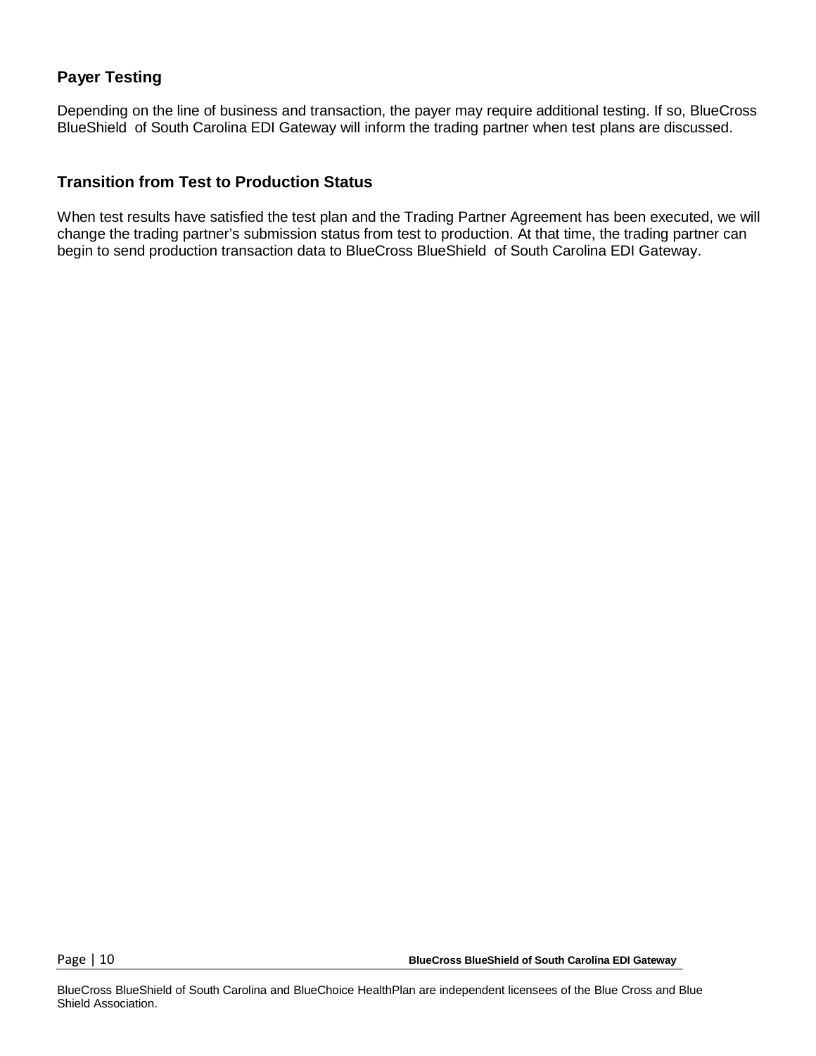## Payer Testing

Depending on the line of business and transaction, the payer may require additional testing. If so, BlueCross BlueShield of South Carolina EDI Gateway will inform the trading partner when test plans are discussed.

## Transition from Test to Production Status

When test results have satisfied the test plan and the Trading Partner Agreement has been executed, we will change the trading partner's submission status from test to production. At that time, the trading partner can begin to send production transaction data to BlueCross BlueShield of South Carolina EDI Gateway.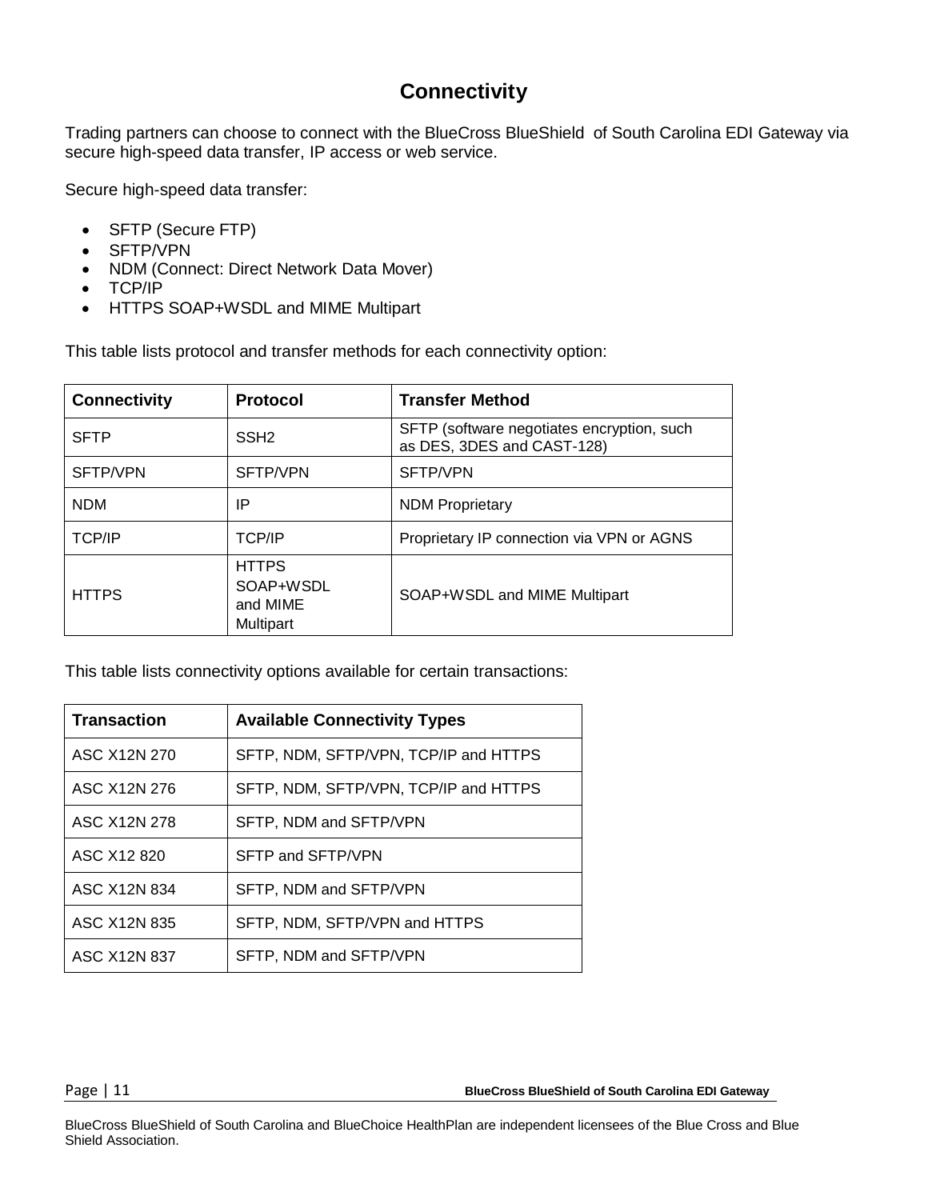# Connectivity

Trading partners can choose to connect with the BlueCross BlueShield of South Carolina EDI Gateway via secure high-speed data transfer, IP access or web service.

Secure high-speed data transfer:

- SFTP (Secure FTP)
- SFTP/VPN
- NDM (Connect: Direct Network Data Mover)
- TCP/IP
- HTTPS SOAP+WSDL and MIME Multipart

This table lists protocol and transfer methods for each connectivity option:

| Connectivity | Protocol | Transfer Method |
|---|---|---|
| SFTP | SSH2 | SFTP (software negotiates encryption, such as DES, 3DES and CAST-128) |
| SFTP/VPN | SFTP/VPN | SFTP/VPN |
| NDM | IP | NDM Proprietary |
| TCP/IP | TCP/IP | Proprietary IP connection via VPN or AGNS |
| HTTPS | HTTPS SOAP+WSDL and MIME Multipart | SOAP+WSDL and MIME Multipart |

This table lists connectivity options available for certain transactions:

| Transaction | Available Connectivity Types |
|---|---|
| ASC X12N 270 | SFTP, NDM, SFTP/VPN, TCP/IP and HTTPS |
| ASC X12N 276 | SFTP, NDM, SFTP/VPN, TCP/IP and HTTPS |
| ASC X12N 278 | SFTP, NDM and SFTP/VPN |
| ASC X12 820 | SFTP and SFTP/VPN |
| ASC X12N 834 | SFTP, NDM and SFTP/VPN |
| ASC X12N 835 | SFTP, NDM, SFTP/VPN and HTTPS |
| ASC X12N 837 | SFTP, NDM and SFTP/VPN |

BlueCross BlueShield of South Carolina and BlueChoice HealthPlan are independent licensees of the Blue Cross and Blue Shield Association.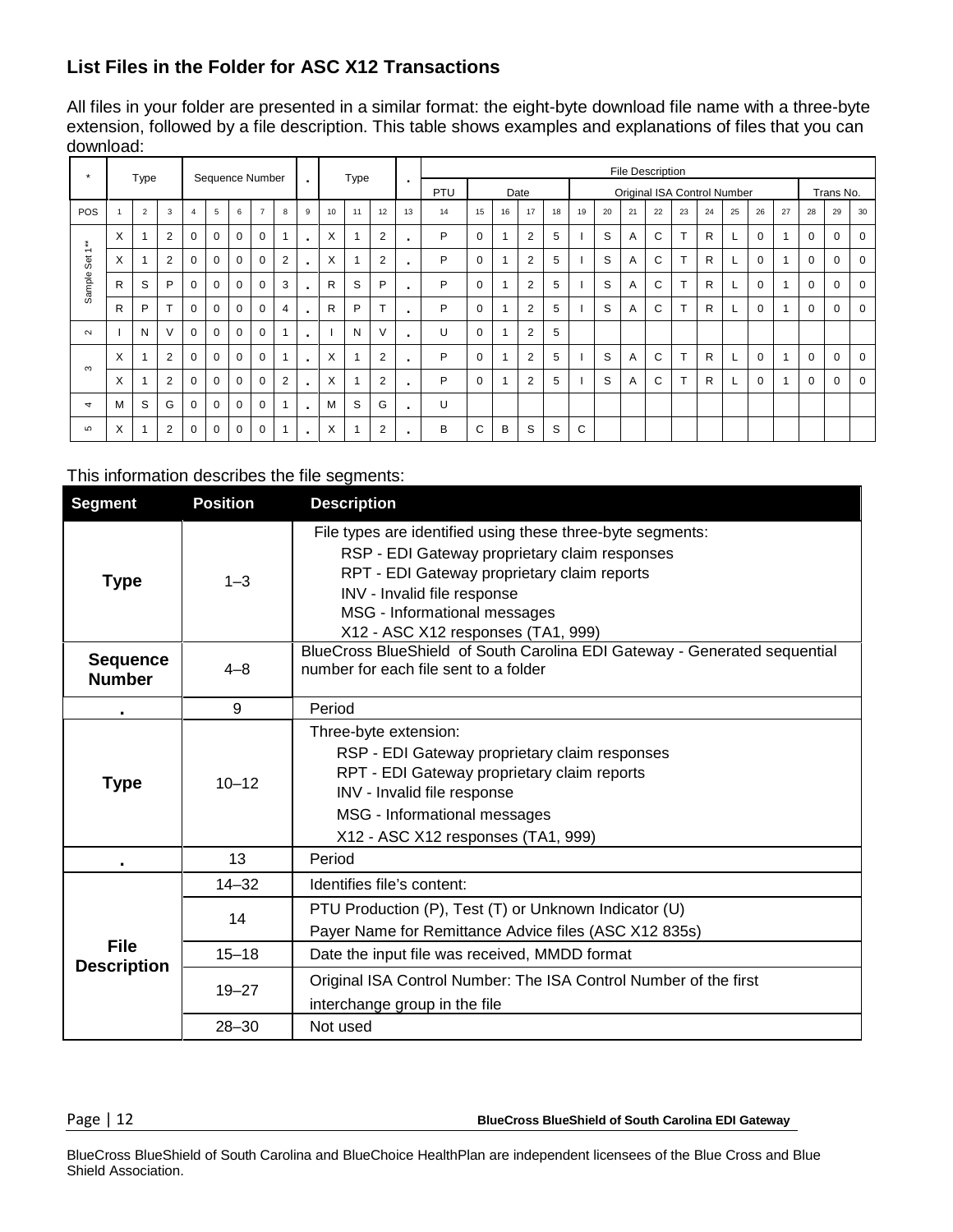## List Files in the Folder for ASC X12 Transactions

All files in your folder are presented in a similar format: the eight-byte download file name with a three-byte extension, followed by a file description. This table shows examples and explanations of files that you can download:

| * | Type | | | Sequence Number | | | | | . | Type | | | . | File Description | | | | | | | | | | | | | | | | |
|---|---|---|---|---|---|---|---|---|---|---|---|---|---|---|---|---|---|---|---|---|---|---|---|---|---|---|---|---|---|---|
| | | | | | | | | | | | | | | PTU | Date | | | | Original ISA Control Number | | | | | | | | | Trans No. | | |
| POS | 1 | 2 | 3 | 4 | 5 | 6 | 7 | 8 | 9 | 10 | 11 | 12 | 13 | 14 | 15 | 16 | 17 | 18 | 19 | 20 | 21 | 22 | 23 | 24 | 25 | 26 | 27 | 28 | 29 | 30 |
| Sample Set 1** | X | 1 | 2 | 0 | 0 | 0 | 0 | 1 | . | X | 1 | 2 | . | P | 0 | 1 | 2 | 5 | I | S | A | C | T | R | L | 0 | 1 | 0 | 0 | 0 |
| | X | 1 | 2 | 0 | 0 | 0 | 0 | 2 | . | X | 1 | 2 | . | P | 0 | 1 | 2 | 5 | I | S | A | C | T | R | L | 0 | 1 | 0 | 0 | 0 |
| | R | S | P | 0 | 0 | 0 | 0 | 3 | . | R | S | P | . | P | 0 | 1 | 2 | 5 | I | S | A | C | T | R | L | 0 | 1 | 0 | 0 | 0 |
| | R | P | T | 0 | 0 | 0 | 0 | 4 | . | R | P | T | . | P | 0 | 1 | 2 | 5 | I | S | A | C | T | R | L | 0 | 1 | 0 | 0 | 0 |
| 2 | I | N | V | 0 | 0 | 0 | 0 | 1 | . | I | N | V | . | U | 0 | 1 | 2 | 5 | | | | | | | | | | | | |
| 3 | X | 1 | 2 | 0 | 0 | 0 | 0 | 1 | . | X | 1 | 2 | . | P | 0 | 1 | 2 | 5 | I | S | A | C | T | R | L | 0 | 1 | 0 | 0 | 0 |
| | X | 1 | 2 | 0 | 0 | 0 | 0 | 2 | . | X | 1 | 2 | . | P | 0 | 1 | 2 | 5 | I | S | A | C | T | R | L | 0 | 1 | 0 | 0 | 0 |
| 4 | M | S | G | 0 | 0 | 0 | 0 | 1 | . | M | S | G | . | U | | | | | | | | | | | | | | | | |
| 5 | X | 1 | 2 | 0 | 0 | 0 | 0 | 1 | . | X | 1 | 2 | . | B | C | B | S | S | C | | | | | | | | | | | |

This information describes the file segments:

| Segment | Position | Description |
|---|---|---|
| **Type** | 1–3 | File types are identified using these three-byte segments:<br>RSP - EDI Gateway proprietary claim responses<br>RPT - EDI Gateway proprietary claim reports<br>INV - Invalid file response<br>MSG - Informational messages<br>X12 - ASC X12 responses (TA1, 999) |
| **Sequence Number** | 4–8 | BlueCross BlueShield of South Carolina EDI Gateway - Generated sequential number for each file sent to a folder |
| **.** | 9 | Period |
| **Type** | 10–12 | Three-byte extension:<br>RSP - EDI Gateway proprietary claim responses<br>RPT - EDI Gateway proprietary claim reports<br>INV - Invalid file response<br>MSG - Informational messages<br>X12 - ASC X12 responses (TA1, 999) |
| **.** | 13 | Period |
| **File Description** | 14–32 | Identifies file's content: |
| | 14 | PTU Production (P), Test (T) or Unknown Indicator (U)<br>Payer Name for Remittance Advice files (ASC X12 835s) |
| | 15–18 | Date the input file was received, MMDD format |
| | 19–27 | Original ISA Control Number: The ISA Control Number of the first interchange group in the file |
| | 28–30 | Not used |

BlueCross BlueShield of South Carolina and BlueChoice HealthPlan are independent licensees of the Blue Cross and Blue Shield Association.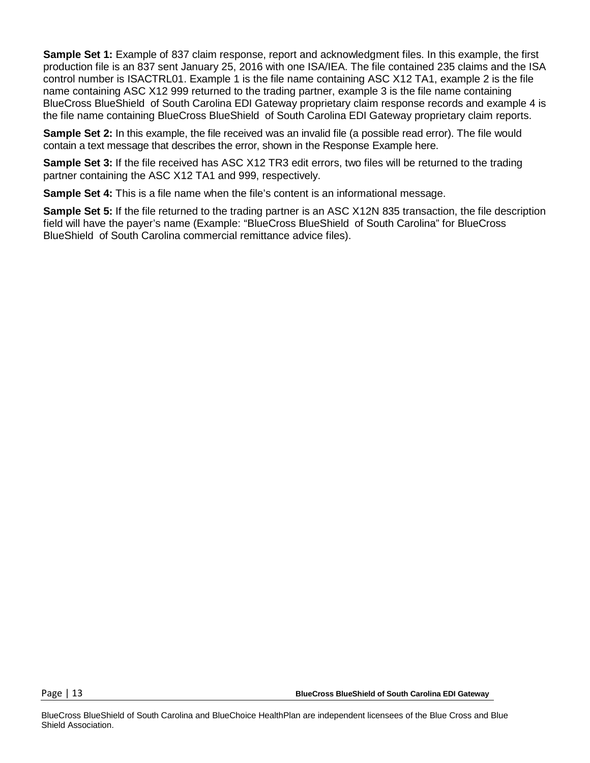**Sample Set 1:** Example of 837 claim response, report and acknowledgment files. In this example, the first production file is an 837 sent January 25, 2016 with one ISA/IEA. The file contained 235 claims and the ISA control number is ISACTRL01. Example 1 is the file name containing ASC X12 TA1, example 2 is the file name containing ASC X12 999 returned to the trading partner, example 3 is the file name containing BlueCross BlueShield of South Carolina EDI Gateway proprietary claim response records and example 4 is the file name containing BlueCross BlueShield of South Carolina EDI Gateway proprietary claim reports.

**Sample Set 2:** In this example, the file received was an invalid file (a possible read error). The file would contain a text message that describes the error, shown in the Response Example here.

**Sample Set 3:** If the file received has ASC X12 TR3 edit errors, two files will be returned to the trading partner containing the ASC X12 TA1 and 999, respectively.

**Sample Set 4:** This is a file name when the file's content is an informational message.

**Sample Set 5:** If the file returned to the trading partner is an ASC X12N 835 transaction, the file description field will have the payer's name (Example: "BlueCross BlueShield of South Carolina" for BlueCross BlueShield of South Carolina commercial remittance advice files).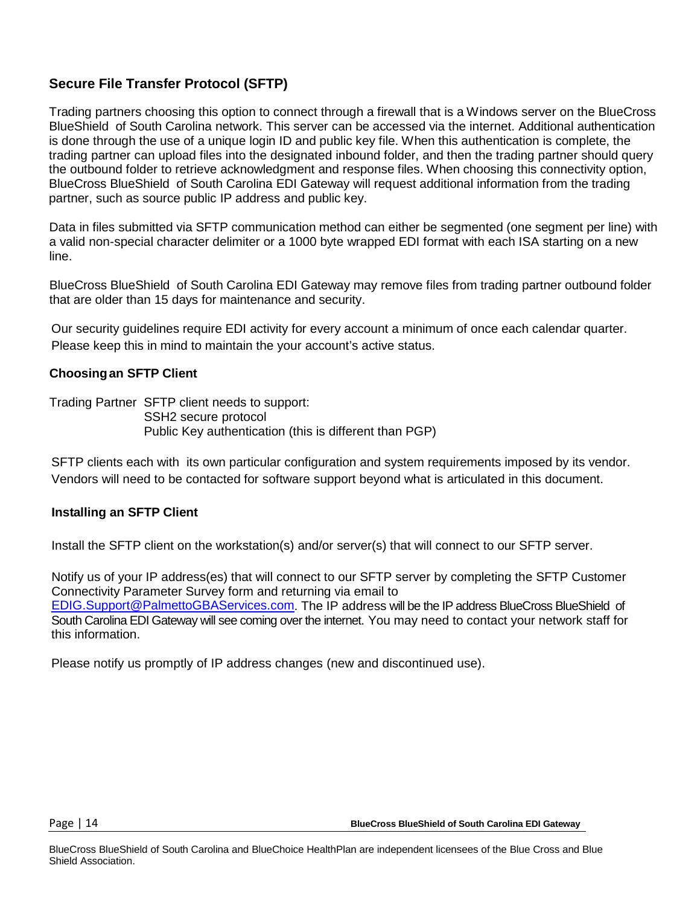## Secure File Transfer Protocol (SFTP)

Trading partners choosing this option to connect through a firewall that is a Windows server on the BlueCross BlueShield of South Carolina network. This server can be accessed via the internet. Additional authentication is done through the use of a unique login ID and public key file. When this authentication is complete, the trading partner can upload files into the designated inbound folder, and then the trading partner should query the outbound folder to retrieve acknowledgment and response files. When choosing this connectivity option, BlueCross BlueShield of South Carolina EDI Gateway will request additional information from the trading partner, such as source public IP address and public key.

Data in files submitted via SFTP communication method can either be segmented (one segment per line) with a valid non-special character delimiter or a 1000 byte wrapped EDI format with each ISA starting on a new line.

BlueCross BlueShield of South Carolina EDI Gateway may remove files from trading partner outbound folder that are older than 15 days for maintenance and security.

Our security guidelines require EDI activity for every account a minimum of once each calendar quarter. Please keep this in mind to maintain the your account's active status.

### Choosing an SFTP Client

Trading Partner SFTP client needs to support:

- SSH2 secure protocol
- Public Key authentication (this is different than PGP)

SFTP clients each with its own particular configuration and system requirements imposed by its vendor. Vendors will need to be contacted for software support beyond what is articulated in this document.

### Installing an SFTP Client

Install the SFTP client on the workstation(s) and/or server(s) that will connect to our SFTP server.

Notify us of your IP address(es) that will connect to our SFTP server by completing the SFTP Customer Connectivity Parameter Survey form and returning via email to EDIG.Support@PalmettoGBAServices.com. The IP address will be the IP address BlueCross BlueShield of South Carolina EDI Gateway will see coming over the internet. You may need to contact your network staff for this information.

Please notify us promptly of IP address changes (new and discontinued use).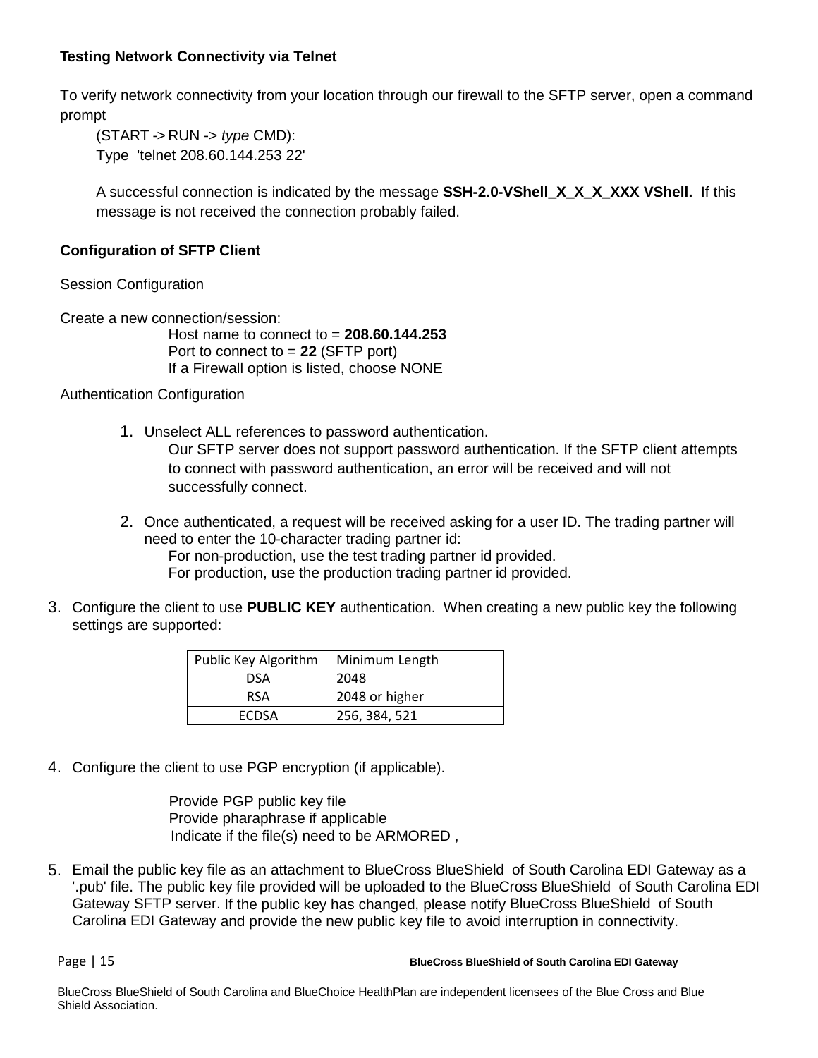**Testing Network Connectivity via Telnet**

To verify network connectivity from your location through our firewall to the SFTP server, open a command prompt

(START -> RUN -> *type* CMD):
Type 'telnet 208.60.144.253 22'

A successful connection is indicated by the message **SSH-2.0-VShell_X_X_X_XXX VShell.** If this message is not received the connection probably failed.

**Configuration of SFTP Client**

Session Configuration

Create a new connection/session:

Host name to connect to = **208.60.144.253**
Port to connect to = **22** (SFTP port)
If a Firewall option is listed, choose NONE

Authentication Configuration

1. Unselect ALL references to password authentication.
   Our SFTP server does not support password authentication. If the SFTP client attempts to connect with password authentication, an error will be received and will not successfully connect.

2. Once authenticated, a request will be received asking for a user ID. The trading partner will need to enter the 10-character trading partner id:
   For non-production, use the test trading partner id provided.
   For production, use the production trading partner id provided.

3. Configure the client to use **PUBLIC KEY** authentication. When creating a new public key the following settings are supported:

| Public Key Algorithm | Minimum Length |
|---|---|
| DSA | 2048 |
| RSA | 2048 or higher |
| ECDSA | 256, 384, 521 |

4. Configure the client to use PGP encryption (if applicable).

   Provide PGP public key file
   Provide pharaphrase if applicable
   Indicate if the file(s) need to be ARMORED ,

5. Email the public key file as an attachment to BlueCross BlueShield of South Carolina EDI Gateway as a '.pub' file. The public key file provided will be uploaded to the BlueCross BlueShield of South Carolina EDI Gateway SFTP server. If the public key has changed, please notify BlueCross BlueShield of South Carolina EDI Gateway and provide the new public key file to avoid interruption in connectivity.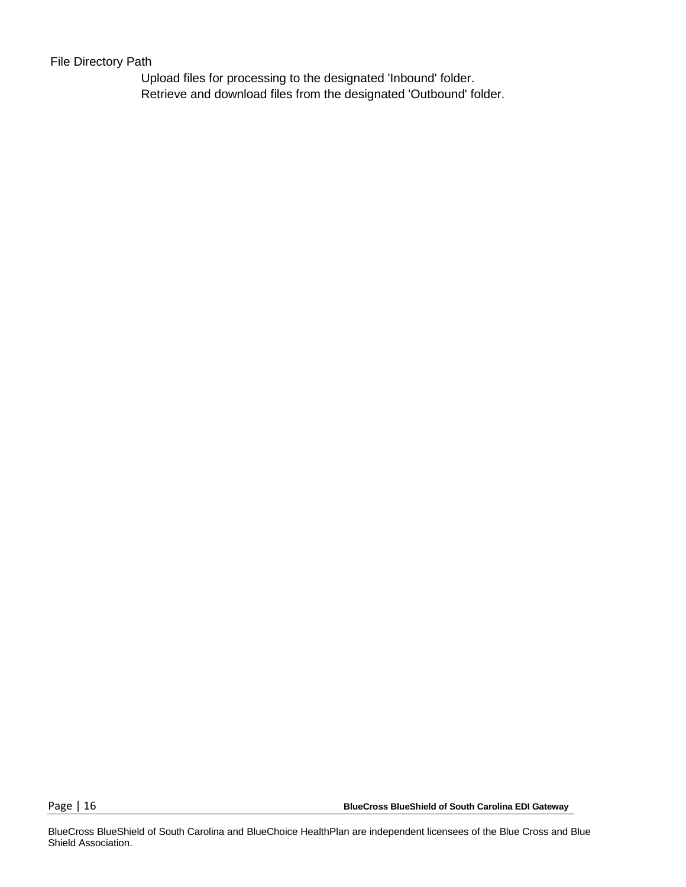File Directory Path

Upload files for processing to the designated 'Inbound' folder.
Retrieve and download files from the designated 'Outbound' folder.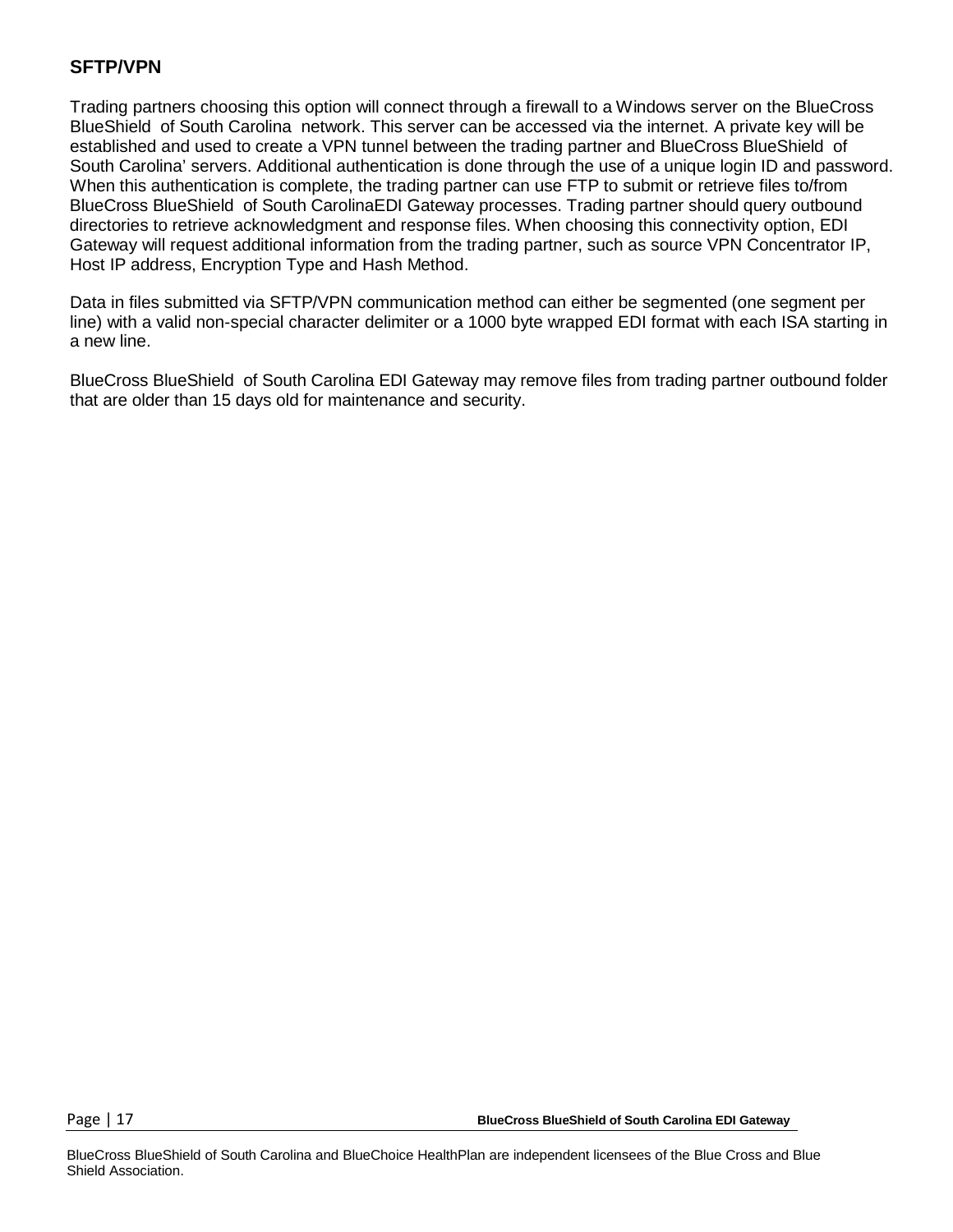## SFTP/VPN

Trading partners choosing this option will connect through a firewall to a Windows server on the BlueCross BlueShield of South Carolina network. This server can be accessed via the internet. A private key will be established and used to create a VPN tunnel between the trading partner and BlueCross BlueShield of South Carolina' servers. Additional authentication is done through the use of a unique login ID and password. When this authentication is complete, the trading partner can use FTP to submit or retrieve files to/from BlueCross BlueShield of South CarolinaEDI Gateway processes. Trading partner should query outbound directories to retrieve acknowledgment and response files. When choosing this connectivity option, EDI Gateway will request additional information from the trading partner, such as source VPN Concentrator IP, Host IP address, Encryption Type and Hash Method.

Data in files submitted via SFTP/VPN communication method can either be segmented (one segment per line) with a valid non-special character delimiter or a 1000 byte wrapped EDI format with each ISA starting in a new line.

BlueCross BlueShield of South Carolina EDI Gateway may remove files from trading partner outbound folder that are older than 15 days old for maintenance and security.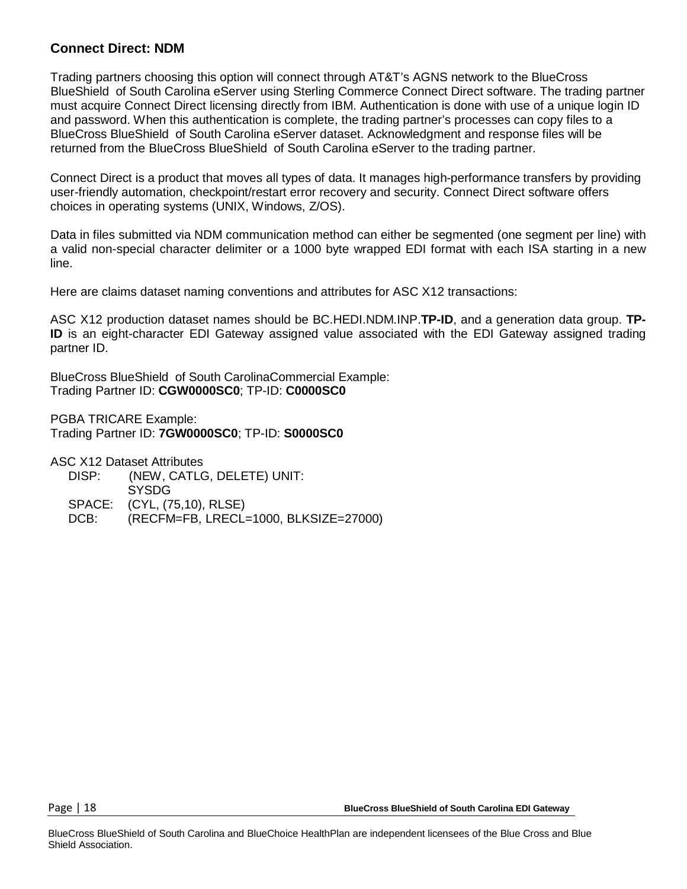## Connect Direct: NDM

Trading partners choosing this option will connect through AT&T's AGNS network to the BlueCross BlueShield of South Carolina eServer using Sterling Commerce Connect Direct software. The trading partner must acquire Connect Direct licensing directly from IBM. Authentication is done with use of a unique login ID and password. When this authentication is complete, the trading partner's processes can copy files to a BlueCross BlueShield of South Carolina eServer dataset. Acknowledgment and response files will be returned from the BlueCross BlueShield of South Carolina eServer to the trading partner.

Connect Direct is a product that moves all types of data. It manages high-performance transfers by providing user-friendly automation, checkpoint/restart error recovery and security. Connect Direct software offers choices in operating systems (UNIX, Windows, Z/OS).

Data in files submitted via NDM communication method can either be segmented (one segment per line) with a valid non-special character delimiter or a 1000 byte wrapped EDI format with each ISA starting in a new line.

Here are claims dataset naming conventions and attributes for ASC X12 transactions:

ASC X12 production dataset names should be BC.HEDI.NDM.INP.**TP-ID**, and a generation data group. **TP-ID** is an eight-character EDI Gateway assigned value associated with the EDI Gateway assigned trading partner ID.

BlueCross BlueShield of South CarolinaCommercial Example:
Trading Partner ID: **CGW0000SC0**; TP-ID: **C0000SC0**

PGBA TRICARE Example:
Trading Partner ID: **7GW0000SC0**; TP-ID: **S0000SC0**

ASC X12 Dataset Attributes

```
DISP:    (NEW, CATLG, DELETE) UNIT:
         SYSDG
SPACE:   (CYL, (75,10), RLSE)
DCB:     (RECFM=FB, LRECL=1000, BLKSIZE=27000)
```

BlueCross BlueShield of South Carolina and BlueChoice HealthPlan are independent licensees of the Blue Cross and Blue Shield Association.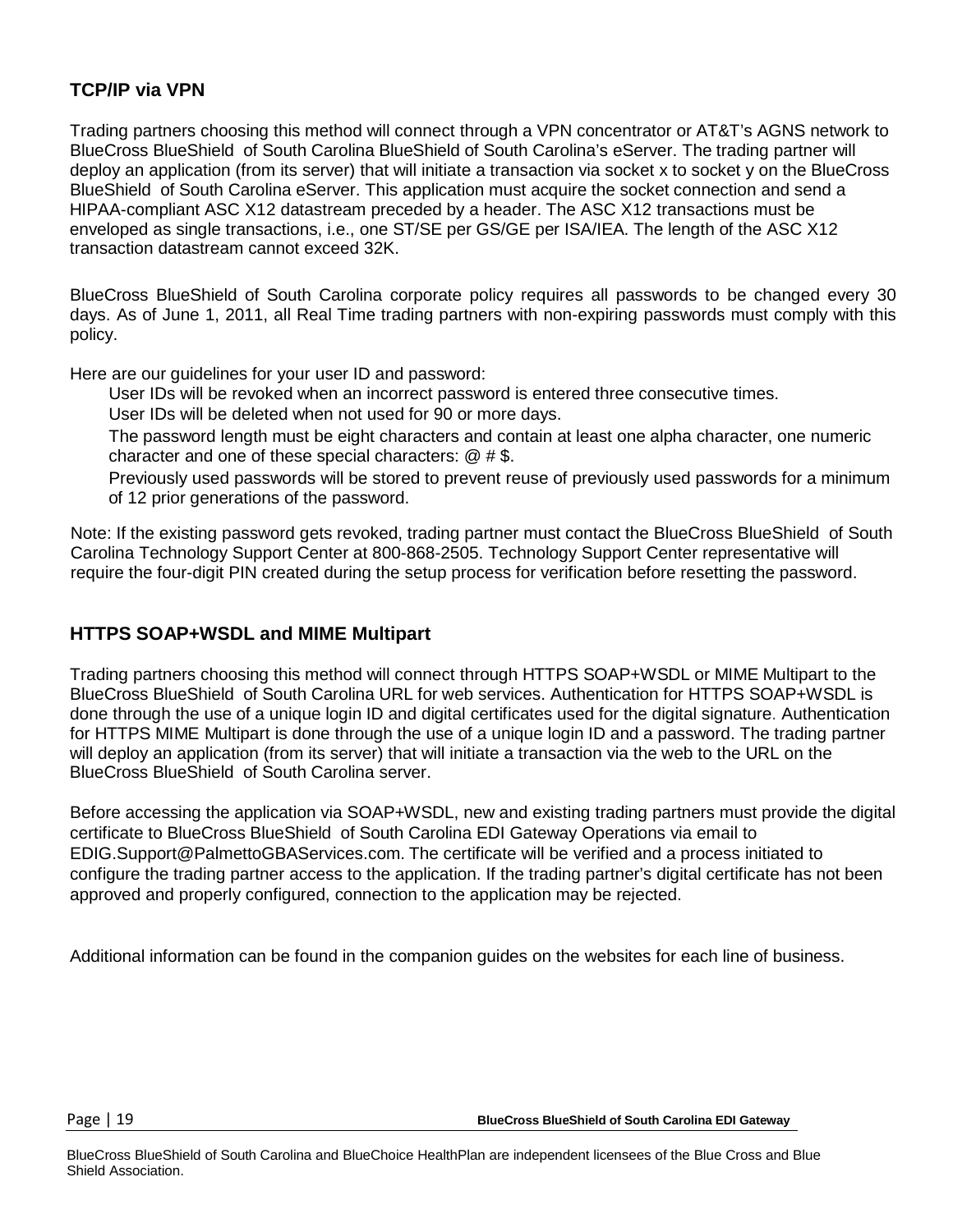### TCP/IP via VPN

Trading partners choosing this method will connect through a VPN concentrator or AT&T's AGNS network to BlueCross BlueShield of South Carolina BlueShield of South Carolina's eServer. The trading partner will deploy an application (from its server) that will initiate a transaction via socket x to socket y on the BlueCross BlueShield of South Carolina eServer. This application must acquire the socket connection and send a HIPAA-compliant ASC X12 datastream preceded by a header. The ASC X12 transactions must be enveloped as single transactions, i.e., one ST/SE per GS/GE per ISA/IEA. The length of the ASC X12 transaction datastream cannot exceed 32K.

BlueCross BlueShield of South Carolina corporate policy requires all passwords to be changed every 30 days. As of June 1, 2011, all Real Time trading partners with non-expiring passwords must comply with this policy.

Here are our guidelines for your user ID and password:

- User IDs will be revoked when an incorrect password is entered three consecutive times.
- User IDs will be deleted when not used for 90 or more days.
- The password length must be eight characters and contain at least one alpha character, one numeric character and one of these special characters: @ # $.
- Previously used passwords will be stored to prevent reuse of previously used passwords for a minimum of 12 prior generations of the password.

Note: If the existing password gets revoked, trading partner must contact the BlueCross BlueShield of South Carolina Technology Support Center at 800-868-2505. Technology Support Center representative will require the four-digit PIN created during the setup process for verification before resetting the password.

### HTTPS SOAP+WSDL and MIME Multipart

Trading partners choosing this method will connect through HTTPS SOAP+WSDL or MIME Multipart to the BlueCross BlueShield of South Carolina URL for web services. Authentication for HTTPS SOAP+WSDL is done through the use of a unique login ID and digital certificates used for the digital signature. Authentication for HTTPS MIME Multipart is done through the use of a unique login ID and a password. The trading partner will deploy an application (from its server) that will initiate a transaction via the web to the URL on the BlueCross BlueShield of South Carolina server.

Before accessing the application via SOAP+WSDL, new and existing trading partners must provide the digital certificate to BlueCross BlueShield of South Carolina EDI Gateway Operations via email to EDIG.Support@PalmettoGBAServices.com. The certificate will be verified and a process initiated to configure the trading partner access to the application. If the trading partner's digital certificate has not been approved and properly configured, connection to the application may be rejected.

Additional information can be found in the companion guides on the websites for each line of business.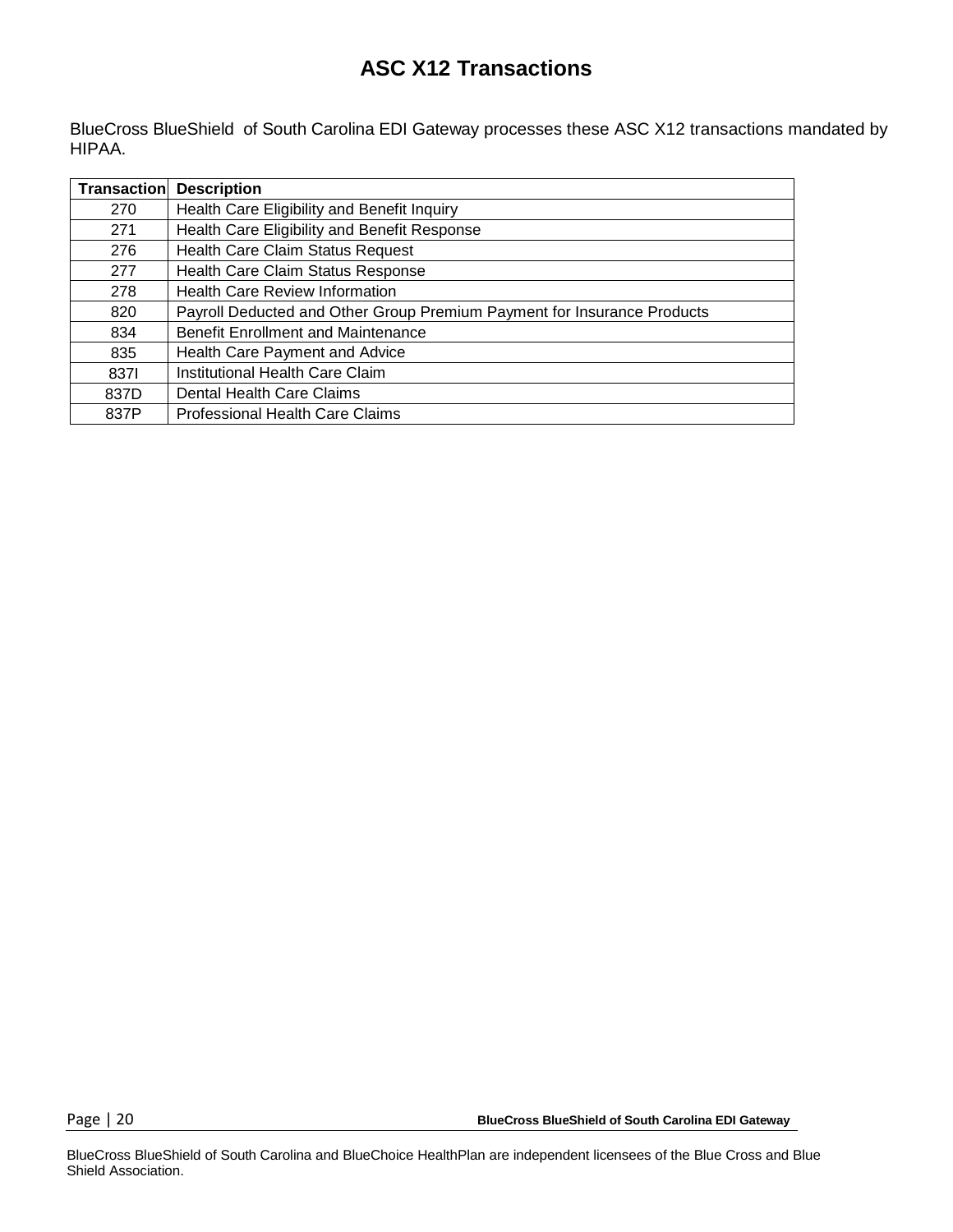# ASC X12 Transactions

BlueCross BlueShield  of South Carolina EDI Gateway processes these ASC X12 transactions mandated by HIPAA.

| Transaction | Description |
|---|---|
| 270 | Health Care Eligibility and Benefit Inquiry |
| 271 | Health Care Eligibility and Benefit Response |
| 276 | Health Care Claim Status Request |
| 277 | Health Care Claim Status Response |
| 278 | Health Care Review Information |
| 820 | Payroll Deducted and Other Group Premium Payment for Insurance Products |
| 834 | Benefit Enrollment and Maintenance |
| 835 | Health Care Payment and Advice |
| 837I | Institutional Health Care Claim |
| 837D | Dental Health Care Claims |
| 837P | Professional Health Care Claims |

BlueCross BlueShield of South Carolina and BlueChoice HealthPlan are independent licensees of the Blue Cross and Blue Shield Association.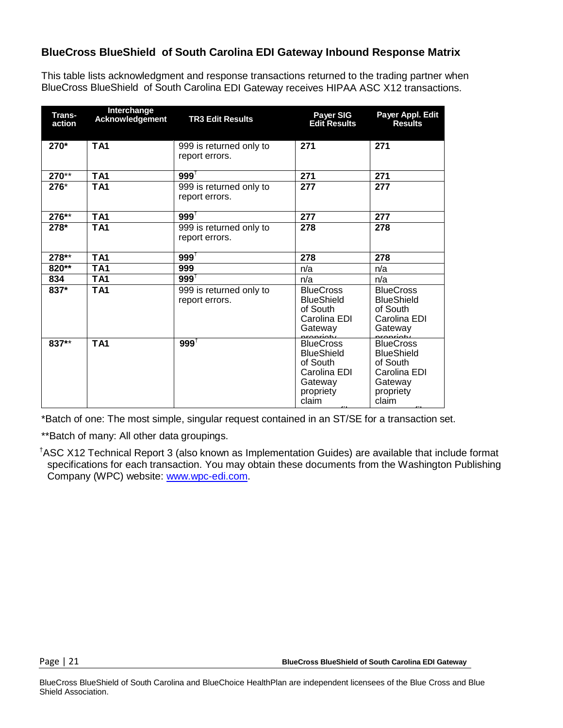## BlueCross BlueShield of South Carolina EDI Gateway Inbound Response Matrix

This table lists acknowledgment and response transactions returned to the trading partner when BlueCross BlueShield of South Carolina EDI Gateway receives HIPAA ASC X12 transactions.

| Trans-action | Interchange Acknowledgement | TR3 Edit Results | Payer SIG Edit Results | Payer Appl. Edit Results |
|---|---|---|---|---|
| **270*** | **TA1** | 999 is returned only to report errors. | **271** | **271** |
| **270**** | **TA1** | **999**[†] | **271** | **271** |
| **276*** | **TA1** | 999 is returned only to report errors. | **277** | **277** |
| **276**** | **TA1** | **999**[†] | **277** | **277** |
| **278*** | **TA1** | 999 is returned only to report errors. | **278** | **278** |
| **278**** | **TA1** | **999**[†] | **278** | **278** |
| **820**** | **TA1** | **999** | n/a | n/a |
| **834** | **TA1** | **999**[†] | n/a | n/a |
| **837*** | **TA1** | 999 is returned only to report errors. | BlueCross BlueShield of South Carolina EDI Gateway propriety | BlueCross BlueShield of South Carolina EDI Gateway propriety |
| **837**** | **TA1** | **999**[†] | BlueCross BlueShield of South Carolina EDI Gateway propriety claim | BlueCross BlueShield of South Carolina EDI Gateway propriety claim |

*Batch of one: The most simple, singular request contained in an ST/SE for a transaction set.

**Batch of many: All other data groupings.

[†]ASC X12 Technical Report 3 (also known as Implementation Guides) are available that include format specifications for each transaction. You may obtain these documents from the Washington Publishing Company (WPC) website: www.wpc-edi.com.

BlueCross BlueShield of South Carolina and BlueChoice HealthPlan are independent licensees of the Blue Cross and Blue Shield Association.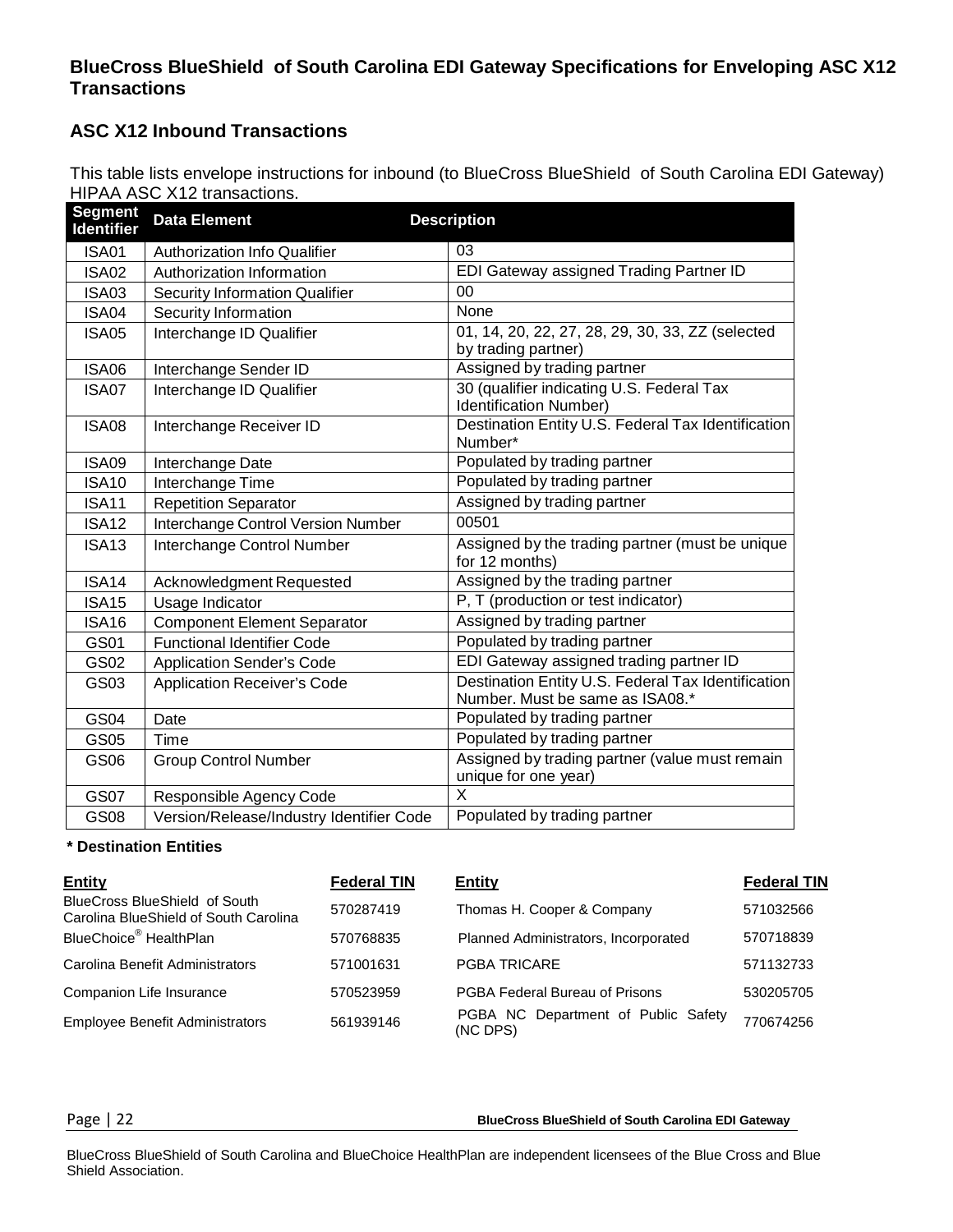## BlueCross BlueShield of South Carolina EDI Gateway Specifications for Enveloping ASC X12 Transactions

### ASC X12 Inbound Transactions

This table lists envelope instructions for inbound (to BlueCross BlueShield of South Carolina EDI Gateway) HIPAA ASC X12 transactions.

| Segment Identifier | Data Element | Description |
|---|---|---|
| ISA01 | Authorization Info Qualifier | 03 |
| ISA02 | Authorization Information | EDI Gateway assigned Trading Partner ID |
| ISA03 | Security Information Qualifier | 00 |
| ISA04 | Security Information | None |
| ISA05 | Interchange ID Qualifier | 01, 14, 20, 22, 27, 28, 29, 30, 33, ZZ (selected by trading partner) |
| ISA06 | Interchange Sender ID | Assigned by trading partner |
| ISA07 | Interchange ID Qualifier | 30 (qualifier indicating U.S. Federal Tax Identification Number) |
| ISA08 | Interchange Receiver ID | Destination Entity U.S. Federal Tax Identification Number* |
| ISA09 | Interchange Date | Populated by trading partner |
| ISA10 | Interchange Time | Populated by trading partner |
| ISA11 | Repetition Separator | Assigned by trading partner |
| ISA12 | Interchange Control Version Number | 00501 |
| ISA13 | Interchange Control Number | Assigned by the trading partner (must be unique for 12 months) |
| ISA14 | Acknowledgment Requested | Assigned by the trading partner |
| ISA15 | Usage Indicator | P, T (production or test indicator) |
| ISA16 | Component Element Separator | Assigned by trading partner |
| GS01 | Functional Identifier Code | Populated by trading partner |
| GS02 | Application Sender's Code | EDI Gateway assigned trading partner ID |
| GS03 | Application Receiver's Code | Destination Entity U.S. Federal Tax Identification Number. Must be same as ISA08.* |
| GS04 | Date | Populated by trading partner |
| GS05 | Time | Populated by trading partner |
| GS06 | Group Control Number | Assigned by trading partner (value must remain unique for one year) |
| GS07 | Responsible Agency Code | X |
| GS08 | Version/Release/Industry Identifier Code | Populated by trading partner |

**\* Destination Entities**

| Entity | Federal TIN | Entity | Federal TIN |
|---|---|---|---|
| BlueCross BlueShield of South Carolina BlueShield of South Carolina | 570287419 | Thomas H. Cooper & Company | 571032566 |
| BlueChoice® HealthPlan | 570768835 | Planned Administrators, Incorporated | 570718839 |
| Carolina Benefit Administrators | 571001631 | PGBA TRICARE | 571132733 |
| Companion Life Insurance | 570523959 | PGBA Federal Bureau of Prisons | 530205705 |
| Employee Benefit Administrators | 561939146 | PGBA NC Department of Public Safety (NC DPS) | 770674256 |

BlueCross BlueShield of South Carolina and BlueChoice HealthPlan are independent licensees of the Blue Cross and Blue Shield Association.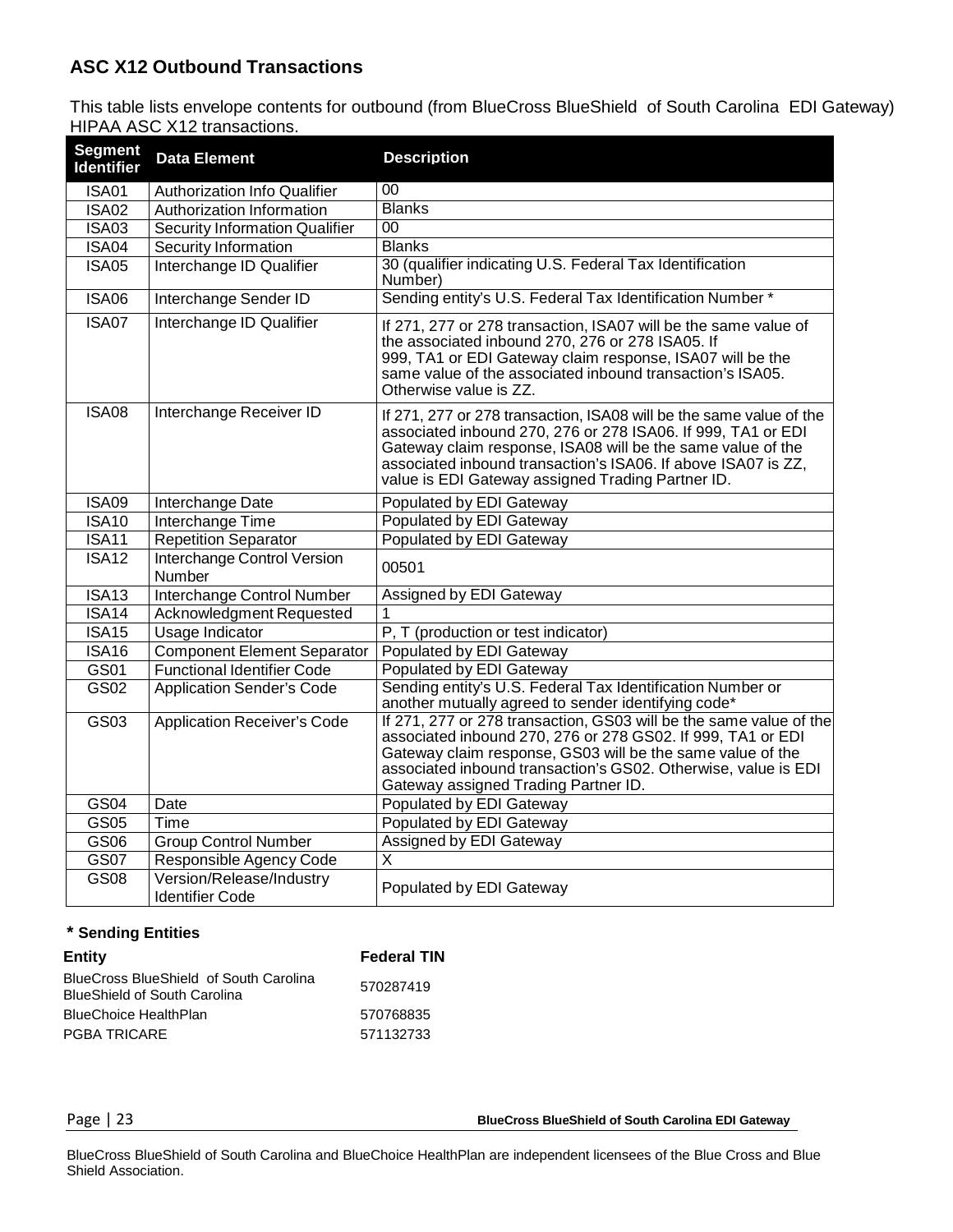## ASC X12 Outbound Transactions

This table lists envelope contents for outbound (from BlueCross BlueShield of South Carolina EDI Gateway) HIPAA ASC X12 transactions.

| Segment Identifier | Data Element | Description |
|---|---|---|
| ISA01 | Authorization Info Qualifier | 00 |
| ISA02 | Authorization Information | Blanks |
| ISA03 | Security Information Qualifier | 00 |
| ISA04 | Security Information | Blanks |
| ISA05 | Interchange ID Qualifier | 30 (qualifier indicating U.S. Federal Tax Identification Number) |
| ISA06 | Interchange Sender ID | Sending entity's U.S. Federal Tax Identification Number * |
| ISA07 | Interchange ID Qualifier | If 271, 277 or 278 transaction, ISA07 will be the same value of the associated inbound 270, 276 or 278 ISA05. If 999, TA1 or EDI Gateway claim response, ISA07 will be the same value of the associated inbound transaction's ISA05. Otherwise value is ZZ. |
| ISA08 | Interchange Receiver ID | If 271, 277 or 278 transaction, ISA08 will be the same value of the associated inbound 270, 276 or 278 ISA06. If 999, TA1 or EDI Gateway claim response, ISA08 will be the same value of the associated inbound transaction's ISA06. If above ISA07 is ZZ, value is EDI Gateway assigned Trading Partner ID. |
| ISA09 | Interchange Date | Populated by EDI Gateway |
| ISA10 | Interchange Time | Populated by EDI Gateway |
| ISA11 | Repetition Separator | Populated by EDI Gateway |
| ISA12 | Interchange Control Version Number | 00501 |
| ISA13 | Interchange Control Number | Assigned by EDI Gateway |
| ISA14 | Acknowledgment Requested | 1 |
| ISA15 | Usage Indicator | P, T (production or test indicator) |
| ISA16 | Component Element Separator | Populated by EDI Gateway |
| GS01 | Functional Identifier Code | Populated by EDI Gateway |
| GS02 | Application Sender's Code | Sending entity's U.S. Federal Tax Identification Number or another mutually agreed to sender identifying code* |
| GS03 | Application Receiver's Code | If 271, 277 or 278 transaction, GS03 will be the same value of the associated inbound 270, 276 or 278 GS02. If 999, TA1 or EDI Gateway claim response, GS03 will be the same value of the associated inbound transaction's GS02. Otherwise, value is EDI Gateway assigned Trading Partner ID. |
| GS04 | Date | Populated by EDI Gateway |
| GS05 | Time | Populated by EDI Gateway |
| GS06 | Group Control Number | Assigned by EDI Gateway |
| GS07 | Responsible Agency Code | X |
| GS08 | Version/Release/Industry Identifier Code | Populated by EDI Gateway |

**\* Sending Entities**

| Entity | Federal TIN |
|---|---|
| BlueCross BlueShield of South Carolina BlueShield of South Carolina | 570287419 |
| BlueChoice HealthPlan | 570768835 |
| PGBA TRICARE | 571132733 |

BlueCross BlueShield of South Carolina and BlueChoice HealthPlan are independent licensees of the Blue Cross and Blue Shield Association.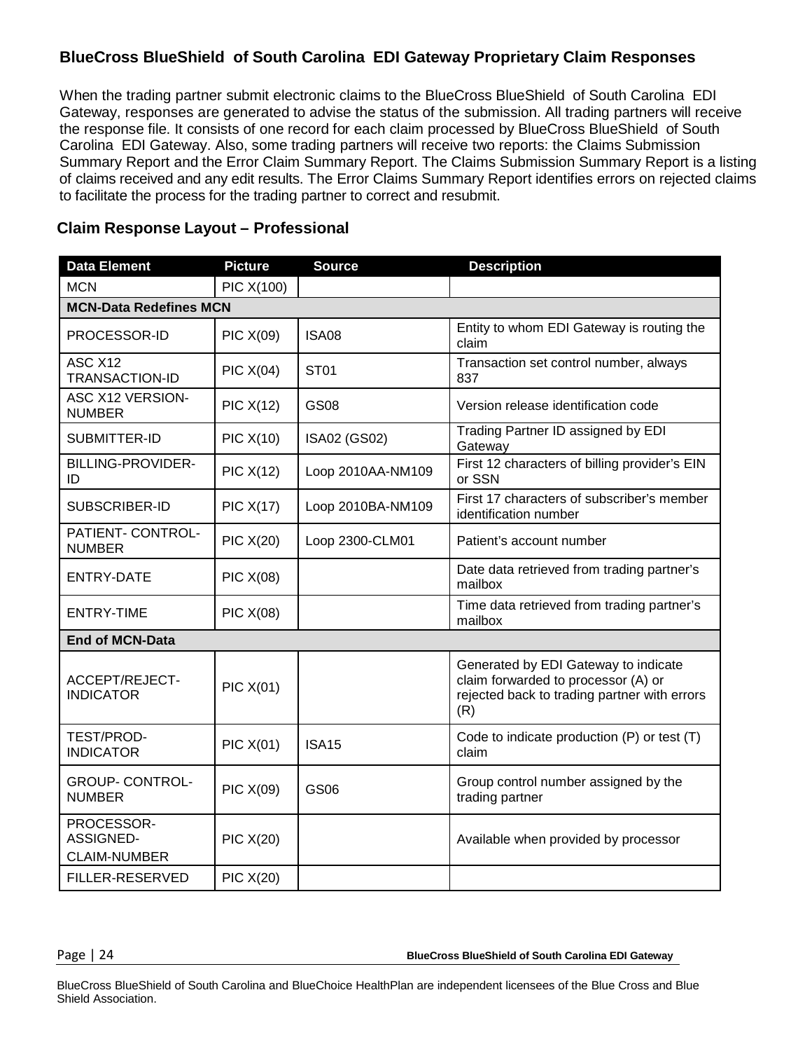## BlueCross BlueShield of South Carolina EDI Gateway Proprietary Claim Responses

When the trading partner submit electronic claims to the BlueCross BlueShield of South Carolina EDI Gateway, responses are generated to advise the status of the submission. All trading partners will receive the response file. It consists of one record for each claim processed by BlueCross BlueShield of South Carolina EDI Gateway. Also, some trading partners will receive two reports: the Claims Submission Summary Report and the Error Claim Summary Report. The Claims Submission Summary Report is a listing of claims received and any edit results. The Error Claims Summary Report identifies errors on rejected claims to facilitate the process for the trading partner to correct and resubmit.

### Claim Response Layout – Professional

| Data Element | Picture | Source | Description |
|---|---|---|---|
| MCN | PIC X(100) | | |
| **MCN-Data Redefines MCN** | | | |
| PROCESSOR-ID | PIC X(09) | ISA08 | Entity to whom EDI Gateway is routing the claim |
| ASC X12 TRANSACTION-ID | PIC X(04) | ST01 | Transaction set control number, always 837 |
| ASC X12 VERSION-NUMBER | PIC X(12) | GS08 | Version release identification code |
| SUBMITTER-ID | PIC X(10) | ISA02 (GS02) | Trading Partner ID assigned by EDI Gateway |
| BILLING-PROVIDER-ID | PIC X(12) | Loop 2010AA-NM109 | First 12 characters of billing provider's EIN or SSN |
| SUBSCRIBER-ID | PIC X(17) | Loop 2010BA-NM109 | First 17 characters of subscriber's member identification number |
| PATIENT- CONTROL-NUMBER | PIC X(20) | Loop 2300-CLM01 | Patient's account number |
| ENTRY-DATE | PIC X(08) | | Date data retrieved from trading partner's mailbox |
| ENTRY-TIME | PIC X(08) | | Time data retrieved from trading partner's mailbox |
| **End of MCN-Data** | | | |
| ACCEPT/REJECT-INDICATOR | PIC X(01) | | Generated by EDI Gateway to indicate claim forwarded to processor (A) or rejected back to trading partner with errors (R) |
| TEST/PROD-INDICATOR | PIC X(01) | ISA15 | Code to indicate production (P) or test (T) claim |
| GROUP- CONTROL-NUMBER | PIC X(09) | GS06 | Group control number assigned by the trading partner |
| PROCESSOR-ASSIGNED-CLAIM-NUMBER | PIC X(20) | | Available when provided by processor |
| FILLER-RESERVED | PIC X(20) | | |

BlueCross BlueShield of South Carolina and BlueChoice HealthPlan are independent licensees of the Blue Cross and Blue Shield Association.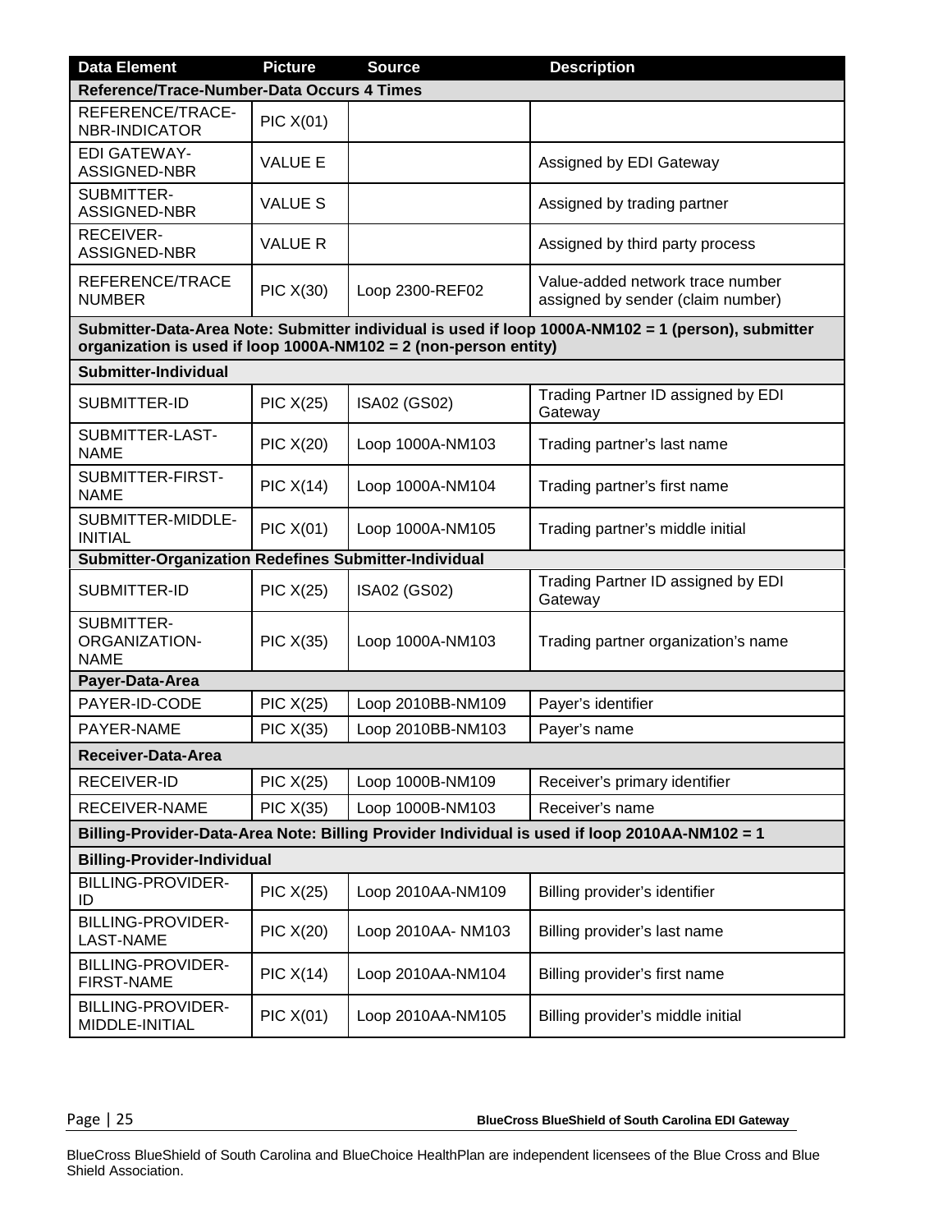| Data Element | Picture | Source | Description |
|---|---|---|---|
| **Reference/Trace-Number-Data Occurs 4 Times** | | | |
| REFERENCE/TRACE-NBR-INDICATOR | PIC X(01) | | |
| EDI GATEWAY-ASSIGNED-NBR | VALUE E | | Assigned by EDI Gateway |
| SUBMITTER-ASSIGNED-NBR | VALUE S | | Assigned by trading partner |
| RECEIVER-ASSIGNED-NBR | VALUE R | | Assigned by third party process |
| REFERENCE/TRACE NUMBER | PIC X(30) | Loop 2300-REF02 | Value-added network trace number assigned by sender (claim number) |
| **Submitter-Data-Area Note: Submitter individual is used if loop 1000A-NM102 = 1 (person), submitter organization is used if loop 1000A-NM102 = 2 (non-person entity)** | | | |
| **Submitter-Individual** | | | |
| SUBMITTER-ID | PIC X(25) | ISA02 (GS02) | Trading Partner ID assigned by EDI Gateway |
| SUBMITTER-LAST-NAME | PIC X(20) | Loop 1000A-NM103 | Trading partner's last name |
| SUBMITTER-FIRST-NAME | PIC X(14) | Loop 1000A-NM104 | Trading partner's first name |
| SUBMITTER-MIDDLE-INITIAL | PIC X(01) | Loop 1000A-NM105 | Trading partner's middle initial |
| **Submitter-Organization Redefines Submitter-Individual** | | | |
| SUBMITTER-ID | PIC X(25) | ISA02 (GS02) | Trading Partner ID assigned by EDI Gateway |
| SUBMITTER-ORGANIZATION-NAME | PIC X(35) | Loop 1000A-NM103 | Trading partner organization's name |
| **Payer-Data-Area** | | | |
| PAYER-ID-CODE | PIC X(25) | Loop 2010BB-NM109 | Payer's identifier |
| PAYER-NAME | PIC X(35) | Loop 2010BB-NM103 | Payer's name |
| **Receiver-Data-Area** | | | |
| RECEIVER-ID | PIC X(25) | Loop 1000B-NM109 | Receiver's primary identifier |
| RECEIVER-NAME | PIC X(35) | Loop 1000B-NM103 | Receiver's name |
| **Billing-Provider-Data-Area Note: Billing Provider Individual is used if loop 2010AA-NM102 = 1** | | | |
| **Billing-Provider-Individual** | | | |
| BILLING-PROVIDER-ID | PIC X(25) | Loop 2010AA-NM109 | Billing provider's identifier |
| BILLING-PROVIDER-LAST-NAME | PIC X(20) | Loop 2010AA- NM103 | Billing provider's last name |
| BILLING-PROVIDER-FIRST-NAME | PIC X(14) | Loop 2010AA-NM104 | Billing provider's first name |
| BILLING-PROVIDER-MIDDLE-INITIAL | PIC X(01) | Loop 2010AA-NM105 | Billing provider's middle initial |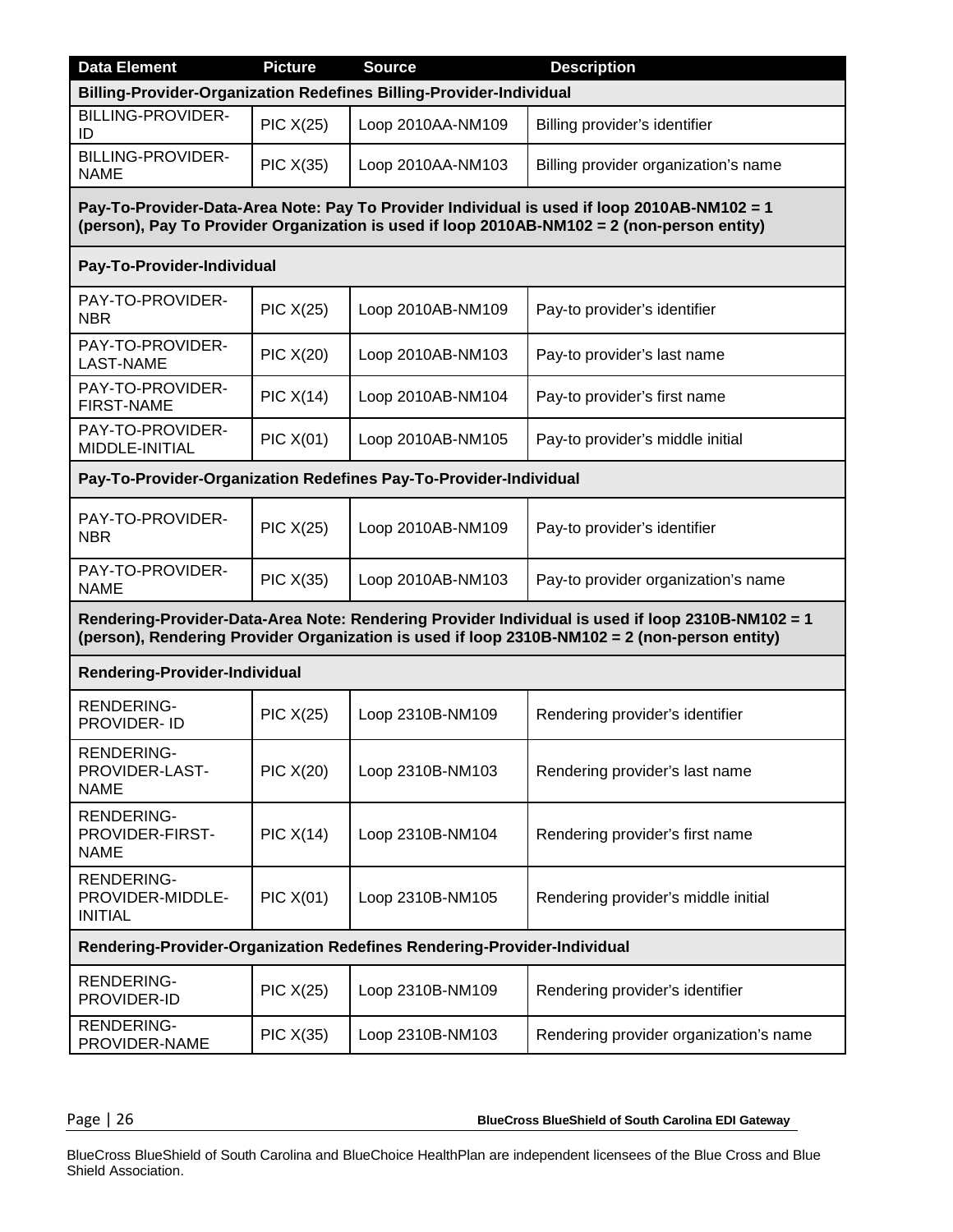| Data Element | Picture | Source | Description |
|---|---|---|---|
| **Billing-Provider-Organization Redefines Billing-Provider-Individual** | | | |
| BILLING-PROVIDER-ID | PIC X(25) | Loop 2010AA-NM109 | Billing provider's identifier |
| BILLING-PROVIDER-NAME | PIC X(35) | Loop 2010AA-NM103 | Billing provider organization's name |
| **Pay-To-Provider-Data-Area Note: Pay To Provider Individual is used if loop 2010AB-NM102 = 1 (person), Pay To Provider Organization is used if loop 2010AB-NM102 = 2 (non-person entity)** | | | |
| **Pay-To-Provider-Individual** | | | |
| PAY-TO-PROVIDER-NBR | PIC X(25) | Loop 2010AB-NM109 | Pay-to provider's identifier |
| PAY-TO-PROVIDER-LAST-NAME | PIC X(20) | Loop 2010AB-NM103 | Pay-to provider's last name |
| PAY-TO-PROVIDER-FIRST-NAME | PIC X(14) | Loop 2010AB-NM104 | Pay-to provider's first name |
| PAY-TO-PROVIDER-MIDDLE-INITIAL | PIC X(01) | Loop 2010AB-NM105 | Pay-to provider's middle initial |
| **Pay-To-Provider-Organization Redefines Pay-To-Provider-Individual** | | | |
| PAY-TO-PROVIDER-NBR | PIC X(25) | Loop 2010AB-NM109 | Pay-to provider's identifier |
| PAY-TO-PROVIDER-NAME | PIC X(35) | Loop 2010AB-NM103 | Pay-to provider organization's name |
| **Rendering-Provider-Data-Area Note: Rendering Provider Individual is used if loop 2310B-NM102 = 1 (person), Rendering Provider Organization is used if loop 2310B-NM102 = 2 (non-person entity)** | | | |
| **Rendering-Provider-Individual** | | | |
| RENDERING-PROVIDER- ID | PIC X(25) | Loop 2310B-NM109 | Rendering provider's identifier |
| RENDERING-PROVIDER-LAST-NAME | PIC X(20) | Loop 2310B-NM103 | Rendering provider's last name |
| RENDERING-PROVIDER-FIRST-NAME | PIC X(14) | Loop 2310B-NM104 | Rendering provider's first name |
| RENDERING-PROVIDER-MIDDLE-INITIAL | PIC X(01) | Loop 2310B-NM105 | Rendering provider's middle initial |
| **Rendering-Provider-Organization Redefines Rendering-Provider-Individual** | | | |
| RENDERING-PROVIDER-ID | PIC X(25) | Loop 2310B-NM109 | Rendering provider's identifier |
| RENDERING-PROVIDER-NAME | PIC X(35) | Loop 2310B-NM103 | Rendering provider organization's name |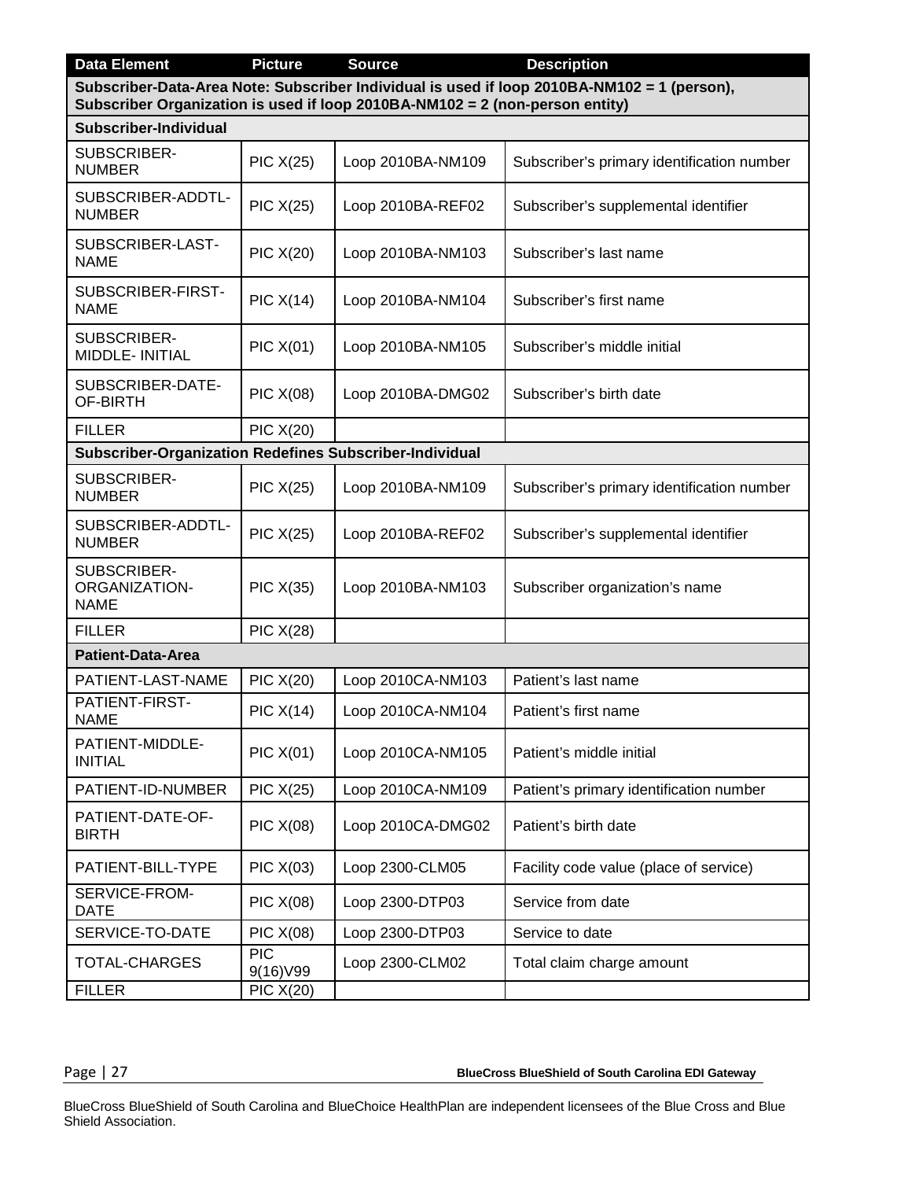| Data Element | Picture | Source | Description |
| --- | --- | --- | --- |
| **Subscriber-Data-Area Note: Subscriber Individual is used if loop 2010BA-NM102 = 1 (person), Subscriber Organization is used if loop 2010BA-NM102 = 2 (non-person entity)** | | | |
| **Subscriber-Individual** | | | |
| SUBSCRIBER-NUMBER | PIC X(25) | Loop 2010BA-NM109 | Subscriber's primary identification number |
| SUBSCRIBER-ADDTL-NUMBER | PIC X(25) | Loop 2010BA-REF02 | Subscriber's supplemental identifier |
| SUBSCRIBER-LAST-NAME | PIC X(20) | Loop 2010BA-NM103 | Subscriber's last name |
| SUBSCRIBER-FIRST-NAME | PIC X(14) | Loop 2010BA-NM104 | Subscriber's first name |
| SUBSCRIBER-MIDDLE- INITIAL | PIC X(01) | Loop 2010BA-NM105 | Subscriber's middle initial |
| SUBSCRIBER-DATE-OF-BIRTH | PIC X(08) | Loop 2010BA-DMG02 | Subscriber's birth date |
| FILLER | PIC X(20) | | |
| **Subscriber-Organization Redefines Subscriber-Individual** | | | |
| SUBSCRIBER-NUMBER | PIC X(25) | Loop 2010BA-NM109 | Subscriber's primary identification number |
| SUBSCRIBER-ADDTL-NUMBER | PIC X(25) | Loop 2010BA-REF02 | Subscriber's supplemental identifier |
| SUBSCRIBER-ORGANIZATION-NAME | PIC X(35) | Loop 2010BA-NM103 | Subscriber organization's name |
| FILLER | PIC X(28) | | |
| **Patient-Data-Area** | | | |
| PATIENT-LAST-NAME | PIC X(20) | Loop 2010CA-NM103 | Patient's last name |
| PATIENT-FIRST-NAME | PIC X(14) | Loop 2010CA-NM104 | Patient's first name |
| PATIENT-MIDDLE-INITIAL | PIC X(01) | Loop 2010CA-NM105 | Patient's middle initial |
| PATIENT-ID-NUMBER | PIC X(25) | Loop 2010CA-NM109 | Patient's primary identification number |
| PATIENT-DATE-OF-BIRTH | PIC X(08) | Loop 2010CA-DMG02 | Patient's birth date |
| PATIENT-BILL-TYPE | PIC X(03) | Loop 2300-CLM05 | Facility code value (place of service) |
| SERVICE-FROM-DATE | PIC X(08) | Loop 2300-DTP03 | Service from date |
| SERVICE-TO-DATE | PIC X(08) | Loop 2300-DTP03 | Service to date |
| TOTAL-CHARGES | PIC 9(16)V99 | Loop 2300-CLM02 | Total claim charge amount |
| FILLER | PIC X(20) | | |

BlueCross BlueShield of South Carolina and BlueChoice HealthPlan are independent licensees of the Blue Cross and Blue Shield Association.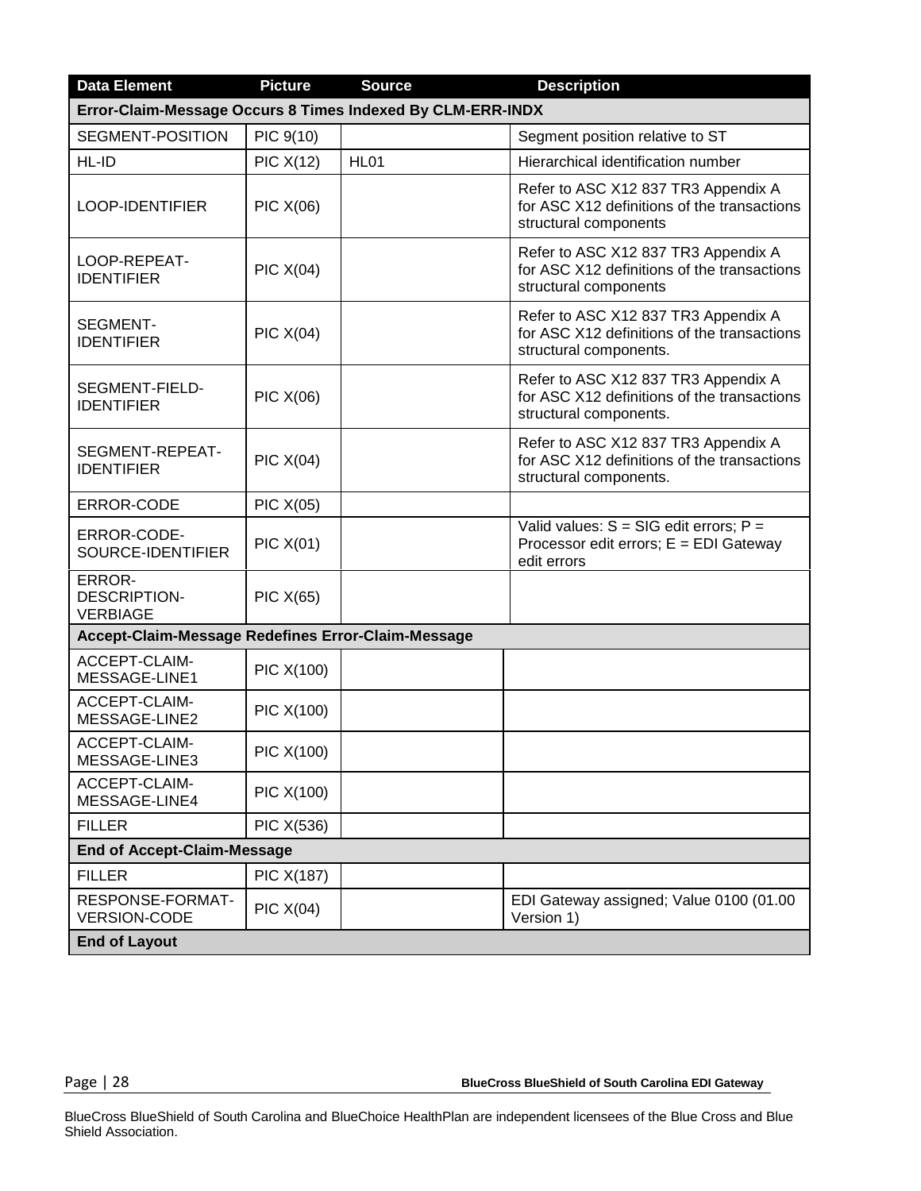| Data Element | Picture | Source | Description |
|---|---|---|---|
| **Error-Claim-Message Occurs 8 Times Indexed By CLM-ERR-INDX** | | | |
| SEGMENT-POSITION | PIC 9(10) | | Segment position relative to ST |
| HL-ID | PIC X(12) | HL01 | Hierarchical identification number |
| LOOP-IDENTIFIER | PIC X(06) | | Refer to ASC X12 837 TR3 Appendix A for ASC X12 definitions of the transactions structural components |
| LOOP-REPEAT-IDENTIFIER | PIC X(04) | | Refer to ASC X12 837 TR3 Appendix A for ASC X12 definitions of the transactions structural components |
| SEGMENT-IDENTIFIER | PIC X(04) | | Refer to ASC X12 837 TR3 Appendix A for ASC X12 definitions of the transactions structural components. |
| SEGMENT-FIELD-IDENTIFIER | PIC X(06) | | Refer to ASC X12 837 TR3 Appendix A for ASC X12 definitions of the transactions structural components. |
| SEGMENT-REPEAT-IDENTIFIER | PIC X(04) | | Refer to ASC X12 837 TR3 Appendix A for ASC X12 definitions of the transactions structural components. |
| ERROR-CODE | PIC X(05) | | |
| ERROR-CODE-SOURCE-IDENTIFIER | PIC X(01) | | Valid values: S = SIG edit errors; P = Processor edit errors; E = EDI Gateway edit errors |
| ERROR-DESCRIPTION-VERBIAGE | PIC X(65) | | |
| **Accept-Claim-Message Redefines Error-Claim-Message** | | | |
| ACCEPT-CLAIM-MESSAGE-LINE1 | PIC X(100) | | |
| ACCEPT-CLAIM-MESSAGE-LINE2 | PIC X(100) | | |
| ACCEPT-CLAIM-MESSAGE-LINE3 | PIC X(100) | | |
| ACCEPT-CLAIM-MESSAGE-LINE4 | PIC X(100) | | |
| FILLER | PIC X(536) | | |
| **End of Accept-Claim-Message** | | | |
| FILLER | PIC X(187) | | |
| RESPONSE-FORMAT-VERSION-CODE | PIC X(04) | | EDI Gateway assigned; Value 0100 (01.00 Version 1) |
| **End of Layout** | | | |

BlueCross BlueShield of South Carolina and BlueChoice HealthPlan are independent licensees of the Blue Cross and Blue Shield Association.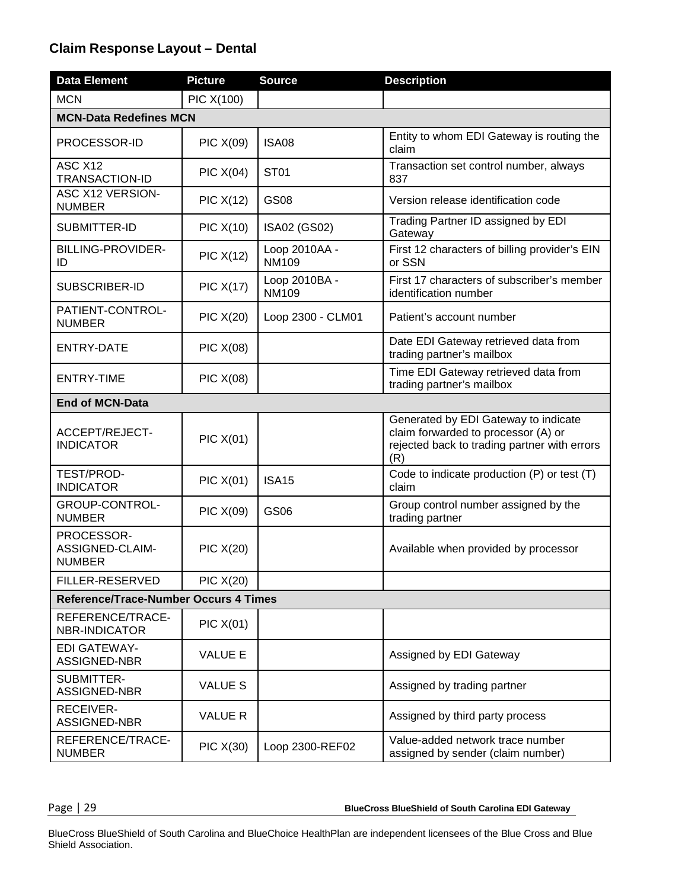## Claim Response Layout – Dental

| Data Element | Picture | Source | Description |
|---|---|---|---|
| MCN | PIC X(100) | | |
| **MCN-Data Redefines MCN** | | | |
| PROCESSOR-ID | PIC X(09) | ISA08 | Entity to whom EDI Gateway is routing the claim |
| ASC X12 TRANSACTION-ID | PIC X(04) | ST01 | Transaction set control number, always 837 |
| ASC X12 VERSION-NUMBER | PIC X(12) | GS08 | Version release identification code |
| SUBMITTER-ID | PIC X(10) | ISA02 (GS02) | Trading Partner ID assigned by EDI Gateway |
| BILLING-PROVIDER-ID | PIC X(12) | Loop 2010AA - NM109 | First 12 characters of billing provider's EIN or SSN |
| SUBSCRIBER-ID | PIC X(17) | Loop 2010BA - NM109 | First 17 characters of subscriber's member identification number |
| PATIENT-CONTROL-NUMBER | PIC X(20) | Loop 2300 - CLM01 | Patient's account number |
| ENTRY-DATE | PIC X(08) | | Date EDI Gateway retrieved data from trading partner's mailbox |
| ENTRY-TIME | PIC X(08) | | Time EDI Gateway retrieved data from trading partner's mailbox |
| **End of MCN-Data** | | | |
| ACCEPT/REJECT-INDICATOR | PIC X(01) | | Generated by EDI Gateway to indicate claim forwarded to processor (A) or rejected back to trading partner with errors (R) |
| TEST/PROD-INDICATOR | PIC X(01) | ISA15 | Code to indicate production (P) or test (T) claim |
| GROUP-CONTROL-NUMBER | PIC X(09) | GS06 | Group control number assigned by the trading partner |
| PROCESSOR-ASSIGNED-CLAIM-NUMBER | PIC X(20) | | Available when provided by processor |
| FILLER-RESERVED | PIC X(20) | | |
| **Reference/Trace-Number Occurs 4 Times** | | | |
| REFERENCE/TRACE-NBR-INDICATOR | PIC X(01) | | |
| EDI GATEWAY-ASSIGNED-NBR | VALUE E | | Assigned by EDI Gateway |
| SUBMITTER-ASSIGNED-NBR | VALUE S | | Assigned by trading partner |
| RECEIVER-ASSIGNED-NBR | VALUE R | | Assigned by third party process |
| REFERENCE/TRACE-NUMBER | PIC X(30) | Loop 2300-REF02 | Value-added network trace number assigned by sender (claim number) |

BlueCross BlueShield of South Carolina and BlueChoice HealthPlan are independent licensees of the Blue Cross and Blue Shield Association.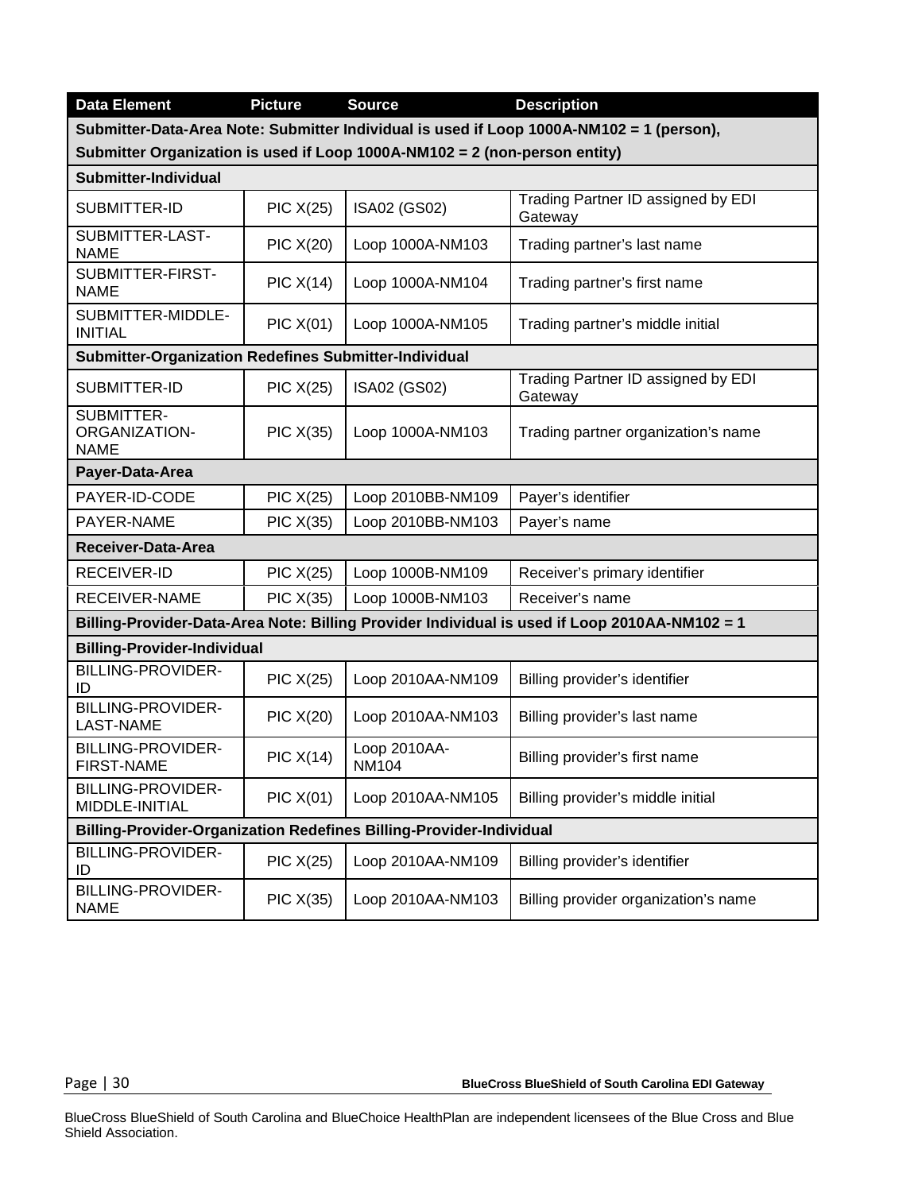| Data Element | Picture | Source | Description |
|---|---|---|---|
| **Submitter-Data-Area Note: Submitter Individual is used if Loop 1000A-NM102 = 1 (person), Submitter Organization is used if Loop 1000A-NM102 = 2 (non-person entity)** | | | |
| **Submitter-Individual** | | | |
| SUBMITTER-ID | PIC X(25) | ISA02 (GS02) | Trading Partner ID assigned by EDI Gateway |
| SUBMITTER-LAST-NAME | PIC X(20) | Loop 1000A-NM103 | Trading partner's last name |
| SUBMITTER-FIRST-NAME | PIC X(14) | Loop 1000A-NM104 | Trading partner's first name |
| SUBMITTER-MIDDLE-INITIAL | PIC X(01) | Loop 1000A-NM105 | Trading partner's middle initial |
| **Submitter-Organization Redefines Submitter-Individual** | | | |
| SUBMITTER-ID | PIC X(25) | ISA02 (GS02) | Trading Partner ID assigned by EDI Gateway |
| SUBMITTER-ORGANIZATION-NAME | PIC X(35) | Loop 1000A-NM103 | Trading partner organization's name |
| **Payer-Data-Area** | | | |
| PAYER-ID-CODE | PIC X(25) | Loop 2010BB-NM109 | Payer's identifier |
| PAYER-NAME | PIC X(35) | Loop 2010BB-NM103 | Payer's name |
| **Receiver-Data-Area** | | | |
| RECEIVER-ID | PIC X(25) | Loop 1000B-NM109 | Receiver's primary identifier |
| RECEIVER-NAME | PIC X(35) | Loop 1000B-NM103 | Receiver's name |
| **Billing-Provider-Data-Area Note: Billing Provider Individual is used if Loop 2010AA-NM102 = 1** | | | |
| **Billing-Provider-Individual** | | | |
| BILLING-PROVIDER-ID | PIC X(25) | Loop 2010AA-NM109 | Billing provider's identifier |
| BILLING-PROVIDER-LAST-NAME | PIC X(20) | Loop 2010AA-NM103 | Billing provider's last name |
| BILLING-PROVIDER-FIRST-NAME | PIC X(14) | Loop 2010AA-NM104 | Billing provider's first name |
| BILLING-PROVIDER-MIDDLE-INITIAL | PIC X(01) | Loop 2010AA-NM105 | Billing provider's middle initial |
| **Billing-Provider-Organization Redefines Billing-Provider-Individual** | | | |
| BILLING-PROVIDER-ID | PIC X(25) | Loop 2010AA-NM109 | Billing provider's identifier |
| BILLING-PROVIDER-NAME | PIC X(35) | Loop 2010AA-NM103 | Billing provider organization's name |

BlueCross BlueShield of South Carolina and BlueChoice HealthPlan are independent licensees of the Blue Cross and Blue Shield Association.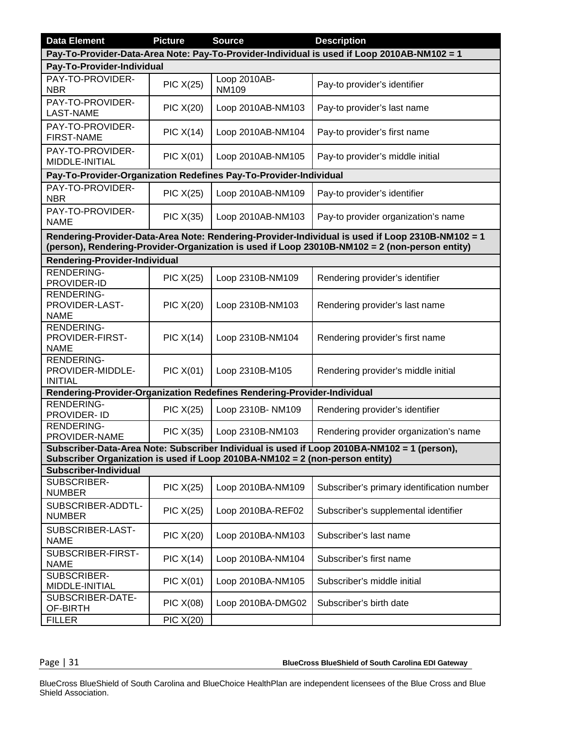| Data Element | Picture | Source | Description |
|---|---|---|---|
| **Pay-To-Provider-Data-Area Note: Pay-To-Provider-Individual is used if Loop 2010AB-NM102 = 1** | | | |
| **Pay-To-Provider-Individual** | | | |
| PAY-TO-PROVIDER-NBR | PIC X(25) | Loop 2010AB-NM109 | Pay-to provider's identifier |
| PAY-TO-PROVIDER-LAST-NAME | PIC X(20) | Loop 2010AB-NM103 | Pay-to provider's last name |
| PAY-TO-PROVIDER-FIRST-NAME | PIC X(14) | Loop 2010AB-NM104 | Pay-to provider's first name |
| PAY-TO-PROVIDER-MIDDLE-INITIAL | PIC X(01) | Loop 2010AB-NM105 | Pay-to provider's middle initial |
| **Pay-To-Provider-Organization Redefines Pay-To-Provider-Individual** | | | |
| PAY-TO-PROVIDER-NBR | PIC X(25) | Loop 2010AB-NM109 | Pay-to provider's identifier |
| PAY-TO-PROVIDER-NAME | PIC X(35) | Loop 2010AB-NM103 | Pay-to provider organization's name |
| **Rendering-Provider-Data-Area Note: Rendering-Provider-Individual is used if Loop 2310B-NM102 = 1 (person), Rendering-Provider-Organization is used if Loop 23010B-NM102 = 2 (non-person entity)** | | | |
| **Rendering-Provider-Individual** | | | |
| RENDERING-PROVIDER-ID | PIC X(25) | Loop 2310B-NM109 | Rendering provider's identifier |
| RENDERING-PROVIDER-LAST-NAME | PIC X(20) | Loop 2310B-NM103 | Rendering provider's last name |
| RENDERING-PROVIDER-FIRST-NAME | PIC X(14) | Loop 2310B-NM104 | Rendering provider's first name |
| RENDERING-PROVIDER-MIDDLE-INITIAL | PIC X(01) | Loop 2310B-M105 | Rendering provider's middle initial |
| **Rendering-Provider-Organization Redefines Rendering-Provider-Individual** | | | |
| RENDERING-PROVIDER- ID | PIC X(25) | Loop 2310B- NM109 | Rendering provider's identifier |
| RENDERING-PROVIDER-NAME | PIC X(35) | Loop 2310B-NM103 | Rendering provider organization's name |
| **Subscriber-Data-Area Note: Subscriber Individual is used if Loop 2010BA-NM102 = 1 (person), Subscriber Organization is used if Loop 2010BA-NM102 = 2 (non-person entity)** | | | |
| **Subscriber-Individual** | | | |
| SUBSCRIBER-NUMBER | PIC X(25) | Loop 2010BA-NM109 | Subscriber's primary identification number |
| SUBSCRIBER-ADDTL-NUMBER | PIC X(25) | Loop 2010BA-REF02 | Subscriber's supplemental identifier |
| SUBSCRIBER-LAST-NAME | PIC X(20) | Loop 2010BA-NM103 | Subscriber's last name |
| SUBSCRIBER-FIRST-NAME | PIC X(14) | Loop 2010BA-NM104 | Subscriber's first name |
| SUBSCRIBER-MIDDLE-INITIAL | PIC X(01) | Loop 2010BA-NM105 | Subscriber's middle initial |
| SUBSCRIBER-DATE-OF-BIRTH | PIC X(08) | Loop 2010BA-DMG02 | Subscriber's birth date |
| FILLER | PIC X(20) | | |

BlueCross BlueShield of South Carolina and BlueChoice HealthPlan are independent licensees of the Blue Cross and Blue Shield Association.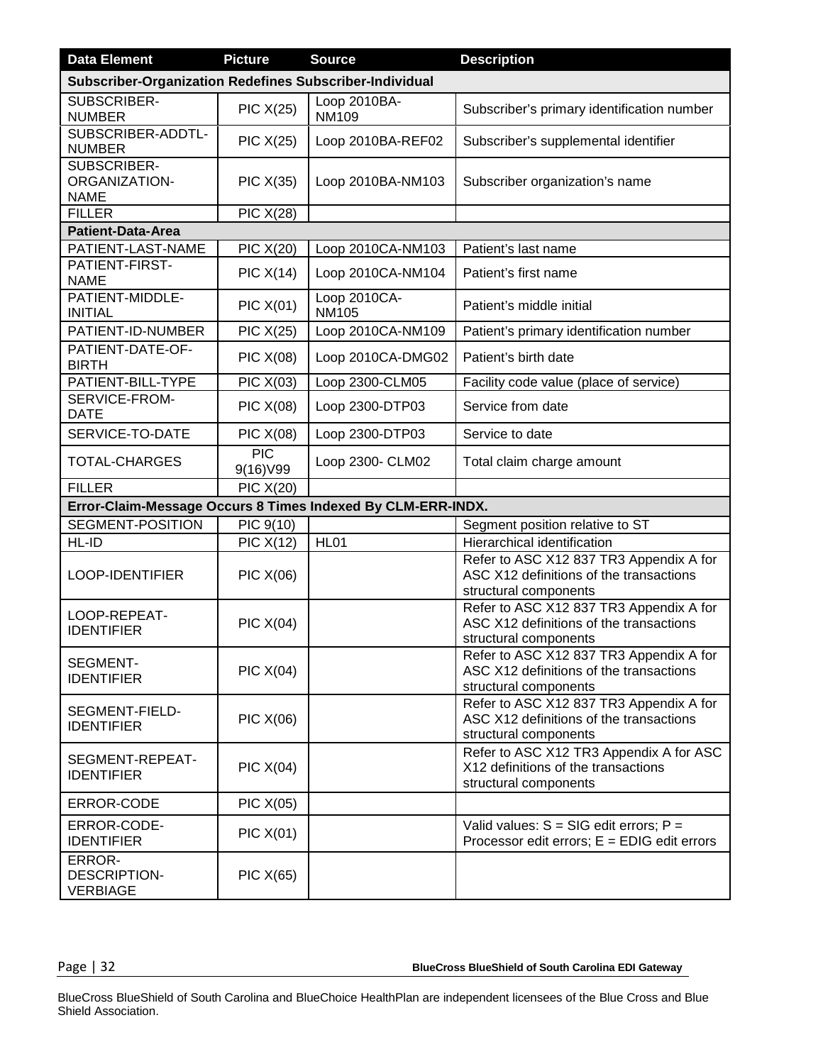| Data Element | Picture | Source | Description |
|---|---|---|---|
| **Subscriber-Organization Redefines Subscriber-Individual** | | | |
| SUBSCRIBER-NUMBER | PIC X(25) | Loop 2010BA-NM109 | Subscriber's primary identification number |
| SUBSCRIBER-ADDTL-NUMBER | PIC X(25) | Loop 2010BA-REF02 | Subscriber's supplemental identifier |
| SUBSCRIBER-ORGANIZATION-NAME | PIC X(35) | Loop 2010BA-NM103 | Subscriber organization's name |
| FILLER | PIC X(28) | | |
| **Patient-Data-Area** | | | |
| PATIENT-LAST-NAME | PIC X(20) | Loop 2010CA-NM103 | Patient's last name |
| PATIENT-FIRST-NAME | PIC X(14) | Loop 2010CA-NM104 | Patient's first name |
| PATIENT-MIDDLE-INITIAL | PIC X(01) | Loop 2010CA-NM105 | Patient's middle initial |
| PATIENT-ID-NUMBER | PIC X(25) | Loop 2010CA-NM109 | Patient's primary identification number |
| PATIENT-DATE-OF-BIRTH | PIC X(08) | Loop 2010CA-DMG02 | Patient's birth date |
| PATIENT-BILL-TYPE | PIC X(03) | Loop 2300-CLM05 | Facility code value (place of service) |
| SERVICE-FROM-DATE | PIC X(08) | Loop 2300-DTP03 | Service from date |
| SERVICE-TO-DATE | PIC X(08) | Loop 2300-DTP03 | Service to date |
| TOTAL-CHARGES | PIC 9(16)V99 | Loop 2300- CLM02 | Total claim charge amount |
| FILLER | PIC X(20) | | |
| **Error-Claim-Message Occurs 8 Times Indexed By CLM-ERR-INDX.** | | | |
| SEGMENT-POSITION | PIC 9(10) | | Segment position relative to ST |
| HL-ID | PIC X(12) | HL01 | Hierarchical identification |
| LOOP-IDENTIFIER | PIC X(06) | | Refer to ASC X12 837 TR3 Appendix A for ASC X12 definitions of the transactions structural components |
| LOOP-REPEAT-IDENTIFIER | PIC X(04) | | Refer to ASC X12 837 TR3 Appendix A for ASC X12 definitions of the transactions structural components |
| SEGMENT-IDENTIFIER | PIC X(04) | | Refer to ASC X12 837 TR3 Appendix A for ASC X12 definitions of the transactions structural components |
| SEGMENT-FIELD-IDENTIFIER | PIC X(06) | | Refer to ASC X12 837 TR3 Appendix A for ASC X12 definitions of the transactions structural components |
| SEGMENT-REPEAT-IDENTIFIER | PIC X(04) | | Refer to ASC X12 TR3 Appendix A for ASC X12 definitions of the transactions structural components |
| ERROR-CODE | PIC X(05) | | |
| ERROR-CODE-IDENTIFIER | PIC X(01) | | Valid values: S = SIG edit errors; P = Processor edit errors; E = EDIG edit errors |
| ERROR-DESCRIPTION-VERBIAGE | PIC X(65) | | |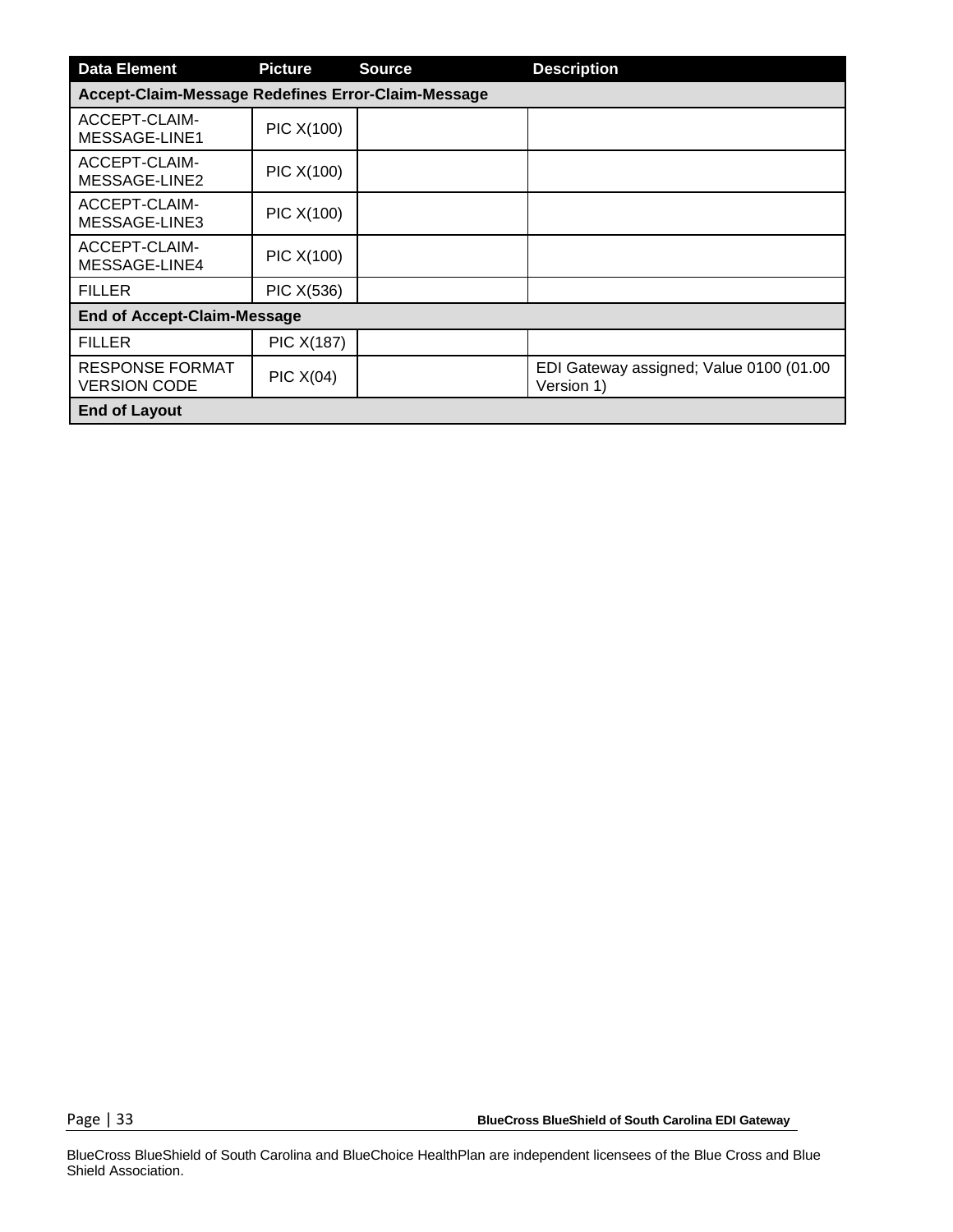| Data Element | Picture | Source | Description |
|---|---|---|---|
| **Accept-Claim-Message Redefines Error-Claim-Message** | | | |
| ACCEPT-CLAIM-MESSAGE-LINE1 | PIC X(100) | | |
| ACCEPT-CLAIM-MESSAGE-LINE2 | PIC X(100) | | |
| ACCEPT-CLAIM-MESSAGE-LINE3 | PIC X(100) | | |
| ACCEPT-CLAIM-MESSAGE-LINE4 | PIC X(100) | | |
| FILLER | PIC X(536) | | |
| **End of Accept-Claim-Message** | | | |
| FILLER | PIC X(187) | | |
| RESPONSE FORMAT VERSION CODE | PIC X(04) | | EDI Gateway assigned; Value 0100 (01.00 Version 1) |
| **End of Layout** | | | |

BlueCross BlueShield of South Carolina and BlueChoice HealthPlan are independent licensees of the Blue Cross and Blue Shield Association.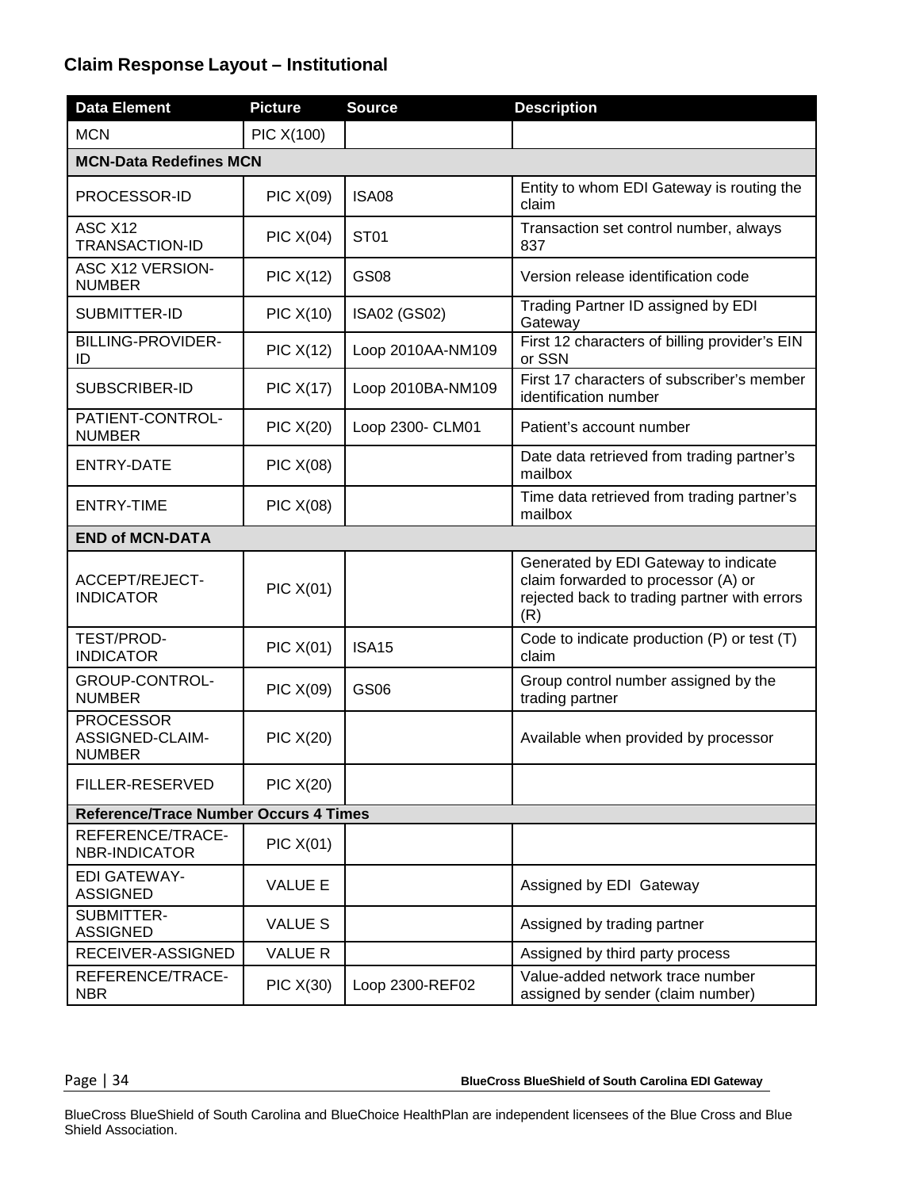## Claim Response Layout – Institutional

| Data Element | Picture | Source | Description |
|---|---|---|---|
| MCN | PIC X(100) | | |
| **MCN-Data Redefines MCN** | | | |
| PROCESSOR-ID | PIC X(09) | ISA08 | Entity to whom EDI Gateway is routing the claim |
| ASC X12 TRANSACTION-ID | PIC X(04) | ST01 | Transaction set control number, always 837 |
| ASC X12 VERSION-NUMBER | PIC X(12) | GS08 | Version release identification code |
| SUBMITTER-ID | PIC X(10) | ISA02 (GS02) | Trading Partner ID assigned by EDI Gateway |
| BILLING-PROVIDER-ID | PIC X(12) | Loop 2010AA-NM109 | First 12 characters of billing provider's EIN or SSN |
| SUBSCRIBER-ID | PIC X(17) | Loop 2010BA-NM109 | First 17 characters of subscriber's member identification number |
| PATIENT-CONTROL-NUMBER | PIC X(20) | Loop 2300- CLM01 | Patient's account number |
| ENTRY-DATE | PIC X(08) | | Date data retrieved from trading partner's mailbox |
| ENTRY-TIME | PIC X(08) | | Time data retrieved from trading partner's mailbox |
| **END of MCN-DATA** | | | |
| ACCEPT/REJECT-INDICATOR | PIC X(01) | | Generated by EDI Gateway to indicate claim forwarded to processor (A) or rejected back to trading partner with errors (R) |
| TEST/PROD-INDICATOR | PIC X(01) | ISA15 | Code to indicate production (P) or test (T) claim |
| GROUP-CONTROL-NUMBER | PIC X(09) | GS06 | Group control number assigned by the trading partner |
| PROCESSOR ASSIGNED-CLAIM-NUMBER | PIC X(20) | | Available when provided by processor |
| FILLER-RESERVED | PIC X(20) | | |
| **Reference/Trace Number Occurs 4 Times** | | | |
| REFERENCE/TRACE-NBR-INDICATOR | PIC X(01) | | |
| EDI GATEWAY-ASSIGNED | VALUE E | | Assigned by EDI Gateway |
| SUBMITTER-ASSIGNED | VALUE S | | Assigned by trading partner |
| RECEIVER-ASSIGNED | VALUE R | | Assigned by third party process |
| REFERENCE/TRACE-NBR | PIC X(30) | Loop 2300-REF02 | Value-added network trace number assigned by sender (claim number) |

BlueCross BlueShield of South Carolina and BlueChoice HealthPlan are independent licensees of the Blue Cross and Blue Shield Association.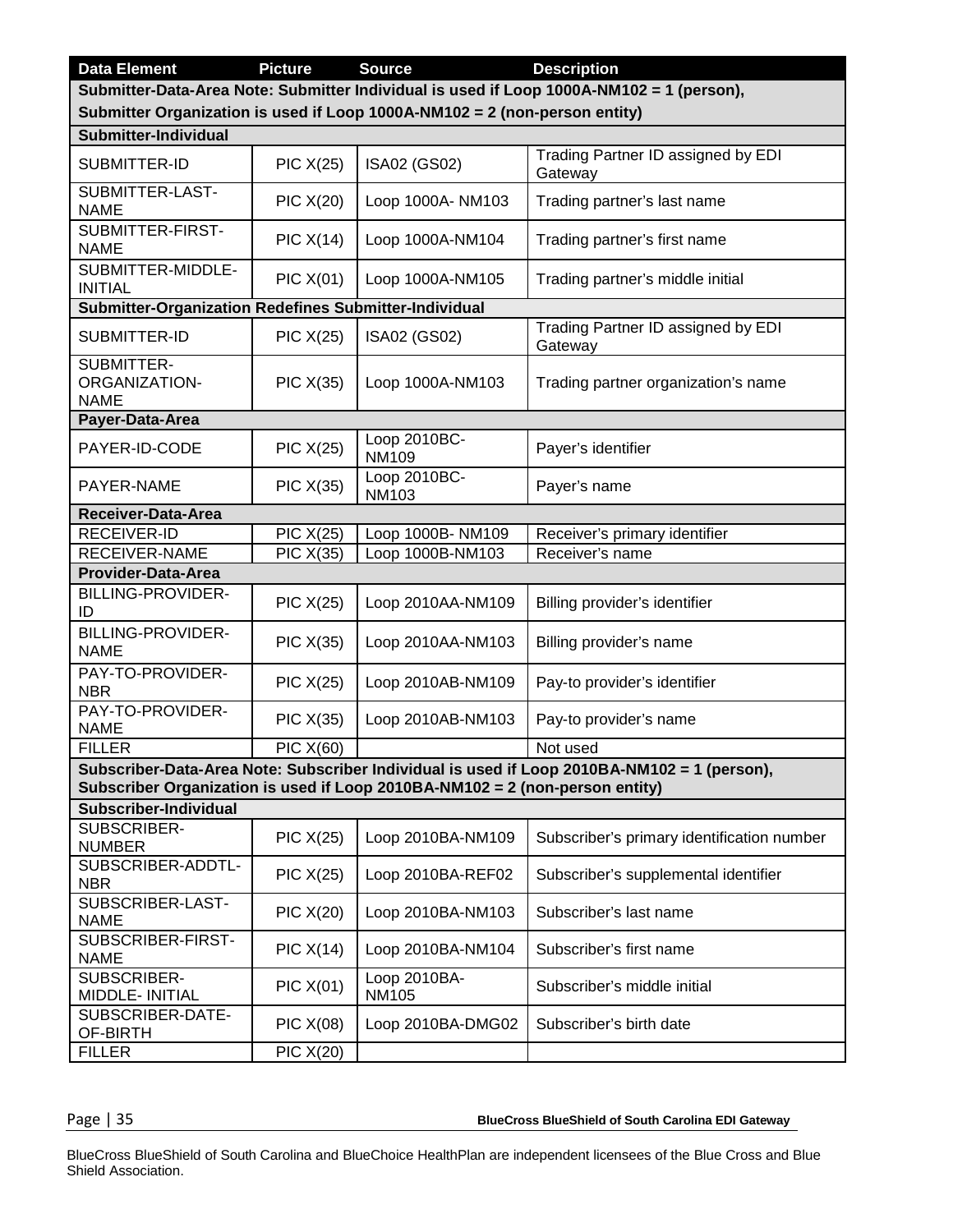| Data Element | Picture | Source | Description |
|---|---|---|---|
| **Submitter-Data-Area Note: Submitter Individual is used if Loop 1000A-NM102 = 1 (person), Submitter Organization is used if Loop 1000A-NM102 = 2 (non-person entity)** | | | |
| **Submitter-Individual** | | | |
| SUBMITTER-ID | PIC X(25) | ISA02 (GS02) | Trading Partner ID assigned by EDI Gateway |
| SUBMITTER-LAST-NAME | PIC X(20) | Loop 1000A- NM103 | Trading partner's last name |
| SUBMITTER-FIRST-NAME | PIC X(14) | Loop 1000A-NM104 | Trading partner's first name |
| SUBMITTER-MIDDLE-INITIAL | PIC X(01) | Loop 1000A-NM105 | Trading partner's middle initial |
| **Submitter-Organization Redefines Submitter-Individual** | | | |
| SUBMITTER-ID | PIC X(25) | ISA02 (GS02) | Trading Partner ID assigned by EDI Gateway |
| SUBMITTER-ORGANIZATION-NAME | PIC X(35) | Loop 1000A-NM103 | Trading partner organization's name |
| **Payer-Data-Area** | | | |
| PAYER-ID-CODE | PIC X(25) | Loop 2010BC-NM109 | Payer's identifier |
| PAYER-NAME | PIC X(35) | Loop 2010BC-NM103 | Payer's name |
| **Receiver-Data-Area** | | | |
| RECEIVER-ID | PIC X(25) | Loop 1000B- NM109 | Receiver's primary identifier |
| RECEIVER-NAME | PIC X(35) | Loop 1000B-NM103 | Receiver's name |
| **Provider-Data-Area** | | | |
| BILLING-PROVIDER-ID | PIC X(25) | Loop 2010AA-NM109 | Billing provider's identifier |
| BILLING-PROVIDER-NAME | PIC X(35) | Loop 2010AA-NM103 | Billing provider's name |
| PAY-TO-PROVIDER-NBR | PIC X(25) | Loop 2010AB-NM109 | Pay-to provider's identifier |
| PAY-TO-PROVIDER-NAME | PIC X(35) | Loop 2010AB-NM103 | Pay-to provider's name |
| FILLER | PIC X(60) | | Not used |
| **Subscriber-Data-Area Note: Subscriber Individual is used if Loop 2010BA-NM102 = 1 (person), Subscriber Organization is used if Loop 2010BA-NM102 = 2 (non-person entity)** | | | |
| **Subscriber-Individual** | | | |
| SUBSCRIBER-NUMBER | PIC X(25) | Loop 2010BA-NM109 | Subscriber's primary identification number |
| SUBSCRIBER-ADDTL-NBR | PIC X(25) | Loop 2010BA-REF02 | Subscriber's supplemental identifier |
| SUBSCRIBER-LAST-NAME | PIC X(20) | Loop 2010BA-NM103 | Subscriber's last name |
| SUBSCRIBER-FIRST-NAME | PIC X(14) | Loop 2010BA-NM104 | Subscriber's first name |
| SUBSCRIBER-MIDDLE- INITIAL | PIC X(01) | Loop 2010BA-NM105 | Subscriber's middle initial |
| SUBSCRIBER-DATE-OF-BIRTH | PIC X(08) | Loop 2010BA-DMG02 | Subscriber's birth date |
| FILLER | PIC X(20) | | |

BlueCross BlueShield of South Carolina and BlueChoice HealthPlan are independent licensees of the Blue Cross and Blue Shield Association.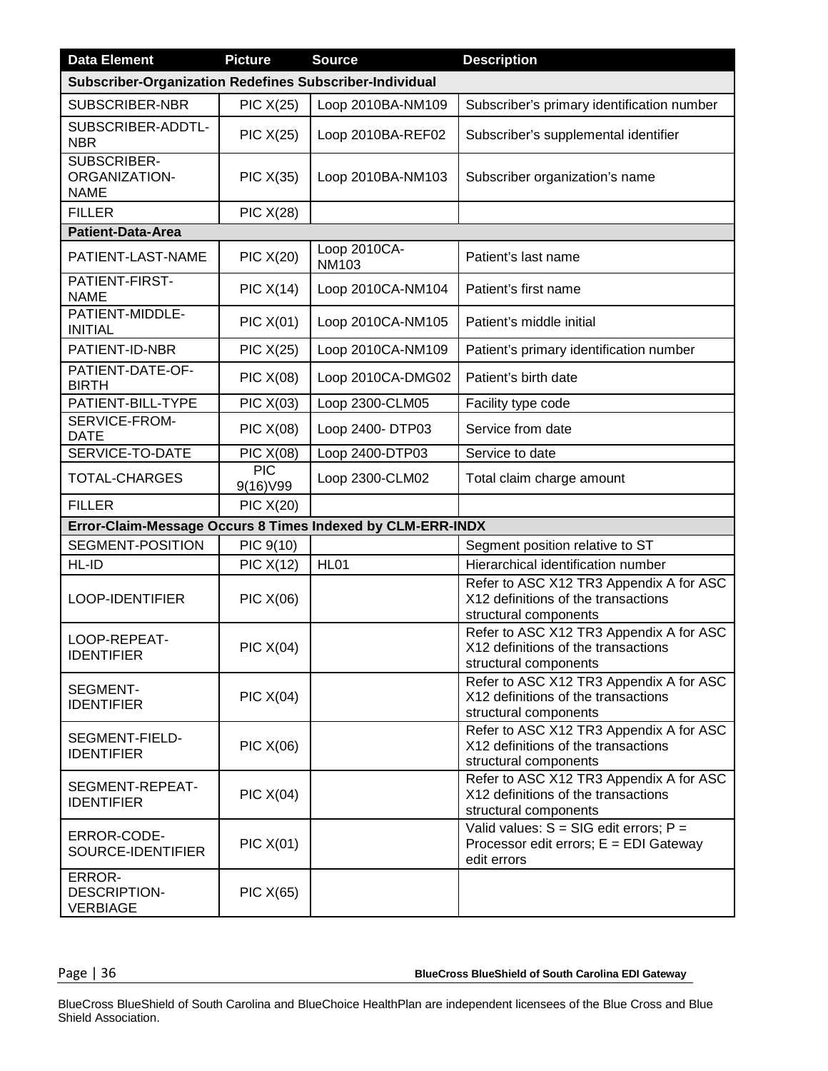| Data Element | Picture | Source | Description |
|---|---|---|---|
| **Subscriber-Organization Redefines Subscriber-Individual** | | | |
| SUBSCRIBER-NBR | PIC X(25) | Loop 2010BA-NM109 | Subscriber's primary identification number |
| SUBSCRIBER-ADDTL-NBR | PIC X(25) | Loop 2010BA-REF02 | Subscriber's supplemental identifier |
| SUBSCRIBER-ORGANIZATION-NAME | PIC X(35) | Loop 2010BA-NM103 | Subscriber organization's name |
| FILLER | PIC X(28) | | |
| **Patient-Data-Area** | | | |
| PATIENT-LAST-NAME | PIC X(20) | Loop 2010CA-NM103 | Patient's last name |
| PATIENT-FIRST-NAME | PIC X(14) | Loop 2010CA-NM104 | Patient's first name |
| PATIENT-MIDDLE-INITIAL | PIC X(01) | Loop 2010CA-NM105 | Patient's middle initial |
| PATIENT-ID-NBR | PIC X(25) | Loop 2010CA-NM109 | Patient's primary identification number |
| PATIENT-DATE-OF-BIRTH | PIC X(08) | Loop 2010CA-DMG02 | Patient's birth date |
| PATIENT-BILL-TYPE | PIC X(03) | Loop 2300-CLM05 | Facility type code |
| SERVICE-FROM-DATE | PIC X(08) | Loop 2400- DTP03 | Service from date |
| SERVICE-TO-DATE | PIC X(08) | Loop 2400-DTP03 | Service to date |
| TOTAL-CHARGES | PIC 9(16)V99 | Loop 2300-CLM02 | Total claim charge amount |
| FILLER | PIC X(20) | | |
| **Error-Claim-Message Occurs 8 Times Indexed by CLM-ERR-INDX** | | | |
| SEGMENT-POSITION | PIC 9(10) | | Segment position relative to ST |
| HL-ID | PIC X(12) | HL01 | Hierarchical identification number |
| LOOP-IDENTIFIER | PIC X(06) | | Refer to ASC X12 TR3 Appendix A for ASC X12 definitions of the transactions structural components |
| LOOP-REPEAT-IDENTIFIER | PIC X(04) | | Refer to ASC X12 TR3 Appendix A for ASC X12 definitions of the transactions structural components |
| SEGMENT-IDENTIFIER | PIC X(04) | | Refer to ASC X12 TR3 Appendix A for ASC X12 definitions of the transactions structural components |
| SEGMENT-FIELD-IDENTIFIER | PIC X(06) | | Refer to ASC X12 TR3 Appendix A for ASC X12 definitions of the transactions structural components |
| SEGMENT-REPEAT-IDENTIFIER | PIC X(04) | | Refer to ASC X12 TR3 Appendix A for ASC X12 definitions of the transactions structural components |
| ERROR-CODE-SOURCE-IDENTIFIER | PIC X(01) | | Valid values: S = SIG edit errors; P = Processor edit errors; E = EDI Gateway edit errors |
| ERROR-DESCRIPTION-VERBIAGE | PIC X(65) | | |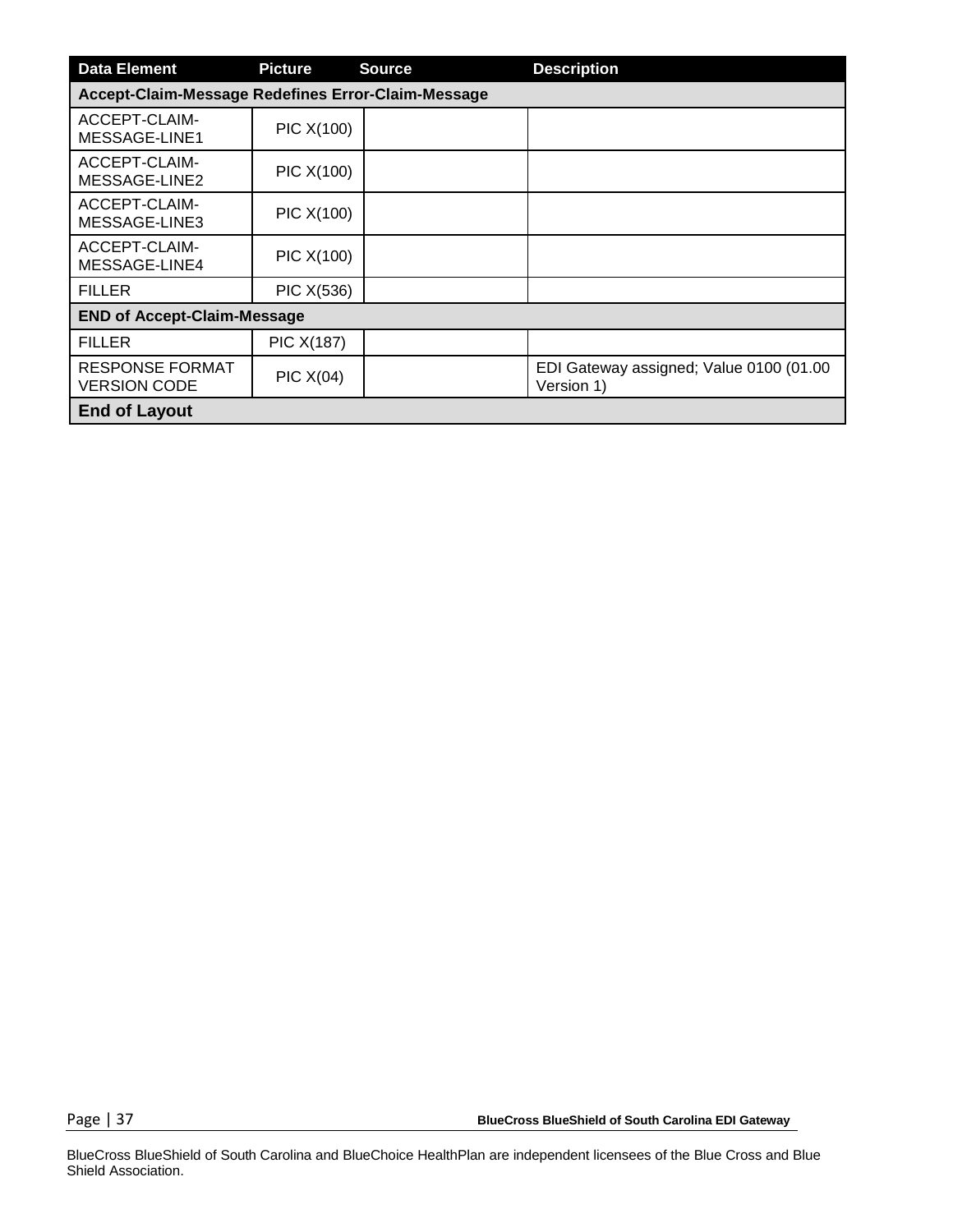| Data Element | Picture | Source | Description |
|---|---|---|---|
| **Accept-Claim-Message Redefines Error-Claim-Message** | | | |
| ACCEPT-CLAIM-MESSAGE-LINE1 | PIC X(100) | | |
| ACCEPT-CLAIM-MESSAGE-LINE2 | PIC X(100) | | |
| ACCEPT-CLAIM-MESSAGE-LINE3 | PIC X(100) | | |
| ACCEPT-CLAIM-MESSAGE-LINE4 | PIC X(100) | | |
| FILLER | PIC X(536) | | |
| **END of Accept-Claim-Message** | | | |
| FILLER | PIC X(187) | | |
| RESPONSE FORMAT VERSION CODE | PIC X(04) | | EDI Gateway assigned; Value 0100 (01.00 Version 1) |
| **End of Layout** | | | |

BlueCross BlueShield of South Carolina and BlueChoice HealthPlan are independent licensees of the Blue Cross and Blue Shield Association.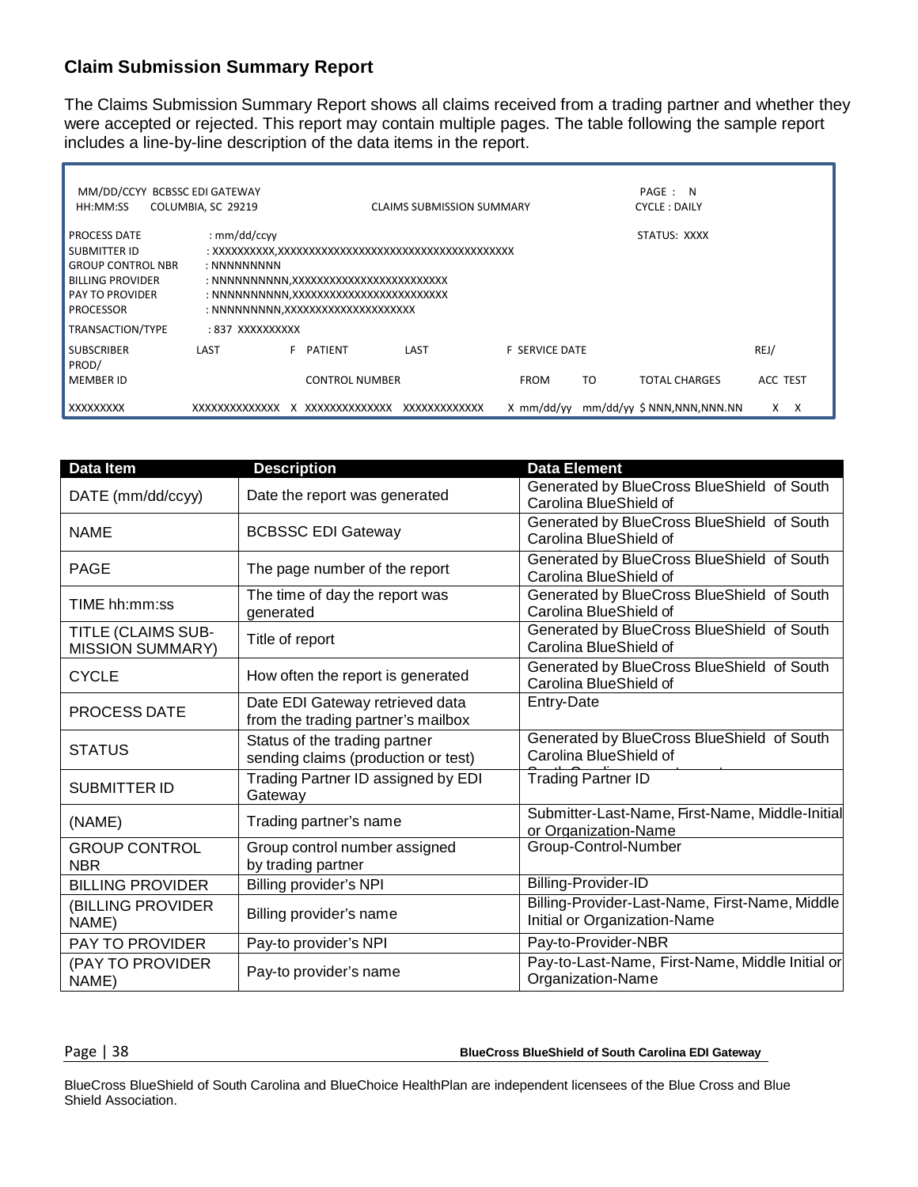## Claim Submission Summary Report

The Claims Submission Summary Report shows all claims received from a trading partner and whether they were accepted or rejected. This report may contain multiple pages. The table following the sample report includes a line-by-line description of the data items in the report.

```
 MM/DD/CCYY  BCBSSC EDI GATEWAY                                                              PAGE :   N
 HH:MM:SS    COLUMBIA, SC 29219              CLAIMS SUBMISSION SUMMARY                       CYCLE : DAILY

PROCESS DATE          : mm/dd/ccyy                                                           STATUS: XXXX
SUBMITTER ID          : XXXXXXXXXX,XXXXXXXXXXXXXXXXXXXXXXXXXXXXXXXXXXXX
GROUP CONTROL NBR     : NNNNNNNNN
BILLING PROVIDER      : NNNNNNNNNN,XXXXXXXXXXXXXXXXXXXXXXXX
PAY TO PROVIDER       : NNNNNNNNNN,XXXXXXXXXXXXXXXXXXXXXXXX
PROCESSOR             : NNNNNNNNN,XXXXXXXXXXXXXXXXXXXXX
TRANSACTION/TYPE      : 837  XXXXXXXXXX

SUBSCRIBER           LAST          F  PATIENT         LAST            F  SERVICE DATE                              REJ/
PROD/
MEMBER ID                             CONTROL NUMBER                     FROM        TO        TOTAL CHARGES        ACC  TEST

XXXXXXXXX          XXXXXXXXXXXXXX  X  XXXXXXXXXXXXX   XXXXXXXXXXXXX   X  mm/dd/yy    mm/dd/yy  $ NNN,NNN,NNN.NN      X    X
```

| Data Item | Description | Data Element |
|---|---|---|
| DATE (mm/dd/ccyy) | Date the report was generated | Generated by BlueCross BlueShield of South Carolina BlueShield of |
| NAME | BCBSSC EDI Gateway | Generated by BlueCross BlueShield of South Carolina BlueShield of |
| PAGE | The page number of the report | Generated by BlueCross BlueShield of South Carolina BlueShield of |
| TIME hh:mm:ss | The time of day the report was generated | Generated by BlueCross BlueShield of South Carolina BlueShield of |
| TITLE (CLAIMS SUB-MISSION SUMMARY) | Title of report | Generated by BlueCross BlueShield of South Carolina BlueShield of |
| CYCLE | How often the report is generated | Generated by BlueCross BlueShield of South Carolina BlueShield of |
| PROCESS DATE | Date EDI Gateway retrieved data from the trading partner's mailbox | Entry-Date |
| STATUS | Status of the trading partner sending claims (production or test) | Generated by BlueCross BlueShield of South Carolina BlueShield of |
| SUBMITTER ID | Trading Partner ID assigned by EDI Gateway | Trading Partner ID |
| (NAME) | Trading partner's name | Submitter-Last-Name, First-Name, Middle-Initial or Organization-Name |
| GROUP CONTROL NBR | Group control number assigned by trading partner | Group-Control-Number |
| BILLING PROVIDER | Billing provider's NPI | Billing-Provider-ID |
| (BILLING PROVIDER NAME) | Billing provider's name | Billing-Provider-Last-Name, First-Name, Middle Initial or Organization-Name |
| PAY TO PROVIDER | Pay-to provider's NPI | Pay-to-Provider-NBR |
| (PAY TO PROVIDER NAME) | Pay-to provider's name | Pay-to-Last-Name, First-Name, Middle Initial or Organization-Name |

BlueCross BlueShield of South Carolina and BlueChoice HealthPlan are independent licensees of the Blue Cross and Blue Shield Association.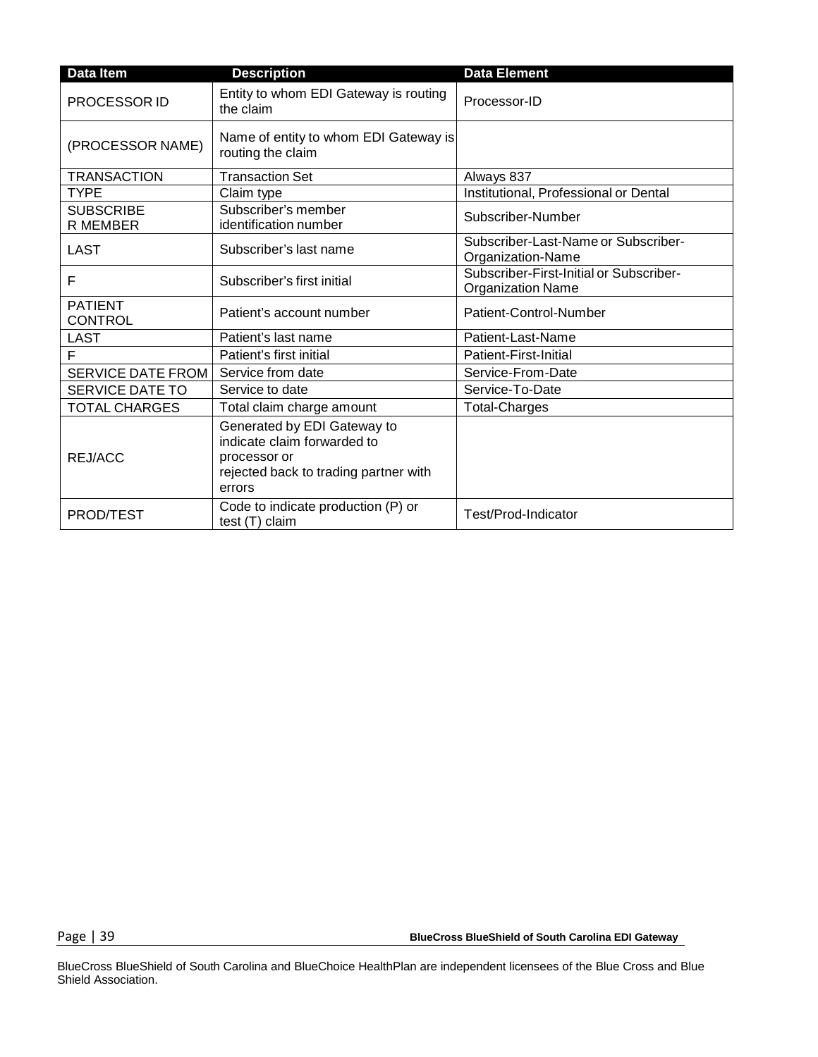| Data Item | Description | Data Element |
| --- | --- | --- |
| PROCESSOR ID | Entity to whom EDI Gateway is routing the claim | Processor-ID |
| (PROCESSOR NAME) | Name of entity to whom EDI Gateway is routing the claim | |
| TRANSACTION | Transaction Set | Always 837 |
| TYPE | Claim type | Institutional, Professional or Dental |
| SUBSCRIBER MEMBER | Subscriber's member identification number | Subscriber-Number |
| LAST | Subscriber's last name | Subscriber-Last-Name or Subscriber-Organization-Name |
| F | Subscriber's first initial | Subscriber-First-Initial or Subscriber-Organization Name |
| PATIENT CONTROL | Patient's account number | Patient-Control-Number |
| LAST | Patient's last name | Patient-Last-Name |
| F | Patient's first initial | Patient-First-Initial |
| SERVICE DATE FROM | Service from date | Service-From-Date |
| SERVICE DATE TO | Service to date | Service-To-Date |
| TOTAL CHARGES | Total claim charge amount | Total-Charges |
| REJ/ACC | Generated by EDI Gateway to indicate claim forwarded to processor or rejected back to trading partner with errors | |
| PROD/TEST | Code to indicate production (P) or test (T) claim | Test/Prod-Indicator |

BlueCross BlueShield of South Carolina and BlueChoice HealthPlan are independent licensees of the Blue Cross and Blue Shield Association.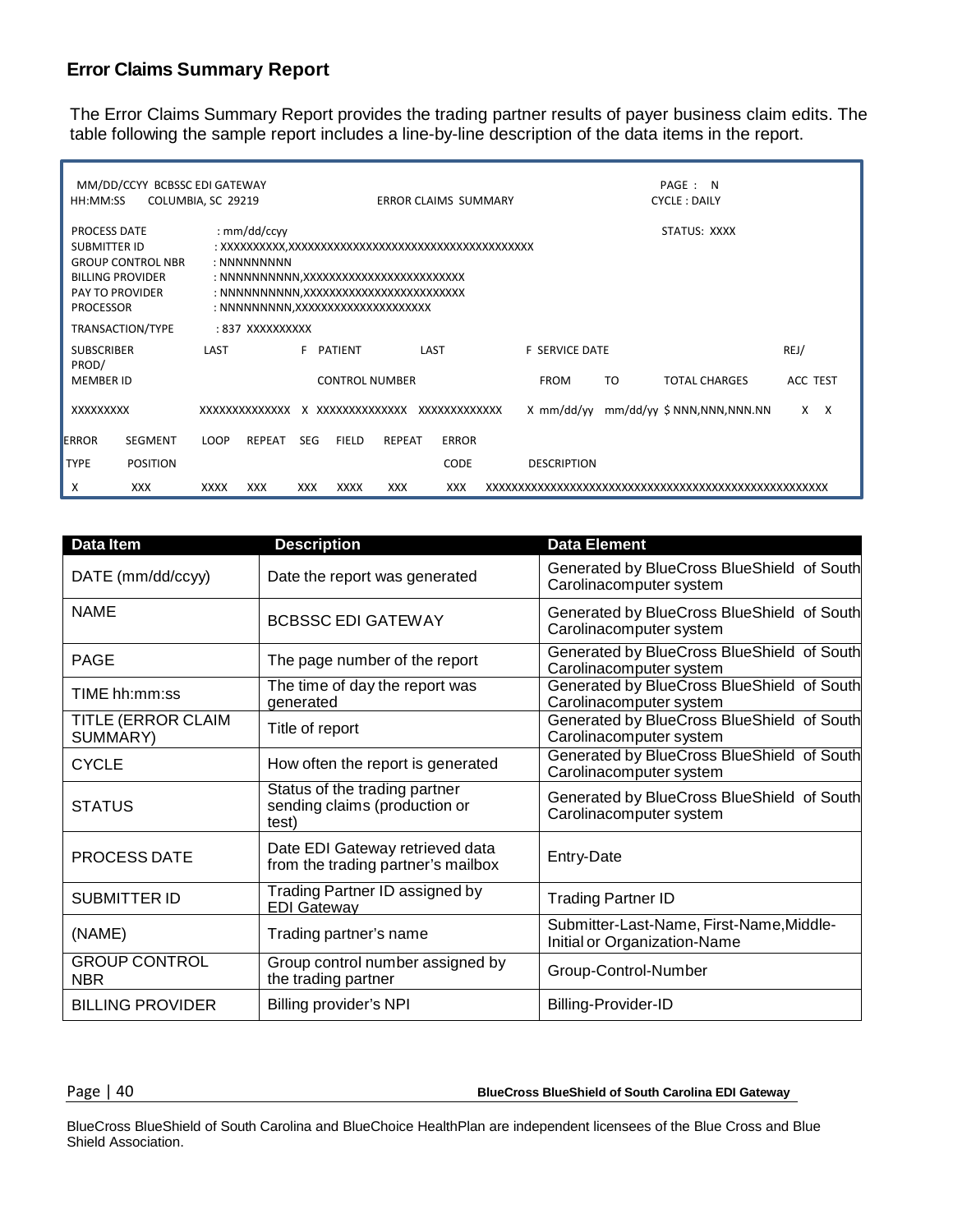## Error Claims Summary Report

The Error Claims Summary Report provides the trading partner results of payer business claim edits. The table following the sample report includes a line-by-line description of the data items in the report.

```
MM/DD/CCYY  BCBSSC EDI GATEWAY                                                        PAGE :  N
HH:MM:SS    COLUMBIA, SC 29219                  ERROR CLAIMS SUMMARY                  CYCLE : DAILY

PROCESS DATE          : mm/dd/ccyy                                                    STATUS: XXXX
SUBMITTER ID          : XXXXXXXXX,XXXXXXXXXXXXXXXXXXXXXXXXXXXXXXXXXXXXXX
GROUP CONTROL NBR     : NNNNNNNNN
BILLING PROVIDER      : NNNNNNNNNN,XXXXXXXXXXXXXXXXXXXXXXXXX
PAY TO PROVIDER       : NNNNNNNNNN,XXXXXXXXXXXXXXXXXXXXXXXXX
PROCESSOR             : NNNNNNNNNN,XXXXXXXXXXXXXXXXXXXXXX
TRANSACTION/TYPE      : 837 XXXXXXXXXX

SUBSCRIBER      LAST            F  PATIENT          LAST            F SERVICE DATE                           REJ/
PROD/
MEMBER ID                          CONTROL NUMBER                     FROM      TO        TOTAL CHARGES      ACC TEST

XXXXXXXXX       XXXXXXXXXXXXXX  X  XXXXXXXXXXXXXX   XXXXXXXXXXXXX   X mm/dd/yy  mm/dd/yy $ NNN,NNN,NNN.NN    X   X

ERROR  SEGMENT   LOOP  REPEAT  SEG  FIELD  REPEAT  ERROR
TYPE   POSITION                                    CODE    DESCRIPTION
X      XXX       XXXX  XXX     XXX  XXXX   XXX     XXX     XXXXXXXXXXXXXXXXXXXXXXXXXXXXXXXXXXXXXXXXXXXXXXXXXXXXXXXX
```

| Data Item | Description | Data Element |
|---|---|---|
| DATE (mm/dd/ccyy) | Date the report was generated | Generated by BlueCross BlueShield of South Carolinacomputer system |
| NAME | BCBSSC EDI GATEWAY | Generated by BlueCross BlueShield of South Carolinacomputer system |
| PAGE | The page number of the report | Generated by BlueCross BlueShield of South Carolinacomputer system |
| TIME hh:mm:ss | The time of day the report was generated | Generated by BlueCross BlueShield of South Carolinacomputer system |
| TITLE (ERROR CLAIM SUMMARY) | Title of report | Generated by BlueCross BlueShield of South Carolinacomputer system |
| CYCLE | How often the report is generated | Generated by BlueCross BlueShield of South Carolinacomputer system |
| STATUS | Status of the trading partner sending claims (production or test) | Generated by BlueCross BlueShield of South Carolinacomputer system |
| PROCESS DATE | Date EDI Gateway retrieved data from the trading partner's mailbox | Entry-Date |
| SUBMITTER ID | Trading Partner ID assigned by EDI Gateway | Trading Partner ID |
| (NAME) | Trading partner's name | Submitter-Last-Name, First-Name,Middle-Initial or Organization-Name |
| GROUP CONTROL NBR | Group control number assigned by the trading partner | Group-Control-Number |
| BILLING PROVIDER | Billing provider's NPI | Billing-Provider-ID |

BlueCross BlueShield of South Carolina and BlueChoice HealthPlan are independent licensees of the Blue Cross and Blue Shield Association.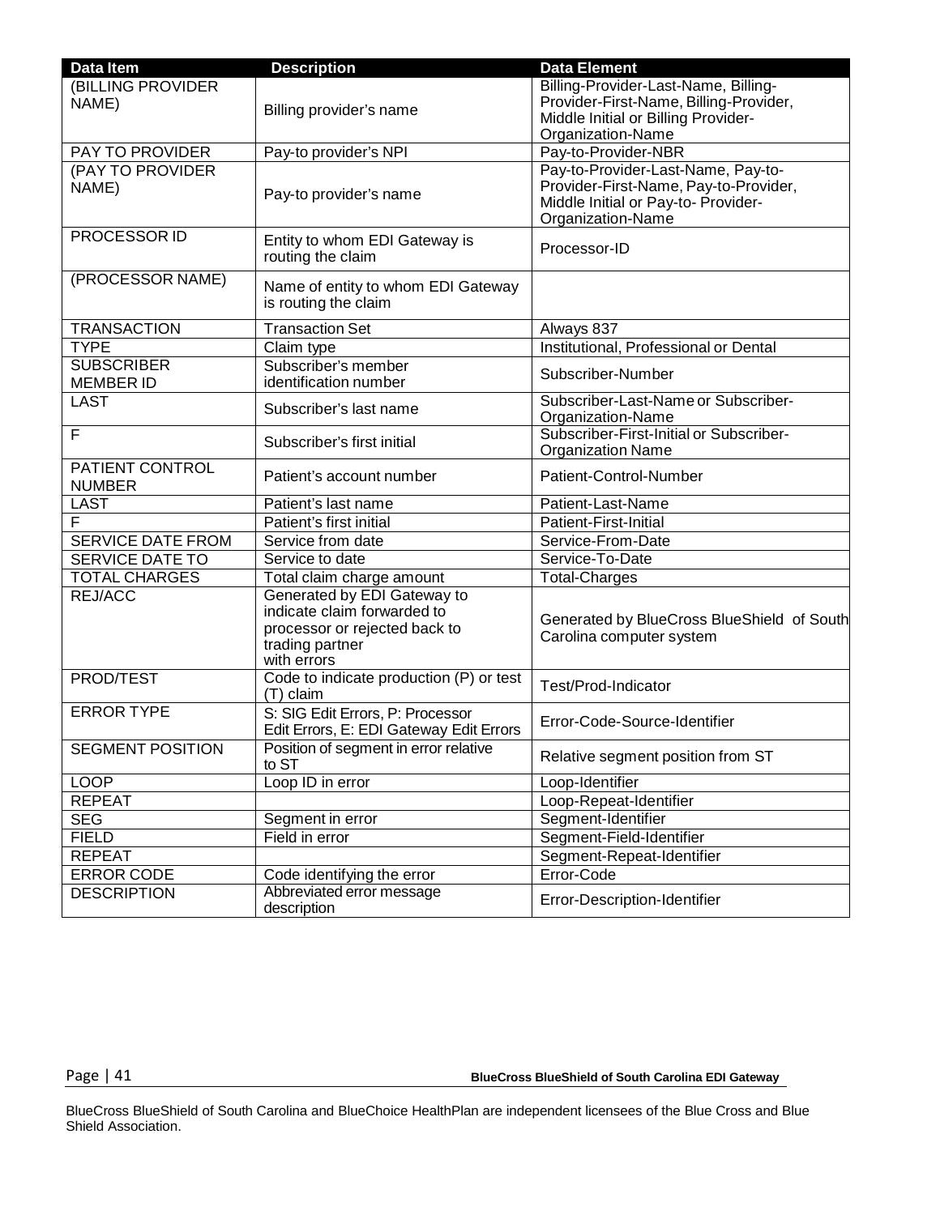| Data Item | Description | Data Element |
|---|---|---|
| (BILLING PROVIDER NAME) | Billing provider's name | Billing-Provider-Last-Name, Billing-Provider-First-Name, Billing-Provider, Middle Initial or Billing Provider-Organization-Name |
| PAY TO PROVIDER | Pay-to provider's NPI | Pay-to-Provider-NBR |
| (PAY TO PROVIDER NAME) | Pay-to provider's name | Pay-to-Provider-Last-Name, Pay-to-Provider-First-Name, Pay-to-Provider, Middle Initial or Pay-to- Provider-Organization-Name |
| PROCESSOR ID | Entity to whom EDI Gateway is routing the claim | Processor-ID |
| (PROCESSOR NAME) | Name of entity to whom EDI Gateway is routing the claim | |
| TRANSACTION | Transaction Set | Always 837 |
| TYPE | Claim type | Institutional, Professional or Dental |
| SUBSCRIBER MEMBER ID | Subscriber's member identification number | Subscriber-Number |
| LAST | Subscriber's last name | Subscriber-Last-Name or Subscriber-Organization-Name |
| F | Subscriber's first initial | Subscriber-First-Initial or Subscriber-Organization Name |
| PATIENT CONTROL NUMBER | Patient's account number | Patient-Control-Number |
| LAST | Patient's last name | Patient-Last-Name |
| F | Patient's first initial | Patient-First-Initial |
| SERVICE DATE FROM | Service from date | Service-From-Date |
| SERVICE DATE TO | Service to date | Service-To-Date |
| TOTAL CHARGES | Total claim charge amount | Total-Charges |
| REJ/ACC | Generated by EDI Gateway to indicate claim forwarded to processor or rejected back to trading partner with errors | Generated by BlueCross BlueShield of South Carolina computer system |
| PROD/TEST | Code to indicate production (P) or test (T) claim | Test/Prod-Indicator |
| ERROR TYPE | S: SIG Edit Errors, P: Processor Edit Errors, E: EDI Gateway Edit Errors | Error-Code-Source-Identifier |
| SEGMENT POSITION | Position of segment in error relative to ST | Relative segment position from ST |
| LOOP | Loop ID in error | Loop-Identifier |
| REPEAT | | Loop-Repeat-Identifier |
| SEG | Segment in error | Segment-Identifier |
| FIELD | Field in error | Segment-Field-Identifier |
| REPEAT | | Segment-Repeat-Identifier |
| ERROR CODE | Code identifying the error | Error-Code |
| DESCRIPTION | Abbreviated error message description | Error-Description-Identifier |

BlueCross BlueShield of South Carolina and BlueChoice HealthPlan are independent licensees of the Blue Cross and Blue Shield Association.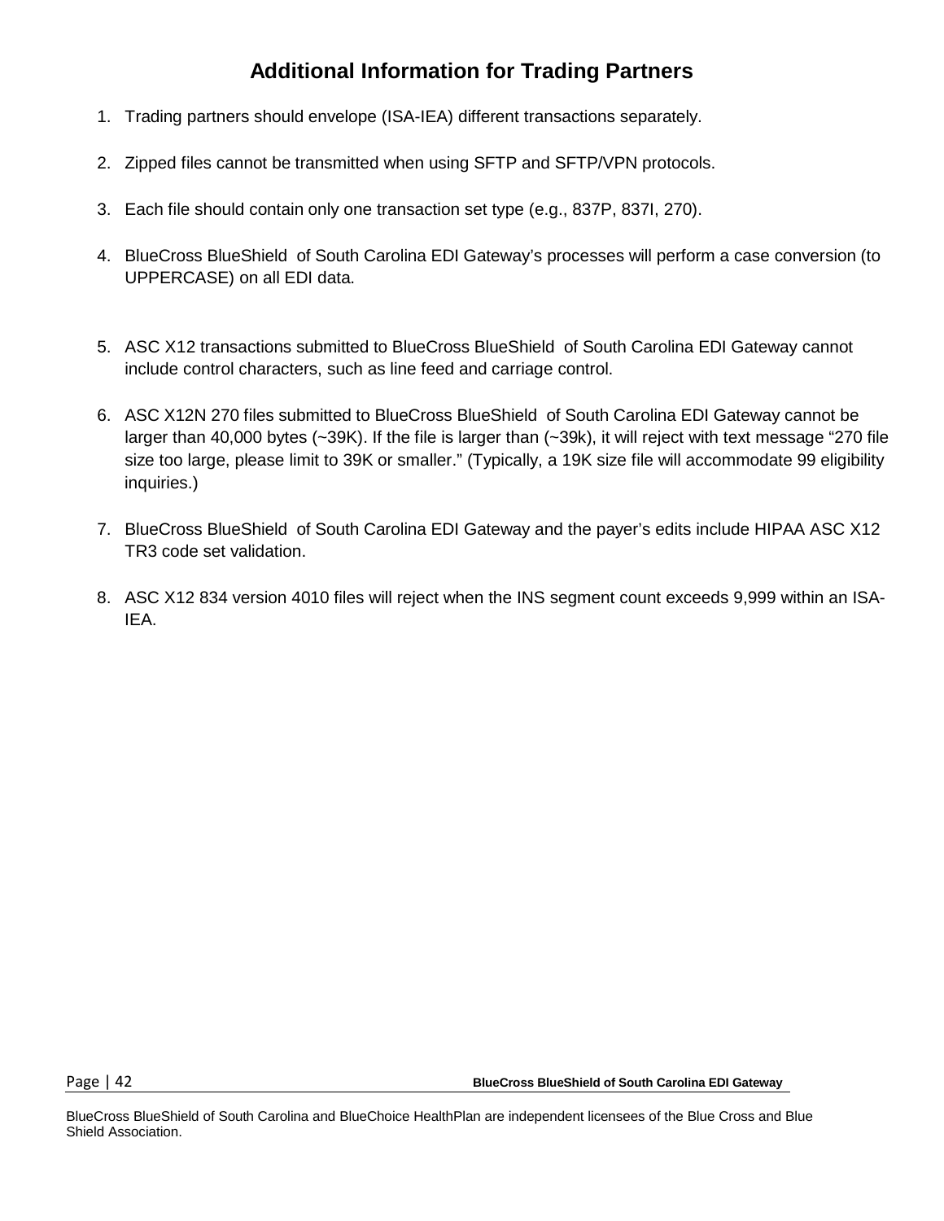## Additional Information for Trading Partners

1. Trading partners should envelope (ISA-IEA) different transactions separately.

2. Zipped files cannot be transmitted when using SFTP and SFTP/VPN protocols.

3. Each file should contain only one transaction set type (e.g., 837P, 837I, 270).

4. BlueCross BlueShield of South Carolina EDI Gateway's processes will perform a case conversion (to UPPERCASE) on all EDI data.

5. ASC X12 transactions submitted to BlueCross BlueShield of South Carolina EDI Gateway cannot include control characters, such as line feed and carriage control.

6. ASC X12N 270 files submitted to BlueCross BlueShield of South Carolina EDI Gateway cannot be larger than 40,000 bytes (~39K). If the file is larger than (~39k), it will reject with text message "270 file size too large, please limit to 39K or smaller." (Typically, a 19K size file will accommodate 99 eligibility inquiries.)

7. BlueCross BlueShield of South Carolina EDI Gateway and the payer's edits include HIPAA ASC X12 TR3 code set validation.

8. ASC X12 834 version 4010 files will reject when the INS segment count exceeds 9,999 within an ISA-IEA.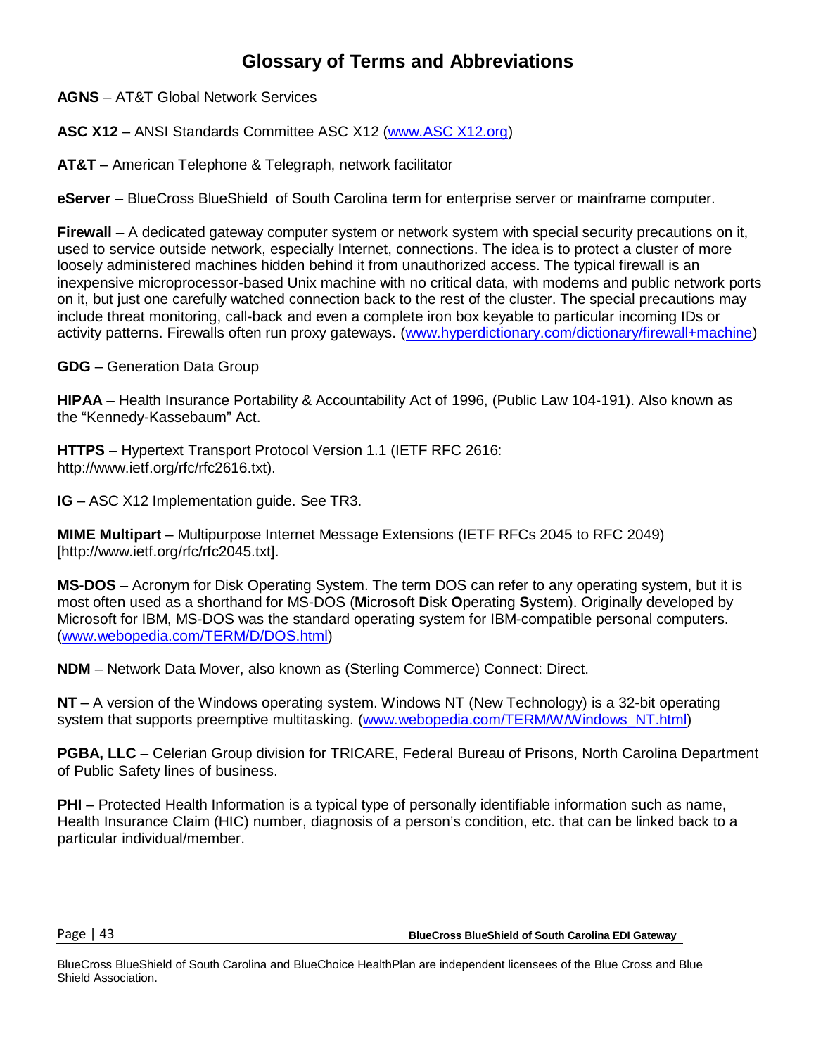# Glossary of Terms and Abbreviations

**AGNS** – AT&T Global Network Services

**ASC X12** – ANSI Standards Committee ASC X12 (www.ASC X12.org)

**AT&T** – American Telephone & Telegraph, network facilitator

**eServer** – BlueCross BlueShield of South Carolina term for enterprise server or mainframe computer.

**Firewall** – A dedicated gateway computer system or network system with special security precautions on it, used to service outside network, especially Internet, connections. The idea is to protect a cluster of more loosely administered machines hidden behind it from unauthorized access. The typical firewall is an inexpensive microprocessor-based Unix machine with no critical data, with modems and public network ports on it, but just one carefully watched connection back to the rest of the cluster. The special precautions may include threat monitoring, call-back and even a complete iron box keyable to particular incoming IDs or activity patterns. Firewalls often run proxy gateways. (www.hyperdictionary.com/dictionary/firewall+machine)

**GDG** – Generation Data Group

**HIPAA** – Health Insurance Portability & Accountability Act of 1996, (Public Law 104-191). Also known as the "Kennedy-Kassebaum" Act.

**HTTPS** – Hypertext Transport Protocol Version 1.1 (IETF RFC 2616: http://www.ietf.org/rfc/rfc2616.txt).

**IG** – ASC X12 Implementation guide. See TR3.

**MIME Multipart** – Multipurpose Internet Message Extensions (IETF RFCs 2045 to RFC 2049) [http://www.ietf.org/rfc/rfc2045.txt].

**MS-DOS** – Acronym for Disk Operating System. The term DOS can refer to any operating system, but it is most often used as a shorthand for MS-DOS (**M**icro**s**oft **D**isk **O**perating **S**ystem). Originally developed by Microsoft for IBM, MS-DOS was the standard operating system for IBM-compatible personal computers. (www.webopedia.com/TERM/D/DOS.html)

**NDM** – Network Data Mover, also known as (Sterling Commerce) Connect: Direct.

**NT** – A version of the Windows operating system. Windows NT (New Technology) is a 32-bit operating system that supports preemptive multitasking. (www.webopedia.com/TERM/W/Windows_NT.html)

**PGBA, LLC** – Celerian Group division for TRICARE, Federal Bureau of Prisons, North Carolina Department of Public Safety lines of business.

**PHI** – Protected Health Information is a typical type of personally identifiable information such as name, Health Insurance Claim (HIC) number, diagnosis of a person's condition, etc. that can be linked back to a particular individual/member.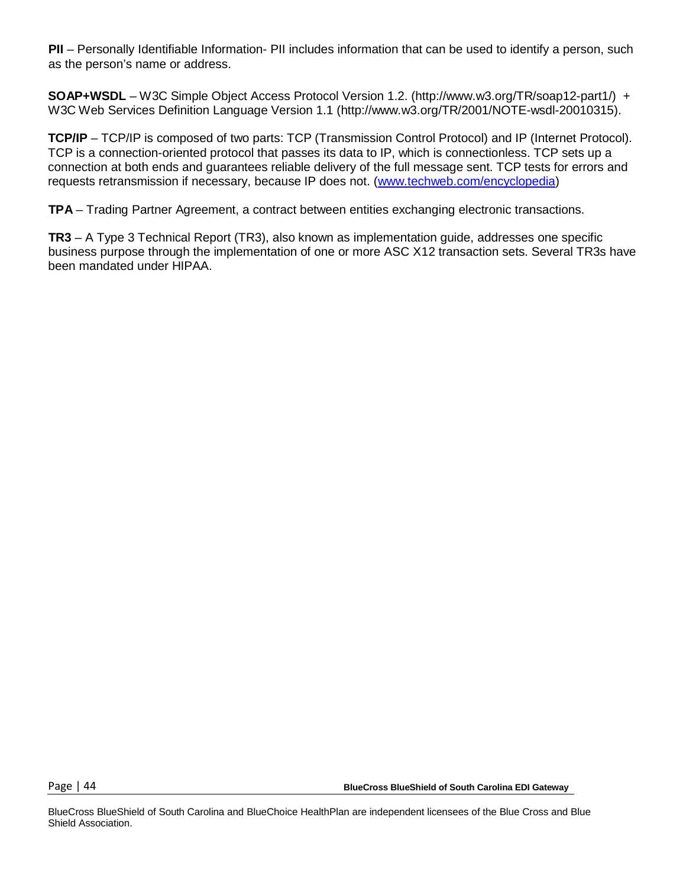**PII** – Personally Identifiable Information- PII includes information that can be used to identify a person, such as the person's name or address.

**SOAP+WSDL** – W3C Simple Object Access Protocol Version 1.2. (http://www.w3.org/TR/soap12-part1/) + W3C Web Services Definition Language Version 1.1 (http://www.w3.org/TR/2001/NOTE-wsdl-20010315).

**TCP/IP** – TCP/IP is composed of two parts: TCP (Transmission Control Protocol) and IP (Internet Protocol). TCP is a connection-oriented protocol that passes its data to IP, which is connectionless. TCP sets up a connection at both ends and guarantees reliable delivery of the full message sent. TCP tests for errors and requests retransmission if necessary, because IP does not. ([www.techweb.com/encyclopedia](www.techweb.com/encyclopedia))

**TPA** – Trading Partner Agreement, a contract between entities exchanging electronic transactions.

**TR3** – A Type 3 Technical Report (TR3), also known as implementation guide, addresses one specific business purpose through the implementation of one or more ASC X12 transaction sets. Several TR3s have been mandated under HIPAA.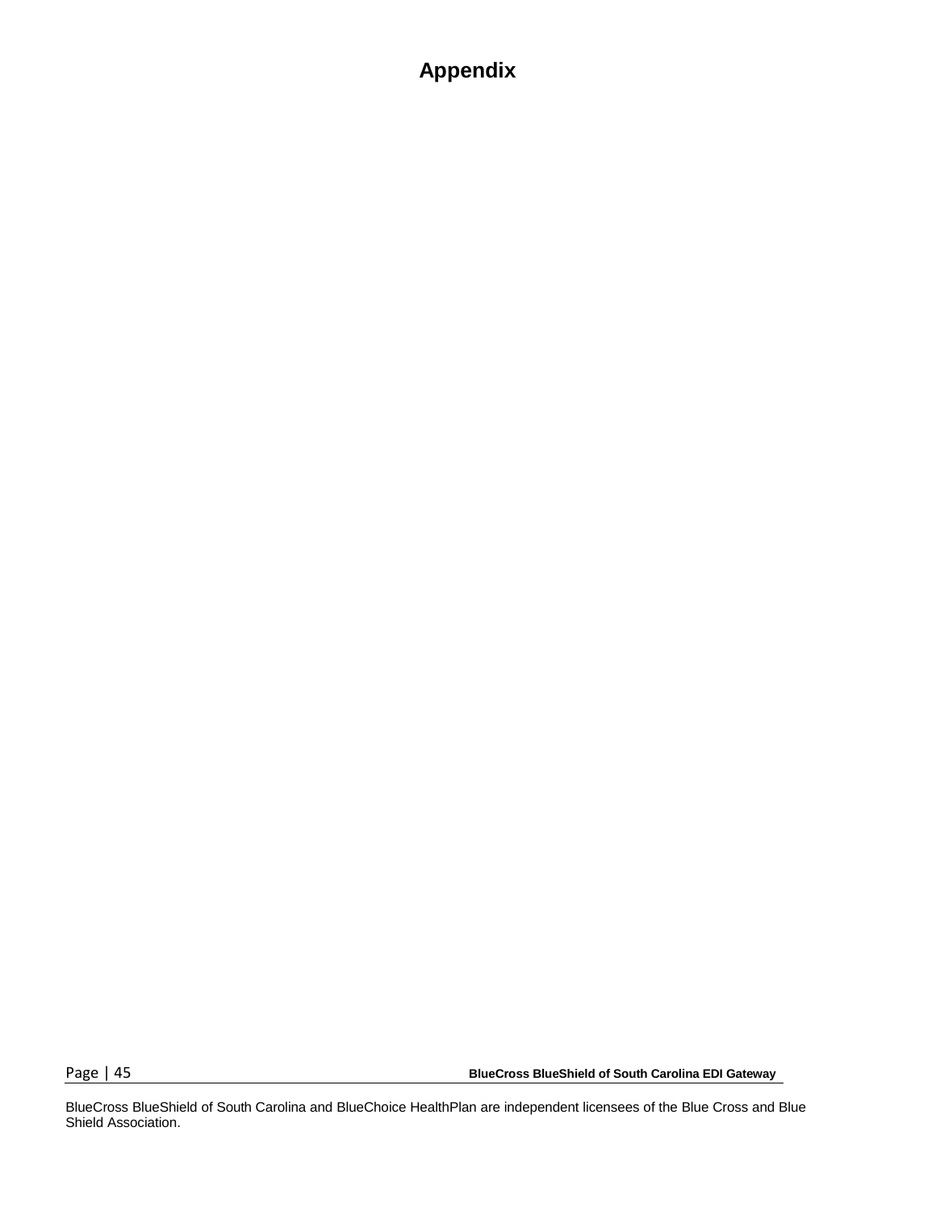# Appendix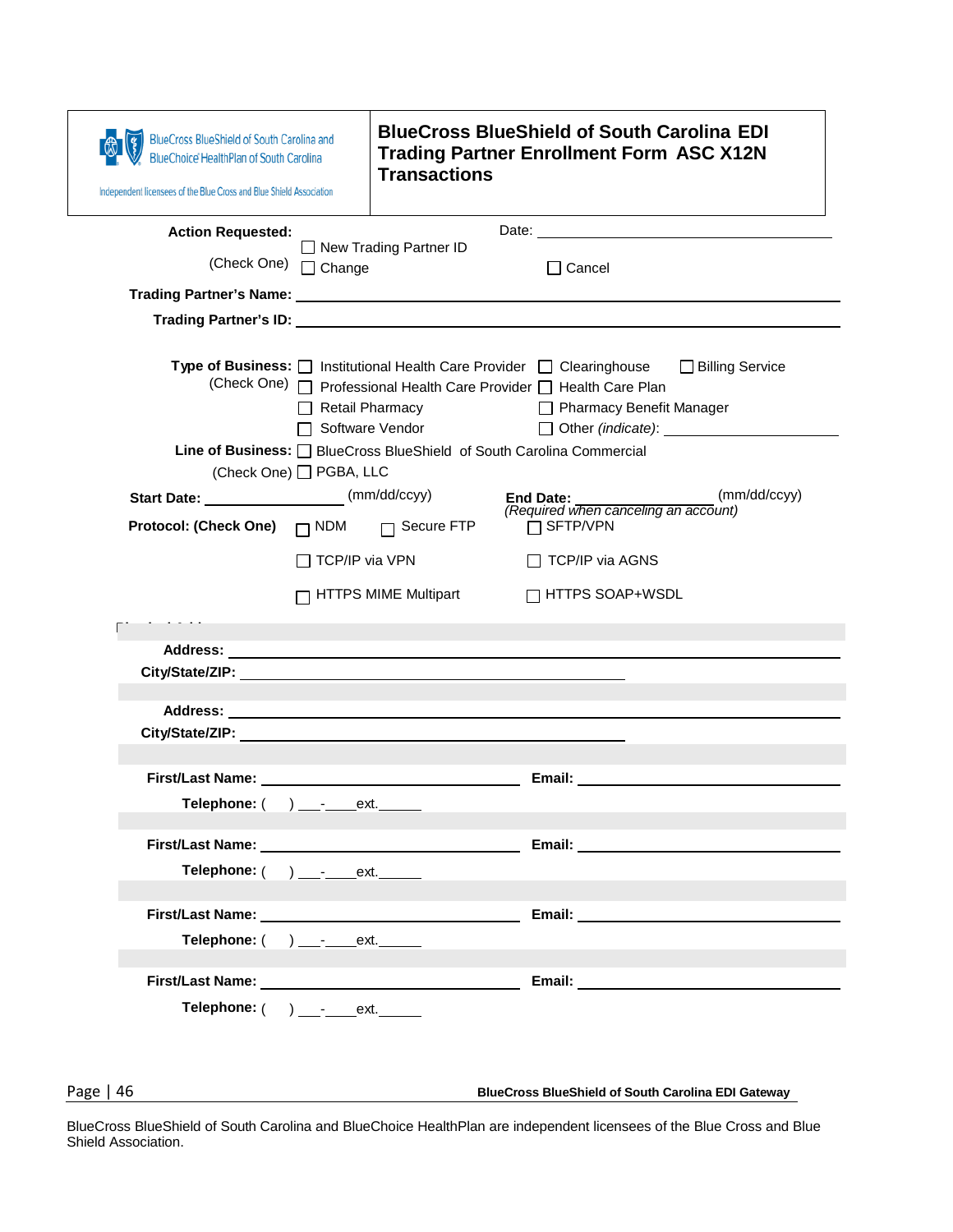| BlueCross BlueShield of South Carolina and BlueChoice HealthPlan of South Carolina<br>Independent licensees of the Blue Cross and Blue Shield Association | **BlueCross BlueShield of South Carolina EDI Trading Partner Enrollment Form ASC X12N Transactions** |
|---|---|

**Action Requested:** (Check One) ☐ New Trading Partner ID ☐ Change ☐ Cancel

Date: ____________________

**Trading Partner's Name:** ____________________

**Trading Partner's ID:** ____________________

**Type of Business:** (Check One)
☐ Institutional Health Care Provider ☐ Clearinghouse ☐ Billing Service
☐ Professional Health Care Provider ☐ Health Care Plan
☐ Retail Pharmacy ☐ Pharmacy Benefit Manager
☐ Software Vendor ☐ Other *(indicate)*: ____________________

**Line of Business:** (Check One)
☐ BlueCross BlueShield of South Carolina Commercial
☐ PGBA, LLC

**Start Date:** ____________ (mm/dd/ccyy)

**End Date:** ____________ (mm/dd/ccyy)
*(Required when canceling an account)*

**Protocol: (Check One)**
☐ NDM ☐ Secure FTP ☐ SFTP/VPN
☐ TCP/IP via VPN ☐ TCP/IP via AGNS
☐ HTTPS MIME Multipart ☐ HTTPS SOAP+WSDL

**Address:** ____________________
**City/State/ZIP:** ____________________

**Address:** ____________________
**City/State/ZIP:** ____________________

**First/Last Name:** ____________________ **Email:** ____________________
**Telephone:** ( ) ___-____ext.______

**First/Last Name:** ____________________ **Email:** ____________________
**Telephone:** ( ) ___-____ext.______

**First/Last Name:** ____________________ **Email:** ____________________
**Telephone:** ( ) ___-____ext.______

**First/Last Name:** ____________________ **Email:** ____________________
**Telephone:** ( ) ___-____ext.______

BlueCross BlueShield of South Carolina and BlueChoice HealthPlan are independent licensees of the Blue Cross and Blue Shield Association.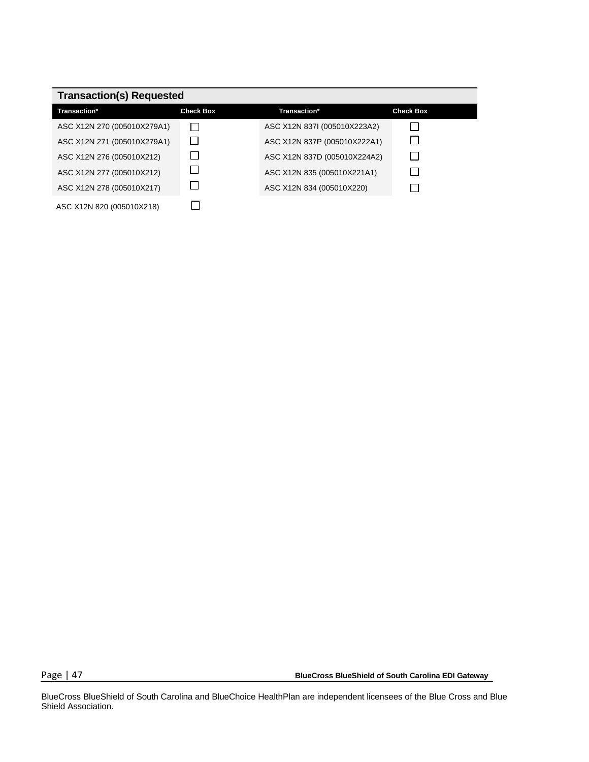| Transaction(s) Requested | | | |
|---|---|---|---|
| **Transaction*** | **Check Box** | **Transaction*** | **Check Box** |
| ASC X12N 270 (005010X279A1) | ☐ | ASC X12N 837I (005010X223A2) | ☐ |
| ASC X12N 271 (005010X279A1) | ☐ | ASC X12N 837P (005010X222A1) | ☐ |
| ASC X12N 276 (005010X212) | ☐ | ASC X12N 837D (005010X224A2) | ☐ |
| ASC X12N 277 (005010X212) | ☐ | ASC X12N 835 (005010X221A1) | ☐ |
| ASC X12N 278 (005010X217) | ☐ | ASC X12N 834 (005010X220) | ☐ |
| ASC X12N 820 (005010X218) | ☐ | | |

BlueCross BlueShield of South Carolina and BlueChoice HealthPlan are independent licensees of the Blue Cross and Blue Shield Association.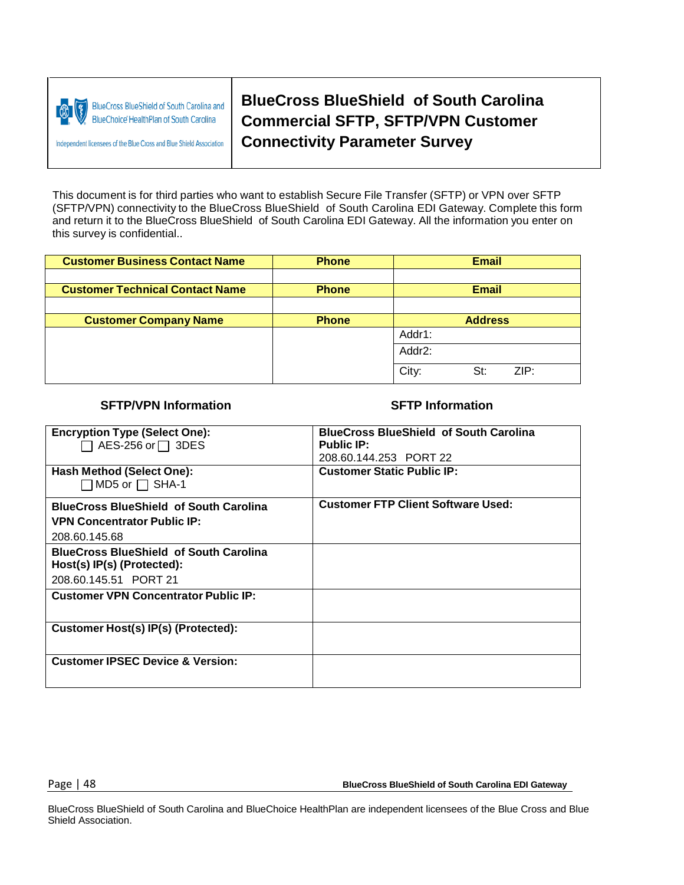BlueCross BlueShield of South Carolina and BlueChoice HealthPlan of South Carolina

Independent licensees of the Blue Cross and Blue Shield Association

# BlueCross BlueShield of South Carolina Commercial SFTP, SFTP/VPN Customer Connectivity Parameter Survey

This document is for third parties who want to establish Secure File Transfer (SFTP) or VPN over SFTP (SFTP/VPN) connectivity to the BlueCross BlueShield of South Carolina EDI Gateway. Complete this form and return it to the BlueCross BlueShield of South Carolina EDI Gateway. All the information you enter on this survey is confidential..

| Customer Business Contact Name | Phone | Email |
|---|---|---|
| | | |
| **Customer Technical Contact Name** | **Phone** | **Email** |
| | | |
| **Customer Company Name** | **Phone** | **Address** |
| | | Addr1: |
| | | Addr2: |
| | | City: St: ZIP: |

| SFTP/VPN Information | SFTP Information |
|---|---|
| **Encryption Type (Select One):** ☐ AES-256 or ☐ 3DES | **BlueCross BlueShield of South Carolina Public IP:** 208.60.144.253 PORT 22 |
| **Hash Method (Select One):** ☐ MD5 or ☐ SHA-1 | **Customer Static Public IP:** |
| **BlueCross BlueShield of South Carolina VPN Concentrator Public IP:** 208.60.145.68 | **Customer FTP Client Software Used:** |
| **BlueCross BlueShield of South Carolina Host(s) IP(s) (Protected):** 208.60.145.51 PORT 21 | |
| **Customer VPN Concentrator Public IP:** | |
| **Customer Host(s) IP(s) (Protected):** | |
| **Customer IPSEC Device & Version:** | |

BlueCross BlueShield of South Carolina and BlueChoice HealthPlan are independent licensees of the Blue Cross and Blue Shield Association.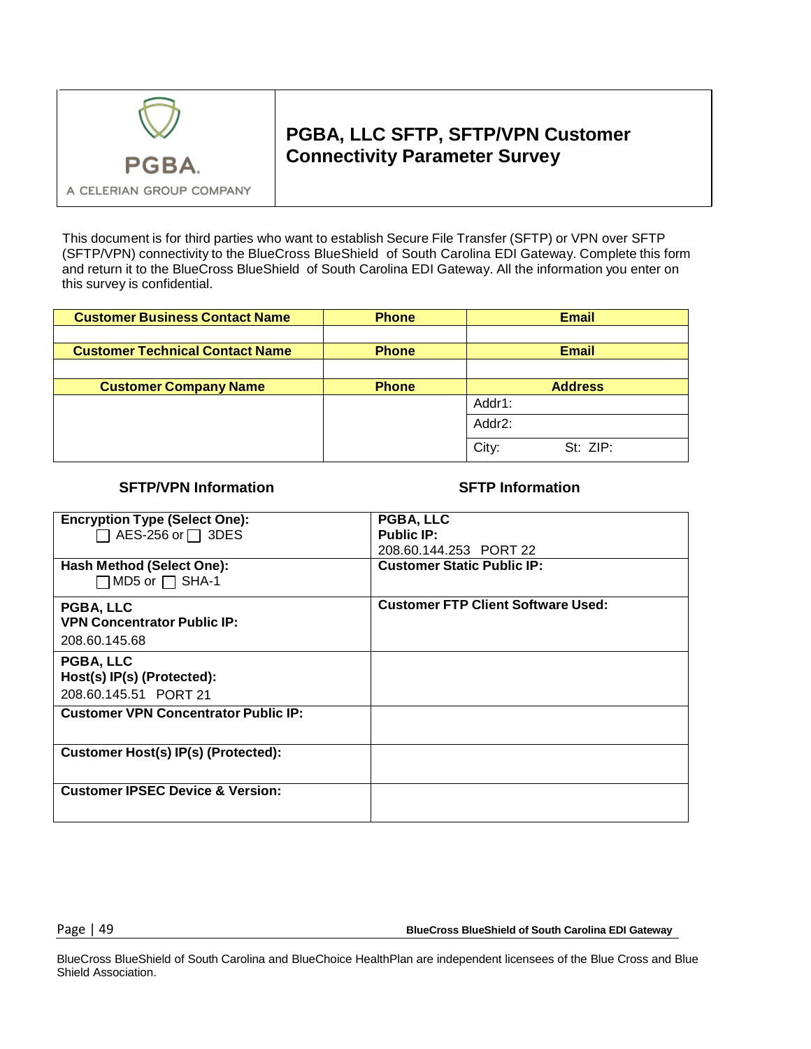PGBA.

A CELERIAN GROUP COMPANY

# PGBA, LLC SFTP, SFTP/VPN Customer Connectivity Parameter Survey

This document is for third parties who want to establish Secure File Transfer (SFTP) or VPN over SFTP (SFTP/VPN) connectivity to the BlueCross BlueShield of South Carolina EDI Gateway. Complete this form and return it to the BlueCross BlueShield of South Carolina EDI Gateway. All the information you enter on this survey is confidential.

| Customer Business Contact Name | Phone | Email |
|---|---|---|
| | | |
| **Customer Technical Contact Name** | **Phone** | **Email** |
| | | |
| **Customer Company Name** | **Phone** | **Address** |
| | | Addr1: |
| | | Addr2: |
| | | City: St: ZIP: |

| SFTP/VPN Information | SFTP Information |
|---|---|
| **Encryption Type (Select One):** ☐ AES-256 or ☐ 3DES | **PGBA, LLC Public IP:** 208.60.144.253 PORT 22 |
| **Hash Method (Select One):** ☐ MD5 or ☐ SHA-1 | **Customer Static Public IP:** |
| **PGBA, LLC VPN Concentrator Public IP:** 208.60.145.68 | **Customer FTP Client Software Used:** |
| **PGBA, LLC Host(s) IP(s) (Protected):** 208.60.145.51 PORT 21 | |
| **Customer VPN Concentrator Public IP:** | |
| **Customer Host(s) IP(s) (Protected):** | |
| **Customer IPSEC Device & Version:** | |

BlueCross BlueShield of South Carolina and BlueChoice HealthPlan are independent licensees of the Blue Cross and Blue Shield Association.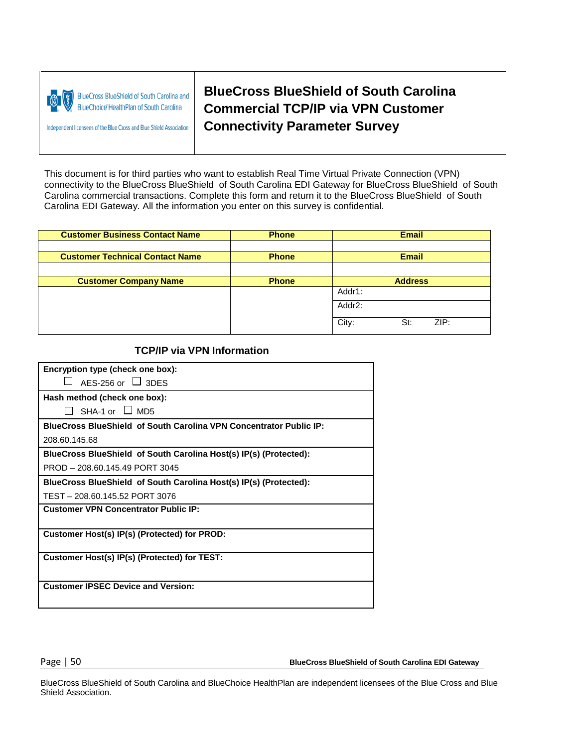BlueCross BlueShield of South Carolina and BlueChoice HealthPlan of South Carolina

Independent licensees of the Blue Cross and Blue Shield Association

# BlueCross BlueShield of South Carolina Commercial TCP/IP via VPN Customer Connectivity Parameter Survey

This document is for third parties who want to establish Real Time Virtual Private Connection (VPN) connectivity to the BlueCross BlueShield of South Carolina EDI Gateway for BlueCross BlueShield of South Carolina commercial transactions. Complete this form and return it to the BlueCross BlueShield of South Carolina EDI Gateway. All the information you enter on this survey is confidential.

| Customer Business Contact Name | Phone | Email |
|---|---|---|
| | | |
| **Customer Technical Contact Name** | **Phone** | **Email** |
| | | |
| **Customer Company Name** | **Phone** | **Address** |
| | | Addr1: |
| | | Addr2: |
| | | City: St: ZIP: |

## TCP/IP via VPN Information

| |
|---|
| **Encryption type (check one box):** ☐ AES-256 or ☐ 3DES |
| **Hash method (check one box):** ☐ SHA-1 or ☐ MD5 |
| **BlueCross BlueShield of South Carolina VPN Concentrator Public IP:** 208.60.145.68 |
| **BlueCross BlueShield of South Carolina Host(s) IP(s) (Protected):** PROD – 208.60.145.49 PORT 3045 |
| **BlueCross BlueShield of South Carolina Host(s) IP(s) (Protected):** TEST – 208.60.145.52 PORT 3076 |
| **Customer VPN Concentrator Public IP:** |
| **Customer Host(s) IP(s) (Protected) for PROD:** |
| **Customer Host(s) IP(s) (Protected) for TEST:** |
| **Customer IPSEC Device and Version:** |

BlueCross BlueShield of South Carolina and BlueChoice HealthPlan are independent licensees of the Blue Cross and Blue Shield Association.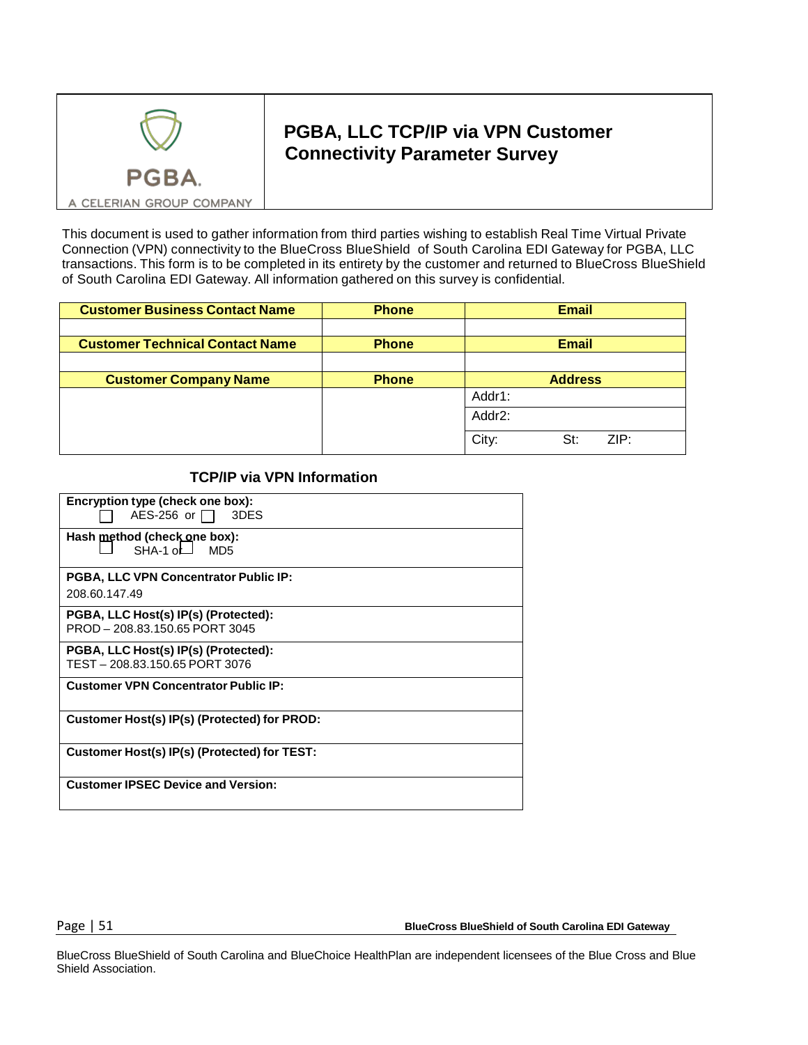# PGBA, LLC TCP/IP via VPN Customer Connectivity Parameter Survey

PGBA.

A CELERIAN GROUP COMPANY

This document is used to gather information from third parties wishing to establish Real Time Virtual Private Connection (VPN) connectivity to the BlueCross BlueShield of South Carolina EDI Gateway for PGBA, LLC transactions. This form is to be completed in its entirety by the customer and returned to BlueCross BlueShield of South Carolina EDI Gateway. All information gathered on this survey is confidential.

| Customer Business Contact Name | Phone | Email |
|---|---|---|
| | | |
| **Customer Technical Contact Name** | **Phone** | **Email** |
| | | |
| **Customer Company Name** | **Phone** | **Address** |
| | | Addr1: |
| | | Addr2: |
| | | City: St: ZIP: |

## TCP/IP via VPN Information

| |
|---|
| **Encryption type (check one box):** ☐ AES-256 or ☐ 3DES |
| **Hash method (check one box):** ☐ SHA-1 or ☐ MD5 |
| **PGBA, LLC VPN Concentrator Public IP:** 208.60.147.49 |
| **PGBA, LLC Host(s) IP(s) (Protected):** PROD – 208.83.150.65 PORT 3045 |
| **PGBA, LLC Host(s) IP(s) (Protected):** TEST – 208.83.150.65 PORT 3076 |
| **Customer VPN Concentrator Public IP:** |
| **Customer Host(s) IP(s) (Protected) for PROD:** |
| **Customer Host(s) IP(s) (Protected) for TEST:** |
| **Customer IPSEC Device and Version:** |

BlueCross BlueShield of South Carolina and BlueChoice HealthPlan are independent licensees of the Blue Cross and Blue Shield Association.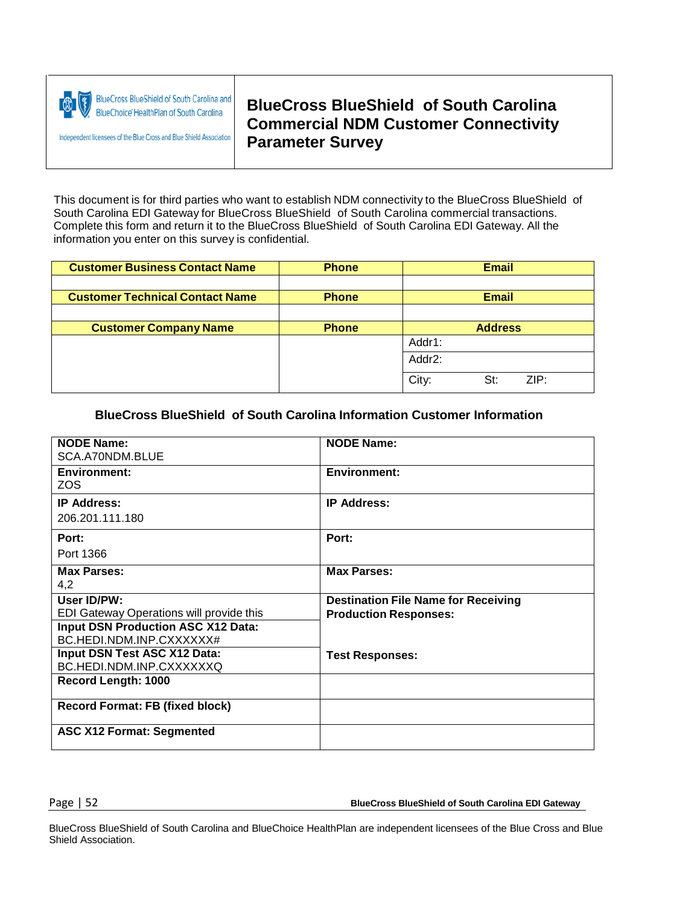BlueCross BlueShield of South Carolina and BlueChoice HealthPlan of South Carolina

Independent licensees of the Blue Cross and Blue Shield Association

# BlueCross BlueShield of South Carolina Commercial NDM Customer Connectivity Parameter Survey

This document is for third parties who want to establish NDM connectivity to the BlueCross BlueShield of South Carolina EDI Gateway for BlueCross BlueShield of South Carolina commercial transactions. Complete this form and return it to the BlueCross BlueShield of South Carolina EDI Gateway. All the information you enter on this survey is confidential.

| Customer Business Contact Name | Phone | Email |
|---|---|---|
| | | |
| **Customer Technical Contact Name** | **Phone** | **Email** |
| | | |
| **Customer Company Name** | **Phone** | **Address** |
| | | Addr1: |
| | | Addr2: |
| | | City: St: ZIP: |

### BlueCross BlueShield of South Carolina Information Customer Information

| | |
|---|---|
| **NODE Name:** SCA.A70NDM.BLUE | **NODE Name:** |
| **Environment:** ZOS | **Environment:** |
| **IP Address:** 206.201.111.180 | **IP Address:** |
| **Port:** Port 1366 | **Port:** |
| **Max Parses:** 4,2 | **Max Parses:** |
| **User ID/PW:** EDI Gateway Operations will provide this | **Destination File Name for Receiving Production Responses:** |
| **Input DSN Production ASC X12 Data:** BC.HEDI.NDM.INP.CXXXXXX# | |
| **Input DSN Test ASC X12 Data:** BC.HEDI.NDM.INP.CXXXXXXQ | **Test Responses:** |
| **Record Length: 1000** | |
| **Record Format: FB (fixed block)** | |
| **ASC X12 Format: Segmented** | |

BlueCross BlueShield of South Carolina and BlueChoice HealthPlan are independent licensees of the Blue Cross and Blue Shield Association.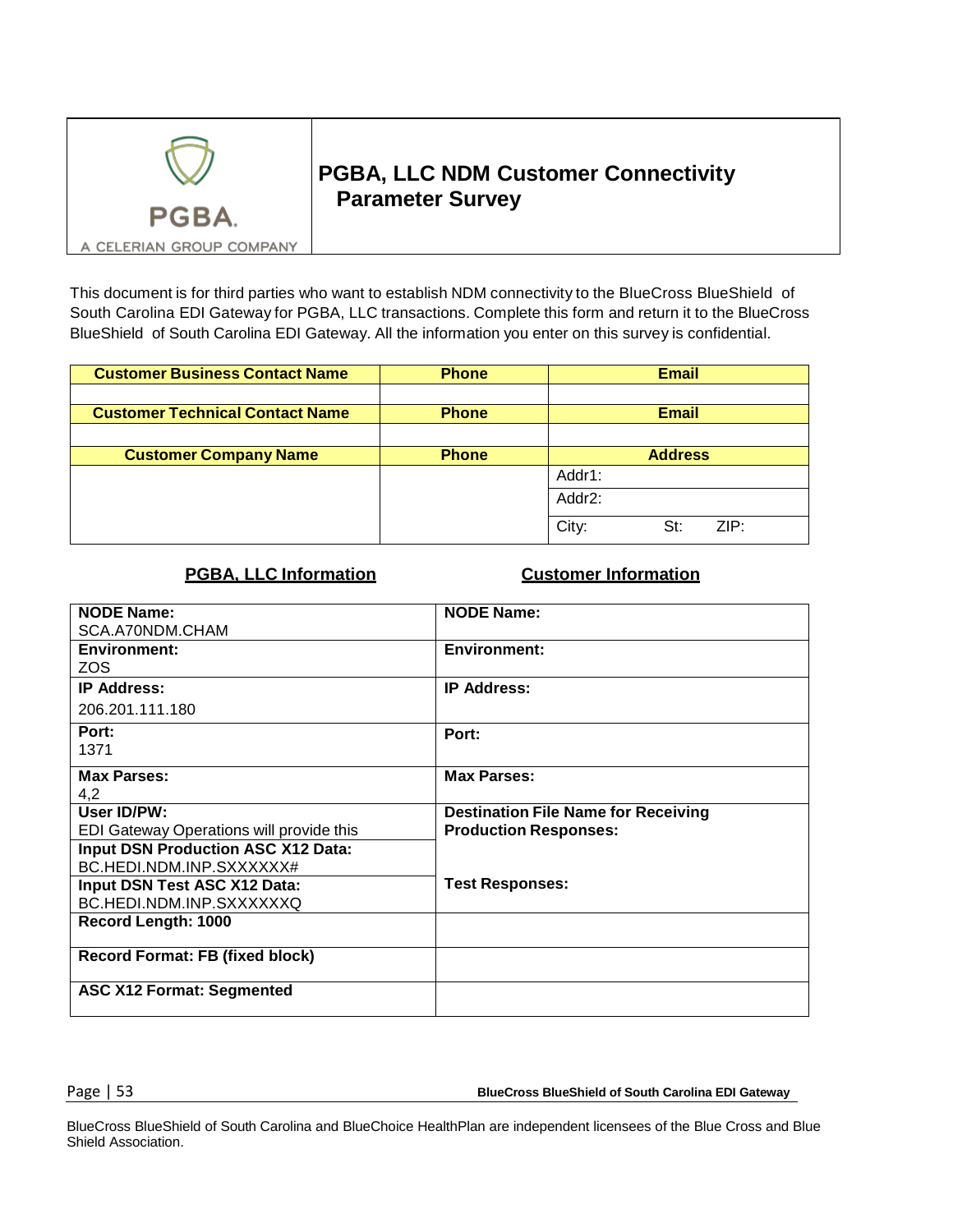PGBA.

A CELERIAN GROUP COMPANY

# PGBA, LLC NDM Customer Connectivity Parameter Survey

This document is for third parties who want to establish NDM connectivity to the BlueCross BlueShield of South Carolina EDI Gateway for PGBA, LLC transactions. Complete this form and return it to the BlueCross BlueShield of South Carolina EDI Gateway. All the information you enter on this survey is confidential.

| **Customer Business Contact Name** | **Phone** | **Email** |
|---|---|---|
| | | |
| **Customer Technical Contact Name** | **Phone** | **Email** |
| | | |
| **Customer Company Name** | **Phone** | **Address** |
| | | Addr1: |
| | | Addr2: |
| | | City: St: ZIP: |

| **PGBA, LLC Information** | **Customer Information** |
|---|---|
| **NODE Name:** SCA.A70NDM.CHAM | **NODE Name:** |
| **Environment:** ZOS | **Environment:** |
| **IP Address:** 206.201.111.180 | **IP Address:** |
| **Port:** 1371 | **Port:** |
| **Max Parses:** 4,2 | **Max Parses:** |
| **User ID/PW:** EDI Gateway Operations will provide this | **Destination File Name for Receiving Production Responses:** |
| **Input DSN Production ASC X12 Data:** BC.HEDI.NDM.INP.SXXXXXX# | |
| **Input DSN Test ASC X12 Data:** BC.HEDI.NDM.INP.SXXXXXXQ | **Test Responses:** |
| **Record Length: 1000** | |
| **Record Format: FB (fixed block)** | |
| **ASC X12 Format: Segmented** | |

BlueCross BlueShield of South Carolina and BlueChoice HealthPlan are independent licensees of the Blue Cross and Blue Shield Association.